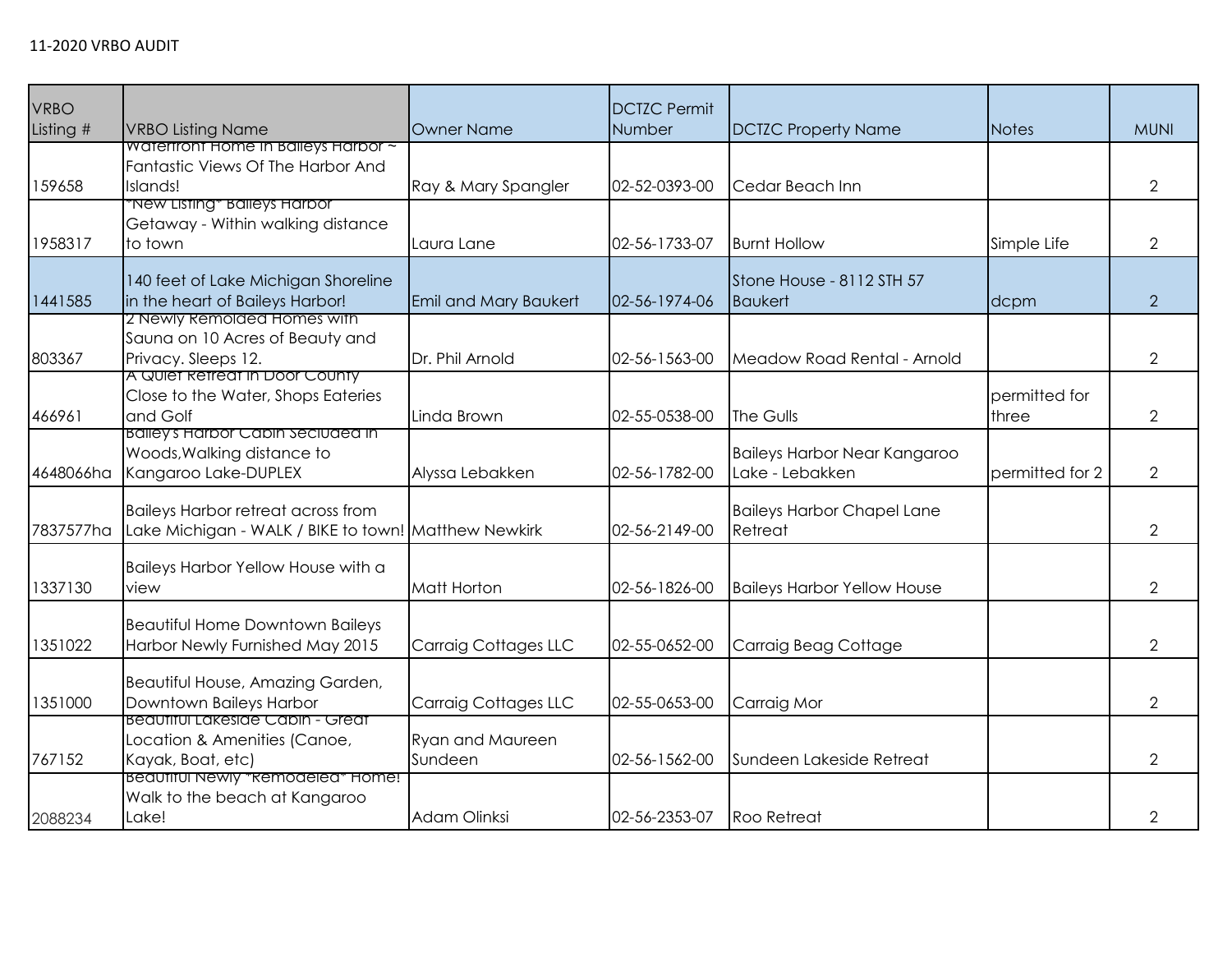11-2020 VRBO AUDIT

| VRBO Listing # | VRBO Listing Name | Owner Name | DCTZC Permit Number | DCTZC Property Name | Notes | MUNI |
|---|---|---|---|---|---|---|
| 159658 | Waterfront Home In Baileys Harbor ~ Fantastic Views Of The Harbor And Islands! | Ray & Mary Spangler | 02-52-0393-00 | Cedar Beach Inn | | 2 |
| 1958317 | *New Listing* Baileys Harbor Getaway - Within walking distance to town | Laura Lane | 02-56-1733-07 | Burnt Hollow | Simple Life | 2 |
| 1441585 | 140 feet of Lake Michigan Shoreline in the heart of Baileys Harbor! | Emil and Mary Baukert | 02-56-1974-06 | Stone House - 8112 STH 57 Baukert | dcpm | 2 |
| 803367 | 2 Newly Remolded Homes with Sauna on 10 Acres of Beauty and Privacy. Sleeps 12. | Dr. Phil Arnold | 02-56-1563-00 | Meadow Road Rental - Arnold | | 2 |
| 466961 | A Quiet Retreat in Door County Close to the Water, Shops Eateries and Golf | Linda Brown | 02-55-0538-00 | The Gulls | permitted for three | 2 |
| 4648066ha | Bailey's Harbor Cabin Secluded in Woods,Walking distance to Kangaroo Lake-DUPLEX | Alyssa Lebakken | 02-56-1782-00 | Baileys Harbor Near Kangaroo Lake - Lebakken | permitted for 2 | 2 |
| 7837577ha | Baileys Harbor retreat across from Lake Michigan - WALK / BIKE to town! | Matthew Newkirk | 02-56-2149-00 | Baileys Harbor Chapel Lane Retreat | | 2 |
| 1337130 | Baileys Harbor Yellow House with a view | Matt Horton | 02-56-1826-00 | Baileys Harbor Yellow House | | 2 |
| 1351022 | Beautiful Home Downtown Baileys Harbor Newly Furnished May 2015 | Carraig Cottages LLC | 02-55-0652-00 | Carraig Beag Cottage | | 2 |
| 1351000 | Beautiful House, Amazing Garden, Downtown Baileys Harbor | Carraig Cottages LLC | 02-55-0653-00 | Carraig Mor | | 2 |
| 767152 | Beautiful Lakeside Cabin - Great Location & Amenities (Canoe, Kayak, Boat, etc) | Ryan and Maureen Sundeen | 02-56-1562-00 | Sundeen Lakeside Retreat | | 2 |
| 2088234 | Beautiful Newly *Remodeled* Home! Walk to the beach at Kangaroo Lake! | Adam Olinksi | 02-56-2353-07 | Roo Retreat | | 2 |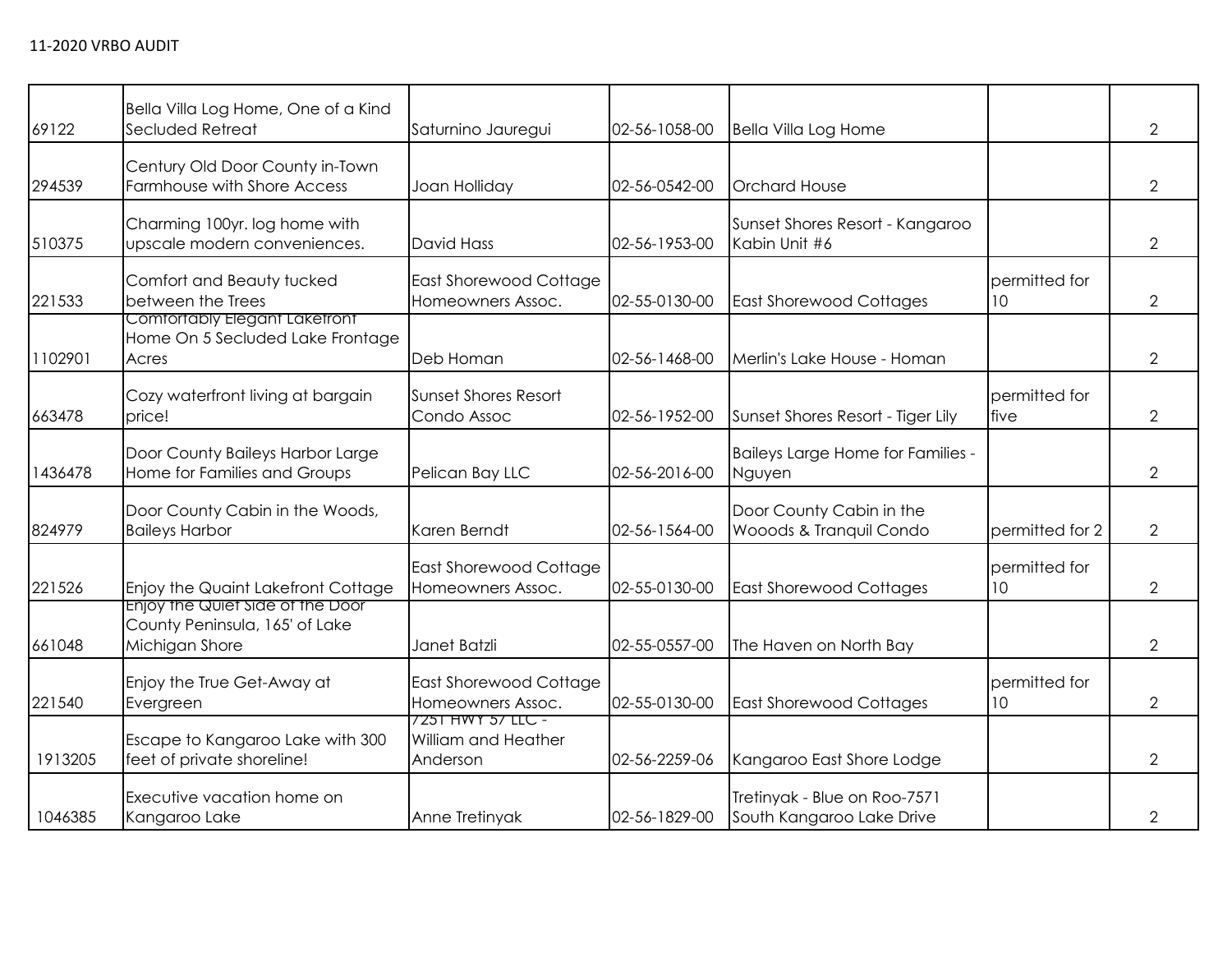11-2020 VRBO AUDIT

| | | | | | | |
|---|---|---|---|---|---|---|
| 69122 | Bella Villa Log Home, One of a Kind Secluded Retreat | Saturnino Jauregui | 02-56-1058-00 | Bella Villa Log Home | | 2 |
| 294539 | Century Old Door County in-Town Farmhouse with Shore Access | Joan Holliday | 02-56-0542-00 | Orchard House | | 2 |
| 510375 | Charming 100yr. log home with upscale modern conveniences. | David Hass | 02-56-1953-00 | Sunset Shores Resort - Kangaroo Kabin Unit #6 | | 2 |
| 221533 | Comfort and Beauty tucked between the Trees | East Shorewood Cottage Homeowners Assoc. | 02-55-0130-00 | East Shorewood Cottages | permitted for 10 | 2 |
| 1102901 | Comfortably Elegant Lakefront Home On 5 Secluded Lake Frontage Acres | Deb Homan | 02-56-1468-00 | Merlin's Lake House - Homan | | 2 |
| 663478 | Cozy waterfront living at bargain price! | Sunset Shores Resort Condo Assoc | 02-56-1952-00 | Sunset Shores Resort - Tiger Lily | permitted for five | 2 |
| 1436478 | Door County Baileys Harbor Large Home for Families and Groups | Pelican Bay LLC | 02-56-2016-00 | Baileys Large Home for Families - Nguyen | | 2 |
| 824979 | Door County Cabin in the Woods, Baileys Harbor | Karen Berndt | 02-56-1564-00 | Door County Cabin in the Wooods & Tranquil Condo | permitted for 2 | 2 |
| 221526 | Enjoy the Quaint Lakefront Cottage | East Shorewood Cottage Homeowners Assoc. | 02-55-0130-00 | East Shorewood Cottages | permitted for 10 | 2 |
| 661048 | Enjoy the Quiet Side of the Door County Peninsula, 165' of Lake Michigan Shore | Janet Batzli | 02-55-0557-00 | The Haven on North Bay | | 2 |
| 221540 | Enjoy the True Get-Away at Evergreen | East Shorewood Cottage Homeowners Assoc. | 02-55-0130-00 | East Shorewood Cottages | permitted for 10 | 2 |
| 1913205 | Escape to Kangaroo Lake with 300 feet of private shoreline! | 7251 HWY 57 LLC - William and Heather Anderson | 02-56-2259-06 | Kangaroo East Shore Lodge | | 2 |
| 1046385 | Executive vacation home on Kangaroo Lake | Anne Tretinyak | 02-56-1829-00 | Tretinyak - Blue on Roo-7571 South Kangaroo Lake Drive | | 2 |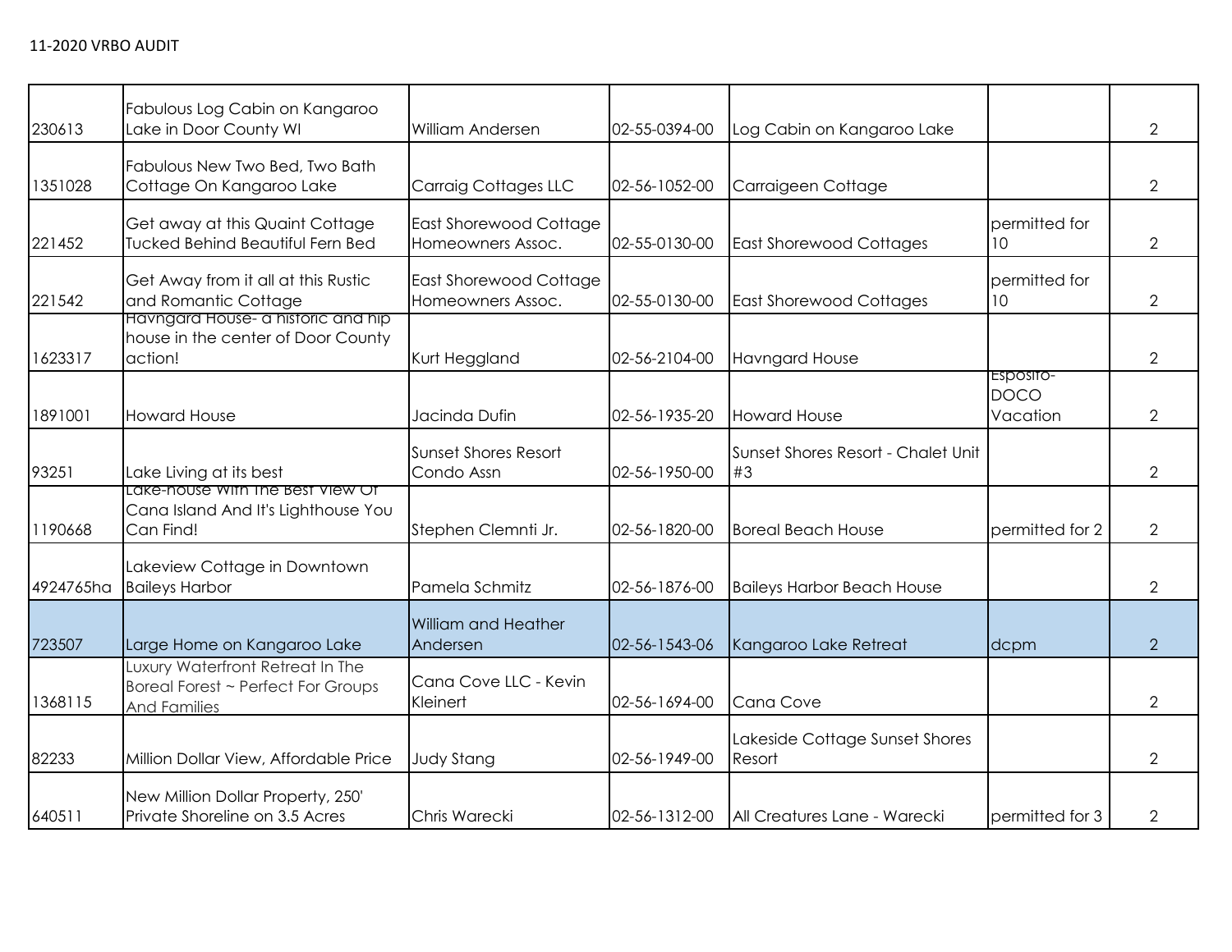| | | | | | | |
|---|---|---|---|---|---|---|
| 230613 | Fabulous Log Cabin on Kangaroo Lake in Door County WI | William Andersen | 02-55-0394-00 | Log Cabin on Kangaroo Lake | | 2 |
| 1351028 | Fabulous New Two Bed, Two Bath Cottage On Kangaroo Lake | Carraig Cottages LLC | 02-56-1052-00 | Carraigeen Cottage | | 2 |
| 221452 | Get away at this Quaint Cottage Tucked Behind Beautiful Fern Bed | East Shorewood Cottage Homeowners Assoc. | 02-55-0130-00 | East Shorewood Cottages | permitted for 10 | 2 |
| 221542 | Get Away from it all at this Rustic and Romantic Cottage | East Shorewood Cottage Homeowners Assoc. | 02-55-0130-00 | East Shorewood Cottages | permitted for 10 | 2 |
| 1623317 | Havngard House- a historic and hip house in the center of Door County action! | Kurt Heggland | 02-56-2104-00 | Havngard House | | 2 |
| 1891001 | Howard House | Jacinda Dufin | 02-56-1935-20 | Howard House | Esposito-DOCO Vacation | 2 |
| 93251 | Lake Living at its best | Sunset Shores Resort Condo Assn | 02-56-1950-00 | Sunset Shores Resort - Chalet Unit #3 | | 2 |
| 1190668 | Lake-house With The Best View Of Cana Island And It's Lighthouse You Can Find! | Stephen Clemnti Jr. | 02-56-1820-00 | Boreal Beach House | permitted for 2 | 2 |
| 4924765ha | Lakeview Cottage in Downtown Baileys Harbor | Pamela Schmitz | 02-56-1876-00 | Baileys Harbor Beach House | | 2 |
| 723507 | Large Home on Kangaroo Lake | William and Heather Andersen | 02-56-1543-06 | Kangaroo Lake Retreat | dcpm | 2 |
| 1368115 | Luxury Waterfront Retreat In The Boreal Forest ~ Perfect For Groups And Families | Cana Cove LLC - Kevin Kleinert | 02-56-1694-00 | Cana Cove | | 2 |
| 82233 | Million Dollar View, Affordable Price | Judy Stang | 02-56-1949-00 | Lakeside Cottage Sunset Shores Resort | | 2 |
| 640511 | New Million Dollar Property, 250' Private Shoreline on 3.5 Acres | Chris Warecki | 02-56-1312-00 | All Creatures Lane - Warecki | permitted for 3 | 2 |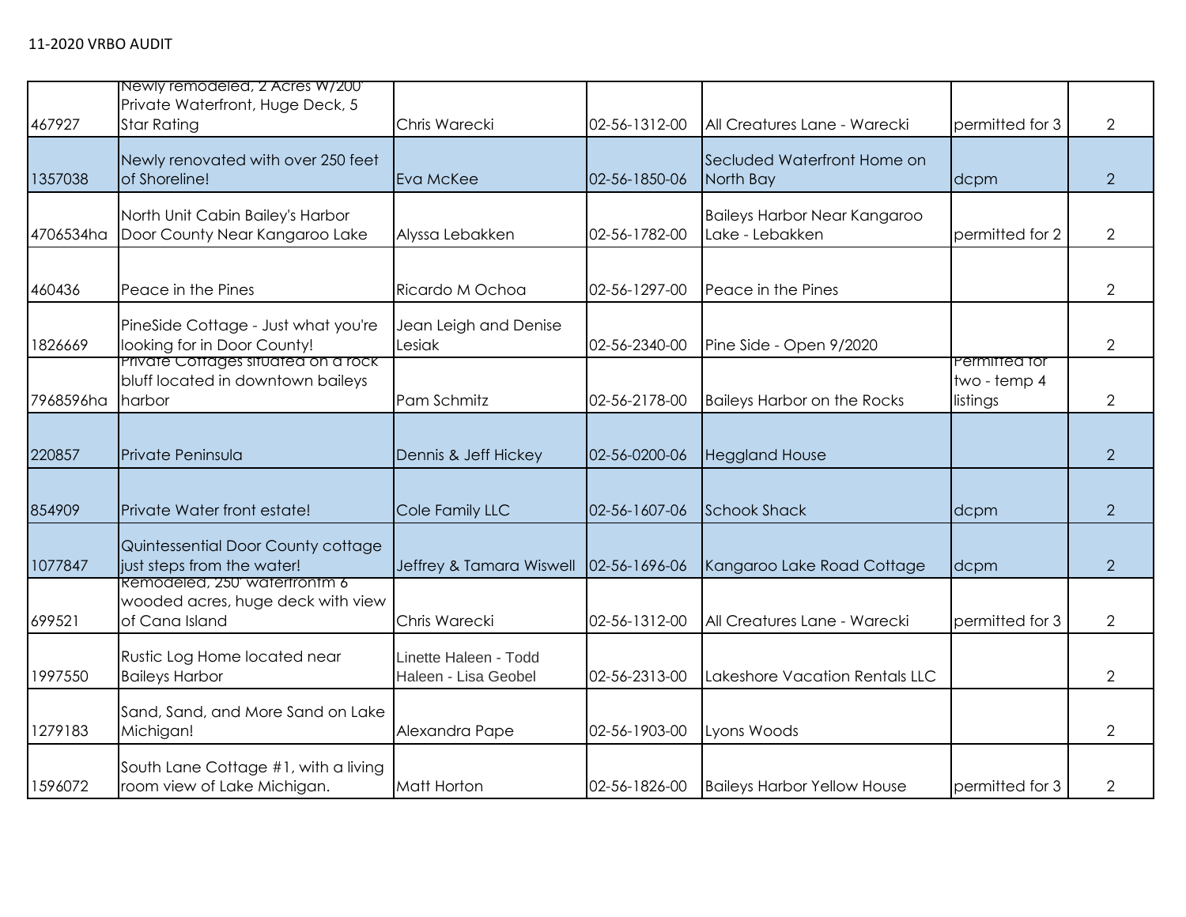11-2020 VRBO AUDIT

| | | | | | | |
|---|---|---|---|---|---|---|
| 467927 | Newly remodeled, 2 Acres W/200' Private Waterfront, Huge Deck, 5 Star Rating | Chris Warecki | 02-56-1312-00 | All Creatures Lane - Warecki | permitted for 3 | 2 |
| 1357038 | Newly renovated with over 250 feet of Shoreline! | Eva McKee | 02-56-1850-06 | Secluded Waterfront Home on North Bay | dcpm | 2 |
| 4706534ha | North Unit Cabin Bailey's Harbor Door County Near Kangaroo Lake | Alyssa Lebakken | 02-56-1782-00 | Baileys Harbor Near Kangaroo Lake - Lebakken | permitted for 2 | 2 |
| 460436 | Peace in the Pines | Ricardo M Ochoa | 02-56-1297-00 | Peace in the Pines | | 2 |
| 1826669 | PineSide Cottage - Just what you're looking for in Door County! | Jean Leigh and Denise Lesiak | 02-56-2340-00 | Pine Side - Open 9/2020 | | 2 |
| 7968596ha | Private Cottages situated on a rock bluff located in downtown baileys harbor | Pam Schmitz | 02-56-2178-00 | Baileys Harbor on the Rocks | Permitted for two - temp 4 listings | 2 |
| 220857 | Private Peninsula | Dennis & Jeff Hickey | 02-56-0200-06 | Heggland House | | 2 |
| 854909 | Private Water front estate! | Cole Family LLC | 02-56-1607-06 | Schook Shack | dcpm | 2 |
| 1077847 | Quintessential Door County cottage just steps from the water! | Jeffrey & Tamara Wiswell | 02-56-1696-06 | Kangaroo Lake Road Cottage | dcpm | 2 |
| 699521 | Remodeled, 250' waterfrontm 6 wooded acres, huge deck with view of Cana Island | Chris Warecki | 02-56-1312-00 | All Creatures Lane - Warecki | permitted for 3 | 2 |
| 1997550 | Rustic Log Home located near Baileys Harbor | Linette Haleen - Todd Haleen - Lisa Geobel | 02-56-2313-00 | Lakeshore Vacation Rentals LLC | | 2 |
| 1279183 | Sand, Sand, and More Sand on Lake Michigan! | Alexandra Pape | 02-56-1903-00 | Lyons Woods | | 2 |
| 1596072 | South Lane Cottage #1, with a living room view of Lake Michigan. | Matt Horton | 02-56-1826-00 | Baileys Harbor Yellow House | permitted for 3 | 2 |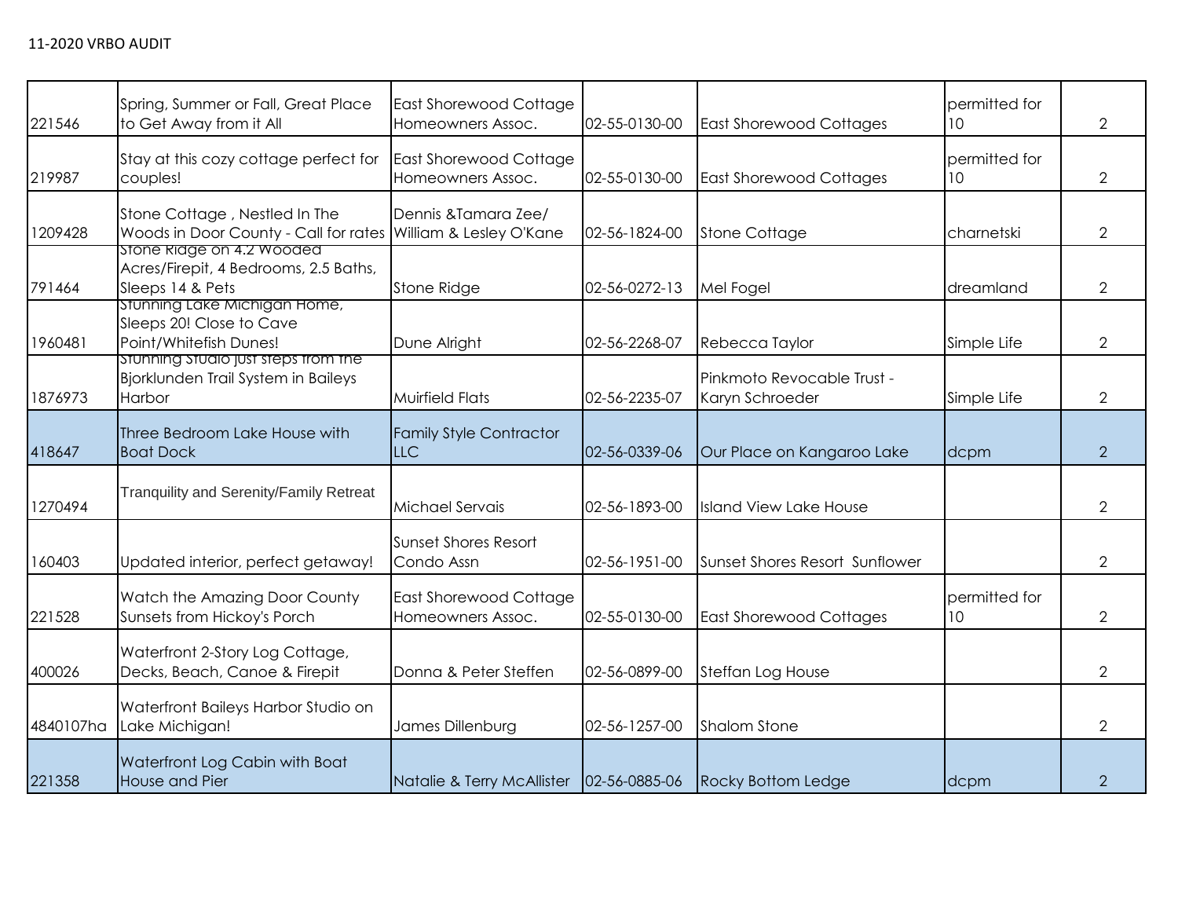11-2020 VRBO AUDIT

| | | | | | | |
|---|---|---|---|---|---|---|
| 221546 | Spring, Summer or Fall, Great Place to Get Away from it All | East Shorewood Cottage Homeowners Assoc. | 02-55-0130-00 | East Shorewood Cottages | permitted for 10 | 2 |
| 219987 | Stay at this cozy cottage perfect for couples! | East Shorewood Cottage Homeowners Assoc. | 02-55-0130-00 | East Shorewood Cottages | permitted for 10 | 2 |
| 1209428 | Stone Cottage , Nestled In The Woods in Door County - Call for rates | Dennis &Tamara Zee/ William & Lesley O'Kane | 02-56-1824-00 | Stone Cottage | charnetski | 2 |
| 791464 | Stone Ridge on 4.2 Wooded Acres/Firepit, 4 Bedrooms, 2.5 Baths, Sleeps 14 & Pets | Stone Ridge | 02-56-0272-13 | Mel Fogel | dreamland | 2 |
| 1960481 | Stunning Lake Michigan Home, Sleeps 20! Close to Cave Point/Whitefish Dunes! | Dune Alright | 02-56-2268-07 | Rebecca Taylor | Simple Life | 2 |
| 1876973 | Stunning Studio just steps from the Bjorklunden Trail System in Baileys Harbor | Muirfield Flats | 02-56-2235-07 | Pinkmoto Revocable Trust - Karyn Schroeder | Simple Life | 2 |
| 418647 | Three Bedroom Lake House with Boat Dock | Family Style Contractor LLC | 02-56-0339-06 | Our Place on Kangaroo Lake | dcpm | 2 |
| 1270494 | Tranquility and Serenity/Family Retreat | Michael Servais | 02-56-1893-00 | Island View Lake House | | 2 |
| 160403 | Updated interior, perfect getaway! | Sunset Shores Resort Condo Assn | 02-56-1951-00 | Sunset Shores Resort Sunflower | | 2 |
| 221528 | Watch the Amazing Door County Sunsets from Hickoy's Porch | East Shorewood Cottage Homeowners Assoc. | 02-55-0130-00 | East Shorewood Cottages | permitted for 10 | 2 |
| 400026 | Waterfront 2-Story Log Cottage, Decks, Beach, Canoe & Firepit | Donna & Peter Steffen | 02-56-0899-00 | Steffan Log House | | 2 |
| 4840107ha | Waterfront Baileys Harbor Studio on Lake Michigan! | James Dillenburg | 02-56-1257-00 | Shalom Stone | | 2 |
| 221358 | Waterfront Log Cabin with Boat House and Pier | Natalie & Terry McAllister | 02-56-0885-06 | Rocky Bottom Ledge | dcpm | 2 |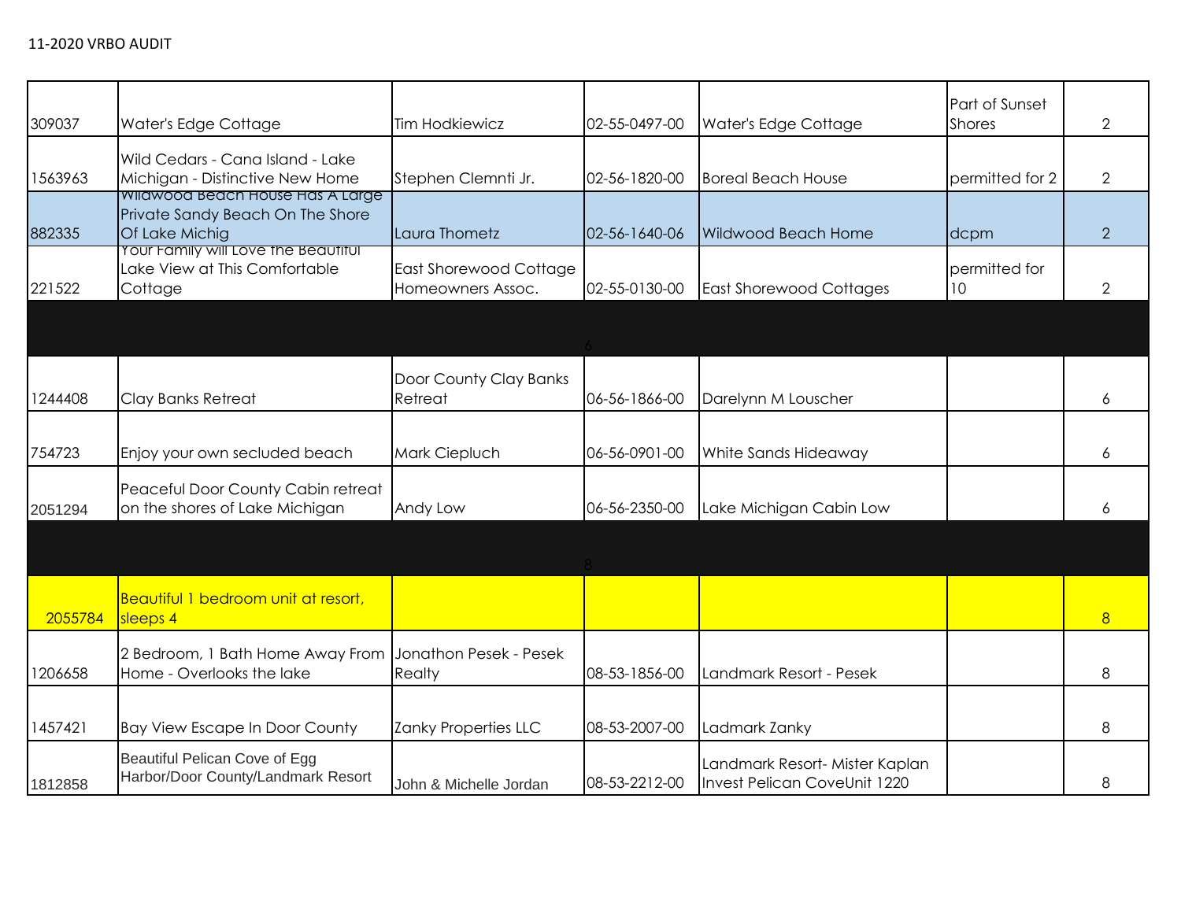11-2020 VRBO AUDIT

| | | | | | | |
|---|---|---|---|---|---|---|
| 309037 | Water's Edge Cottage | Tim Hodkiewicz | 02-55-0497-00 | Water's Edge Cottage | Part of Sunset Shores | 2 |
| 1563963 | Wild Cedars - Cana Island - Lake Michigan - Distinctive New Home | Stephen Clemnti Jr. | 02-56-1820-00 | Boreal Beach House | permitted for 2 | 2 |
| 882335 | Wildwood Beach House Has A Large Private Sandy Beach On The Shore Of Lake Michig | Laura Thometz | 02-56-1640-06 | Wildwood Beach Home | dcpm | 2 |
| 221522 | Your Family will Love the Beautiful Lake View at This Comfortable Cottage | East Shorewood Cottage Homeowners Assoc. | 02-55-0130-00 | East Shorewood Cottages | permitted for 10 | 2 |
| | | | 6 | | | |
| 1244408 | Clay Banks Retreat | Door County Clay Banks Retreat | 06-56-1866-00 | Darelynn M Louscher | | 6 |
| 754723 | Enjoy your own secluded beach | Mark Ciepluch | 06-56-0901-00 | White Sands Hideaway | | 6 |
| 2051294 | Peaceful Door County Cabin retreat on the shores of Lake Michigan | Andy Low | 06-56-2350-00 | Lake Michigan Cabin Low | | 6 |
| | | | 8 | | | |
| 2055784 | Beautiful 1 bedroom unit at resort, sleeps 4 | | | | | 8 |
| 1206658 | 2 Bedroom, 1 Bath Home Away From Home - Overlooks the lake | Jonathon Pesek - Pesek Realty | 08-53-1856-00 | Landmark Resort - Pesek | | 8 |
| 1457421 | Bay View Escape In Door County | Zanky Properties LLC | 08-53-2007-00 | Ladmark Zanky | | 8 |
| 1812858 | Beautiful Pelican Cove of Egg Harbor/Door County/Landmark Resort | John & Michelle Jordan | 08-53-2212-00 | Landmark Resort- Mister Kaplan Invest Pelican CoveUnit 1220 | | 8 |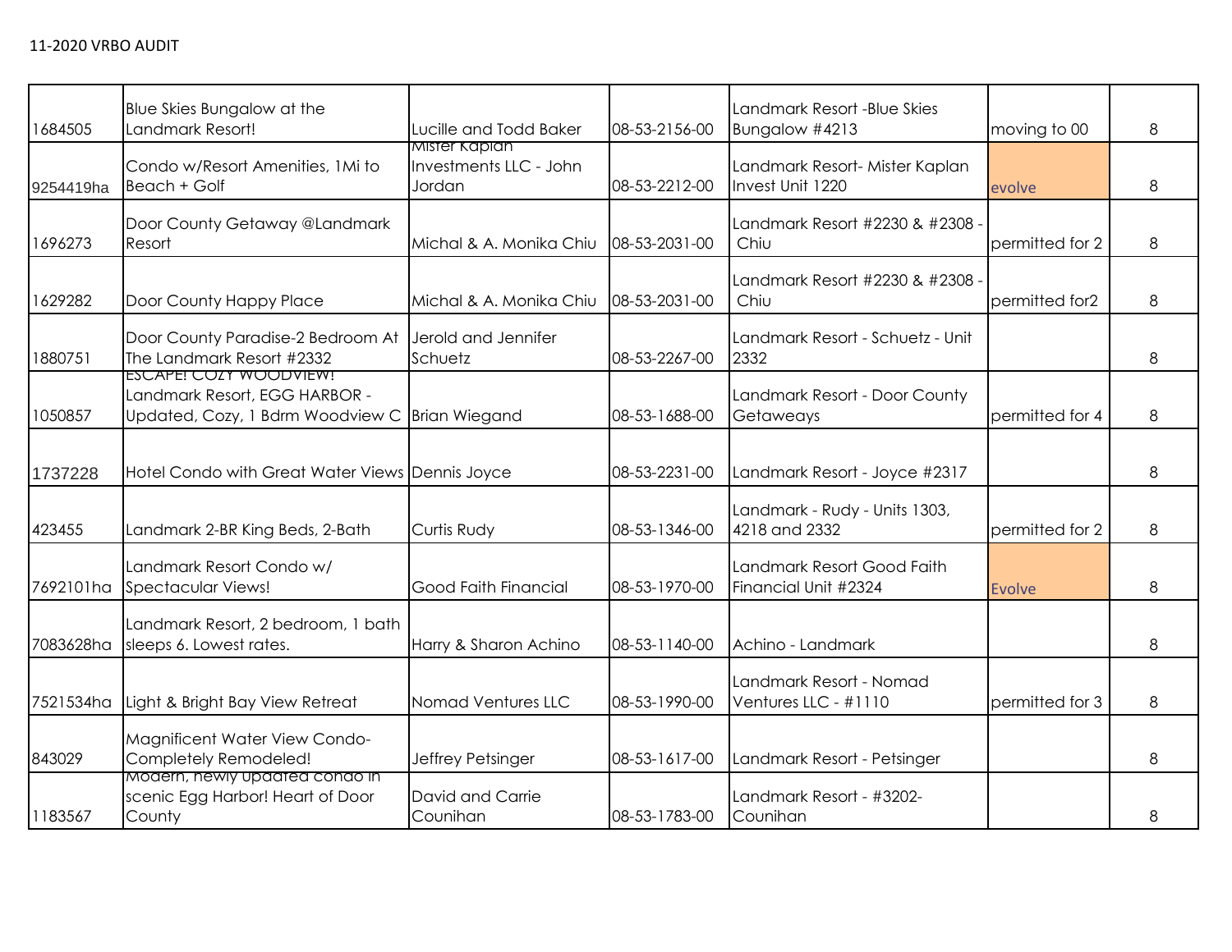| | | | | | | |
|---|---|---|---|---|---|---|
| 1684505 | Blue Skies Bungalow at the Landmark Resort! | Lucille and Todd Baker | 08-53-2156-00 | Landmark Resort -Blue Skies Bungalow #4213 | moving to 00 | 8 |
| 9254419ha | Condo w/Resort Amenities, 1Mi to Beach + Golf | Mister Kaplan Investments LLC - John Jordan | 08-53-2212-00 | Landmark Resort- Mister Kaplan Invest Unit 1220 | evolve | 8 |
| 1696273 | Door County Getaway @Landmark Resort | Michal & A. Monika Chiu | 08-53-2031-00 | Landmark Resort #2230 & #2308 - Chiu | permitted for 2 | 8 |
| 1629282 | Door County Happy Place | Michal & A. Monika Chiu | 08-53-2031-00 | Landmark Resort #2230 & #2308 - Chiu | permitted for2 | 8 |
| 1880751 | Door County Paradise-2 Bedroom At The Landmark Resort #2332 | Jerold and Jennifer Schuetz | 08-53-2267-00 | Landmark Resort - Schuetz - Unit 2332 | | 8 |
| 1050857 | ESCAPE! COZY WOODVIEW! Landmark Resort, EGG HARBOR - Updated, Cozy, 1 Bdrm Woodview C | Brian Wiegand | 08-53-1688-00 | Landmark Resort - Door County Getaweays | permitted for 4 | 8 |
| 1737228 | Hotel Condo with Great Water Views | Dennis Joyce | 08-53-2231-00 | Landmark Resort - Joyce #2317 | | 8 |
| 423455 | Landmark 2-BR King Beds, 2-Bath | Curtis Rudy | 08-53-1346-00 | Landmark - Rudy - Units 1303, 4218 and 2332 | permitted for 2 | 8 |
| 7692101ha | Landmark Resort Condo w/ Spectacular Views! | Good Faith Financial | 08-53-1970-00 | Landmark Resort Good Faith Financial Unit #2324 | Evolve | 8 |
| 7083628ha | Landmark Resort, 2 bedroom, 1 bath sleeps 6. Lowest rates. | Harry & Sharon Achino | 08-53-1140-00 | Achino - Landmark | | 8 |
| 7521534ha | Light & Bright Bay View Retreat | Nomad Ventures LLC | 08-53-1990-00 | Landmark Resort - Nomad Ventures LLC - #1110 | permitted for 3 | 8 |
| 843029 | Magnificent Water View Condo- Completely Remodeled! | Jeffrey Petsinger | 08-53-1617-00 | Landmark Resort - Petsinger | | 8 |
| 1183567 | Modern, newly updated condo in scenic Egg Harbor! Heart of Door County | David and Carrie Counihan | 08-53-1783-00 | Landmark Resort - #3202- Counihan | | 8 |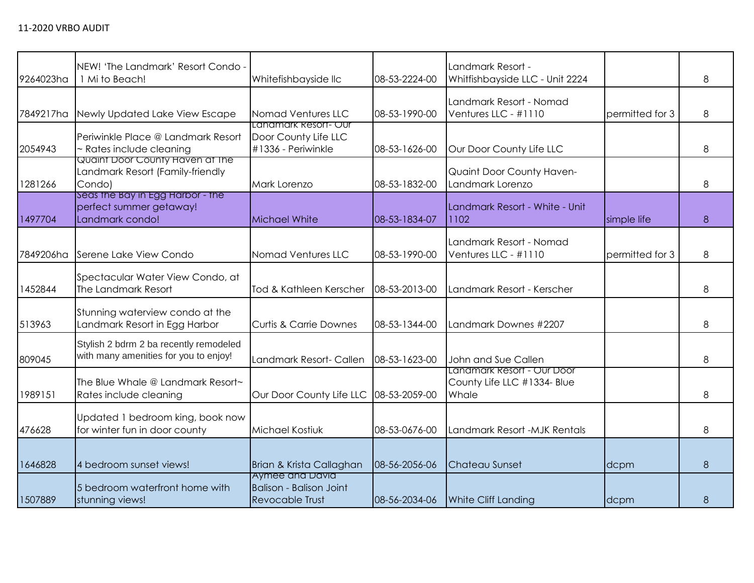11-2020 VRBO AUDIT

| | | | | | | |
|---|---|---|---|---|---|---|
| 9264023ha | NEW! 'The Landmark' Resort Condo - 1 Mi to Beach! | Whitefishbayside llc | 08-53-2224-00 | Landmark Resort - Whitfishbayside LLC - Unit 2224 | | 8 |
| 7849217ha | Newly Updated Lake View Escape | Nomad Ventures LLC | 08-53-1990-00 | Landmark Resort - Nomad Ventures LLC - #1110 | permitted for 3 | 8 |
| 2054943 | Periwinkle Place @ Landmark Resort ~ Rates include cleaning | Landmark Resort- Our Door County Life LLC #1336 - Periwinkle | 08-53-1626-00 | Our Door County Life LLC | | 8 |
| 1281266 | Quaint Door County Haven at The Landmark Resort (Family-friendly Condo) | Mark Lorenzo | 08-53-1832-00 | Quaint Door County Haven- Landmark Lorenzo | | 8 |
| 1497704 | Seas the Bay in Egg Harbor - the perfect summer getaway! Landmark condo! | Michael White | 08-53-1834-07 | Landmark Resort - White - Unit 1102 | simple life | 8 |
| 7849206ha | Serene Lake View Condo | Nomad Ventures LLC | 08-53-1990-00 | Landmark Resort - Nomad Ventures LLC - #1110 | permitted for 3 | 8 |
| 1452844 | Spectacular Water View Condo, at The Landmark Resort | Tod & Kathleen Kerscher | 08-53-2013-00 | Landmark Resort - Kerscher | | 8 |
| 513963 | Stunning waterview condo at the Landmark Resort in Egg Harbor | Curtis & Carrie Downes | 08-53-1344-00 | Landmark Downes #2207 | | 8 |
| 809045 | Stylish 2 bdrm 2 ba recently remodeled with many amenities for you to enjoy! | Landmark Resort- Callen | 08-53-1623-00 | John and Sue Callen | | 8 |
| 1989151 | The Blue Whale @ Landmark Resort~ Rates include cleaning | Our Door County Life LLC | 08-53-2059-00 | Landmark Resort - Our Door County Life LLC #1334- Blue Whale | | 8 |
| 476628 | Updated 1 bedroom king, book now for winter fun in door county | Michael Kostiuk | 08-53-0676-00 | Landmark Resort -MJK Rentals | | 8 |
| 1646828 | 4 bedroom sunset views! | Brian & Krista Callaghan | 08-56-2056-06 | Chateau Sunset | dcpm | 8 |
| 1507889 | 5 bedroom waterfront home with stunning views! | Aymee and David Balison - Balison Joint Revocable Trust | 08-56-2034-06 | White Cliff Landing | dcpm | 8 |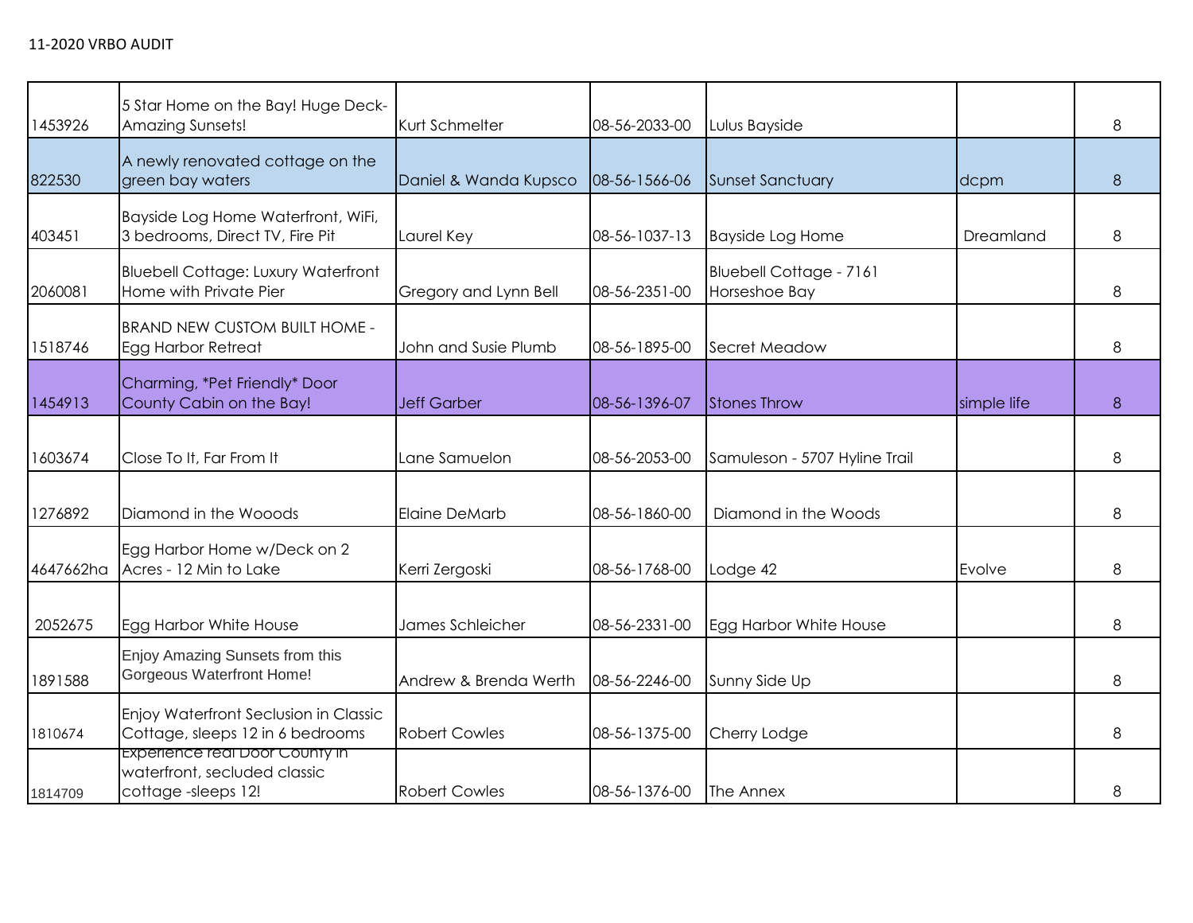11-2020 VRBO AUDIT

| | | | | | | |
|---|---|---|---|---|---|---|
| 1453926 | 5 Star Home on the Bay! Huge Deck-Amazing Sunsets! | Kurt Schmelter | 08-56-2033-00 | Lulus Bayside | | 8 |
| 822530 | A newly renovated cottage on the green bay waters | Daniel & Wanda Kupsco | 08-56-1566-06 | Sunset Sanctuary | dcpm | 8 |
| 403451 | Bayside Log Home Waterfront, WiFi, 3 bedrooms, Direct TV, Fire Pit | Laurel Key | 08-56-1037-13 | Bayside Log Home | Dreamland | 8 |
| 2060081 | Bluebell Cottage: Luxury Waterfront Home with Private Pier | Gregory and Lynn Bell | 08-56-2351-00 | Bluebell Cottage - 7161 Horseshoe Bay | | 8 |
| 1518746 | BRAND NEW CUSTOM BUILT HOME - Egg Harbor Retreat | John and Susie Plumb | 08-56-1895-00 | Secret Meadow | | 8 |
| 1454913 | Charming, *Pet Friendly* Door County Cabin on the Bay! | Jeff Garber | 08-56-1396-07 | Stones Throw | simple life | 8 |
| 1603674 | Close To It, Far From It | Lane Samuelon | 08-56-2053-00 | Samuleson - 5707 Hyline Trail | | 8 |
| 1276892 | Diamond in the Wooods | Elaine DeMarb | 08-56-1860-00 | Diamond in the Woods | | 8 |
| 4647662ha | Egg Harbor Home w/Deck on 2 Acres - 12 Min to Lake | Kerri Zergoski | 08-56-1768-00 | Lodge 42 | Evolve | 8 |
| 2052675 | Egg Harbor White House | James Schleicher | 08-56-2331-00 | Egg Harbor White House | | 8 |
| 1891588 | Enjoy Amazing Sunsets from this Gorgeous Waterfront Home! | Andrew & Brenda Werth | 08-56-2246-00 | Sunny Side Up | | 8 |
| 1810674 | Enjoy Waterfront Seclusion in Classic Cottage, sleeps 12 in 6 bedrooms | Robert Cowles | 08-56-1375-00 | Cherry Lodge | | 8 |
| 1814709 | Experience real Door County in waterfront, secluded classic cottage -sleeps 12! | Robert Cowles | 08-56-1376-00 | The Annex | | 8 |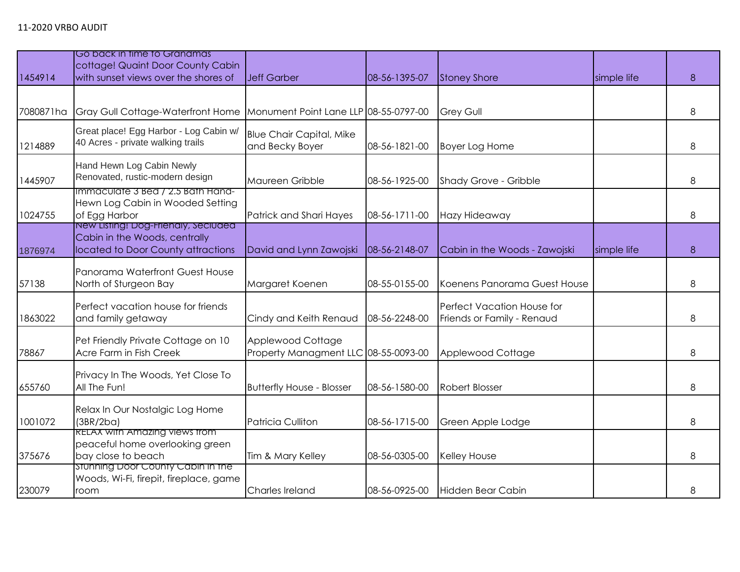11-2020 VRBO AUDIT

| | | | | | | |
|---|---|---|---|---|---|---|
| 1454914 | Go back in time to Grandmas cottage! Quaint Door County Cabin with sunset views over the shores of | Jeff Garber | 08-56-1395-07 | Stoney Shore | simple life | 8 |
| 7080871ha | Gray Gull Cottage-Waterfront Home | Monument Point Lane LLP | 08-55-0797-00 | Grey Gull | | 8 |
| 1214889 | Great place! Egg Harbor - Log Cabin w/ 40 Acres - private walking trails | Blue Chair Capital, Mike and Becky Boyer | 08-56-1821-00 | Boyer Log Home | | 8 |
| 1445907 | Hand Hewn Log Cabin Newly Renovated, rustic-modern design | Maureen Gribble | 08-56-1925-00 | Shady Grove - Gribble | | 8 |
| 1024755 | Immaculate 3 Bed / 2.5 Bath Hand-Hewn Log Cabin in Wooded Setting of Egg Harbor | Patrick and Shari Hayes | 08-56-1711-00 | Hazy Hideaway | | 8 |
| 1876974 | New Listing! Dog-Friendly, Secluded Cabin in the Woods, centrally located to Door County attractions | David and Lynn Zawojski | 08-56-2148-07 | Cabin in the Woods - Zawojski | simple life | 8 |
| 57138 | Panorama Waterfront Guest House North of Sturgeon Bay | Margaret Koenen | 08-55-0155-00 | Koenens Panorama Guest House | | 8 |
| 1863022 | Perfect vacation house for friends and family getaway | Cindy and Keith Renaud | 08-56-2248-00 | Perfect Vacation House for Friends or Family - Renaud | | 8 |
| 78867 | Pet Friendly Private Cottage on 10 Acre Farm in Fish Creek | Applewood Cottage Property Managment LLC | 08-55-0093-00 | Applewood Cottage | | 8 |
| 655760 | Privacy In The Woods, Yet Close To All The Fun! | Butterfly House - Blosser | 08-56-1580-00 | Robert Blosser | | 8 |
| 1001072 | Relax In Our Nostalgic Log Home (3BR/2ba) | Patricia Culliton | 08-56-1715-00 | Green Apple Lodge | | 8 |
| 375676 | RELAX with Amazing views from peaceful home overlooking green bay close to beach | Tim & Mary Kelley | 08-56-0305-00 | Kelley House | | 8 |
| 230079 | Stunning Door County Cabin in the Woods, Wi-Fi, firepit, fireplace, game room | Charles Ireland | 08-56-0925-00 | Hidden Bear Cabin | | 8 |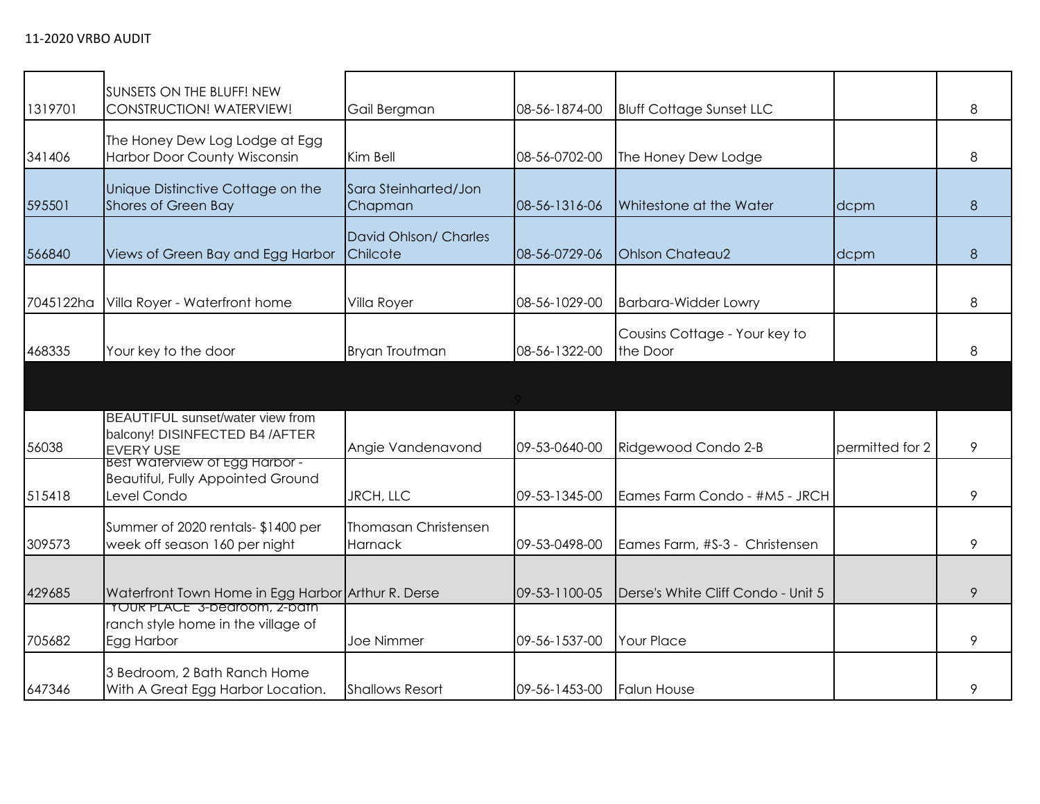11-2020 VRBO AUDIT

| | | | | | | |
|---|---|---|---|---|---|---|
| 1319701 | SUNSETS ON THE BLUFF! NEW CONSTRUCTION! WATERVIEW! | Gail Bergman | 08-56-1874-00 | Bluff Cottage Sunset LLC | | 8 |
| 341406 | The Honey Dew Log Lodge at Egg Harbor Door County Wisconsin | Kim Bell | 08-56-0702-00 | The Honey Dew Lodge | | 8 |
| 595501 | Unique Distinctive Cottage on the Shores of Green Bay | Sara Steinharted/Jon Chapman | 08-56-1316-06 | Whitestone at the Water | dcpm | 8 |
| 566840 | Views of Green Bay and Egg Harbor | David Ohlson/ Charles Chilcote | 08-56-0729-06 | Ohlson Chateau2 | dcpm | 8 |
| 7045122ha | Villa Royer - Waterfront home | Villa Royer | 08-56-1029-00 | Barbara-Widder Lowry | | 8 |
| 468335 | Your key to the door | Bryan Troutman | 08-56-1322-00 | Cousins Cottage - Your key to the Door | | 8 |
| | | | 9 | | | |
| 56038 | BEAUTIFUL sunset/water view from balcony! DISINFECTED B4 /AFTER EVERY USE | Angie Vandenavond | 09-53-0640-00 | Ridgewood Condo 2-B | permitted for 2 | 9 |
| 515418 | Best Waterview of Egg Harbor - Beautiful, Fully Appointed Ground Level Condo | JRCH, LLC | 09-53-1345-00 | Eames Farm Condo - #M5 - JRCH | | 9 |
| 309573 | Summer of 2020 rentals- $1400 per week off season 160 per night | Thomasan Christensen Harnack | 09-53-0498-00 | Eames Farm, #S-3 - Christensen | | 9 |
| 429685 | Waterfront Town Home in Egg Harbor | Arthur R. Derse | 09-53-1100-05 | Derse's White Cliff Condo - Unit 5 | | 9 |
| 705682 | "YOUR PLACE" 3-bedroom, 2-bath ranch style home in the village of Egg Harbor | Joe Nimmer | 09-56-1537-00 | Your Place | | 9 |
| 647346 | 3 Bedroom, 2 Bath Ranch Home With A Great Egg Harbor Location. | Shallows Resort | 09-56-1453-00 | Falun House | | 9 |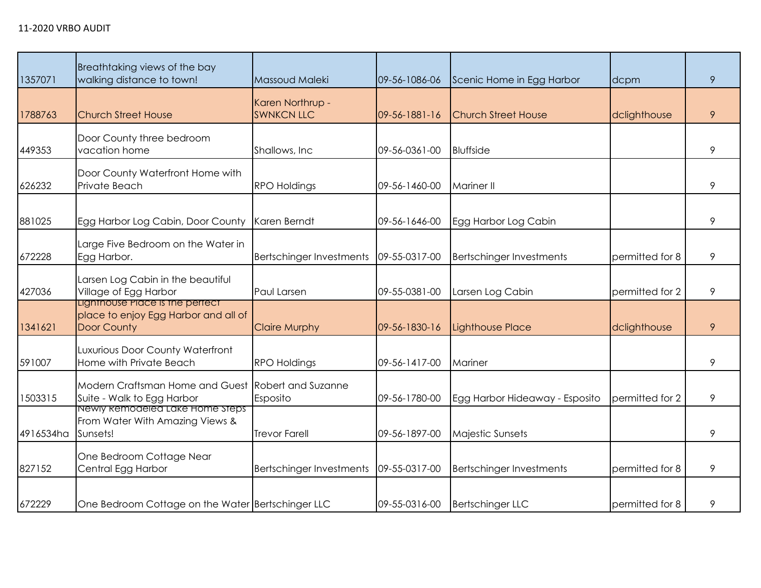11-2020 VRBO AUDIT

| | | | | | | |
|---|---|---|---|---|---|---|
| 1357071 | Breathtaking views of the bay walking distance to town! | Massoud Maleki | 09-56-1086-06 | Scenic Home in Egg Harbor | dcpm | 9 |
| 1788763 | Church Street House | Karen Northrup - SWNKCN LLC | 09-56-1881-16 | Church Street House | dclighthouse | 9 |
| 449353 | Door County three bedroom vacation home | Shallows, Inc | 09-56-0361-00 | Bluffside | | 9 |
| 626232 | Door County Waterfront Home with Private Beach | RPO Holdings | 09-56-1460-00 | Mariner II | | 9 |
| 881025 | Egg Harbor Log Cabin, Door County | Karen Berndt | 09-56-1646-00 | Egg Harbor Log Cabin | | 9 |
| 672228 | Large Five Bedroom on the Water in Egg Harbor. | Bertschinger Investments | 09-55-0317-00 | Bertschinger Investments | permitted for 8 | 9 |
| 427036 | Larsen Log Cabin in the beautiful Village of Egg Harbor | Paul Larsen | 09-55-0381-00 | Larsen Log Cabin | permitted for 2 | 9 |
| 1341621 | Lighthouse Place is the perfect place to enjoy Egg Harbor and all of Door County | Claire Murphy | 09-56-1830-16 | Lighthouse Place | dclighthouse | 9 |
| 591007 | Luxurious Door County Waterfront Home with Private Beach | RPO Holdings | 09-56-1417-00 | Mariner | | 9 |
| 1503315 | Modern Craftsman Home and Guest Suite - Walk to Egg Harbor | Robert and Suzanne Esposito | 09-56-1780-00 | Egg Harbor Hideaway - Esposito | permitted for 2 | 9 |
| 4916534ha | Newly Remodeled Lake Home Steps From Water With Amazing Views & Sunsets! | Trevor Farell | 09-56-1897-00 | Majestic Sunsets | | 9 |
| 827152 | One Bedroom Cottage Near Central Egg Harbor | Bertschinger Investments | 09-55-0317-00 | Bertschinger Investments | permitted for 8 | 9 |
| 672229 | One Bedroom Cottage on the Water | Bertschinger LLC | 09-55-0316-00 | Bertschinger LLC | permitted for 8 | 9 |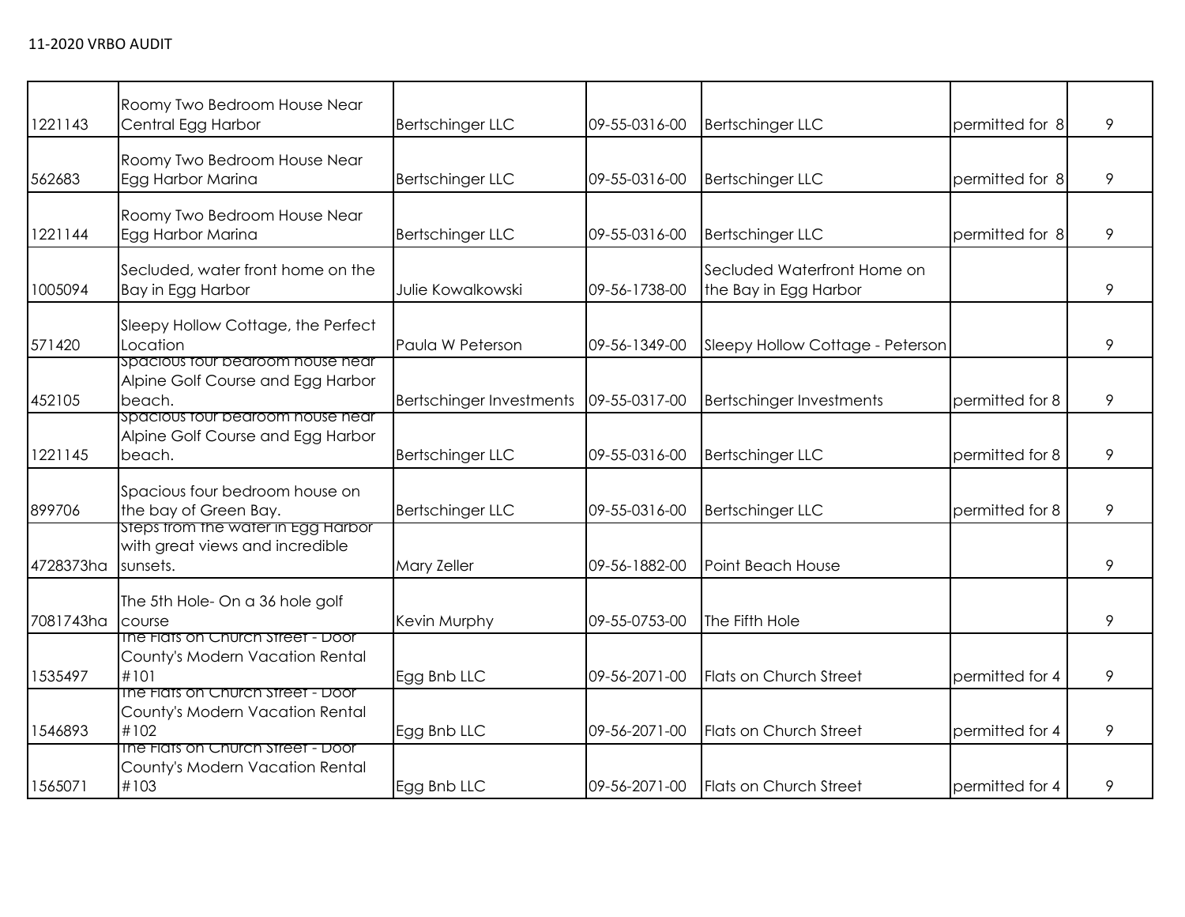11-2020 VRBO AUDIT

| | | | | | | |
|---|---|---|---|---|---|---|
| 1221143 | Roomy Two Bedroom House Near Central Egg Harbor | Bertschinger LLC | 09-55-0316-00 | Bertschinger LLC | permitted for 8 | 9 |
| 562683 | Roomy Two Bedroom House Near Egg Harbor Marina | Bertschinger LLC | 09-55-0316-00 | Bertschinger LLC | permitted for 8 | 9 |
| 1221144 | Roomy Two Bedroom House Near Egg Harbor Marina | Bertschinger LLC | 09-55-0316-00 | Bertschinger LLC | permitted for 8 | 9 |
| 1005094 | Secluded, water front home on the Bay in Egg Harbor | Julie Kowalkowski | 09-56-1738-00 | Secluded Waterfront Home on the Bay in Egg Harbor | | 9 |
| 571420 | Sleepy Hollow Cottage, the Perfect Location | Paula W Peterson | 09-56-1349-00 | Sleepy Hollow Cottage - Peterson | | 9 |
| 452105 | Spacious four bedroom house near Alpine Golf Course and Egg Harbor beach. | Bertschinger Investments | 09-55-0317-00 | Bertschinger Investments | permitted for 8 | 9 |
| 1221145 | Spacious four bedroom house near Alpine Golf Course and Egg Harbor beach. | Bertschinger LLC | 09-55-0316-00 | Bertschinger LLC | permitted for 8 | 9 |
| 899706 | Spacious four bedroom house on the bay of Green Bay. | Bertschinger LLC | 09-55-0316-00 | Bertschinger LLC | permitted for 8 | 9 |
| 4728373ha | Steps from the water in Egg Harbor with great views and incredible sunsets. | Mary Zeller | 09-56-1882-00 | Point Beach House | | 9 |
| 7081743ha | The 5th Hole- On a 36 hole golf course | Kevin Murphy | 09-55-0753-00 | The Fifth Hole | | 9 |
| 1535497 | The Flats on Church Street - Door County's Modern Vacation Rental #101 | Egg Bnb LLC | 09-56-2071-00 | Flats on Church Street | permitted for 4 | 9 |
| 1546893 | The Flats on Church Street - Door County's Modern Vacation Rental #102 | Egg Bnb LLC | 09-56-2071-00 | Flats on Church Street | permitted for 4 | 9 |
| 1565071 | The Flats on Church Street - Door County's Modern Vacation Rental #103 | Egg Bnb LLC | 09-56-2071-00 | Flats on Church Street | permitted for 4 | 9 |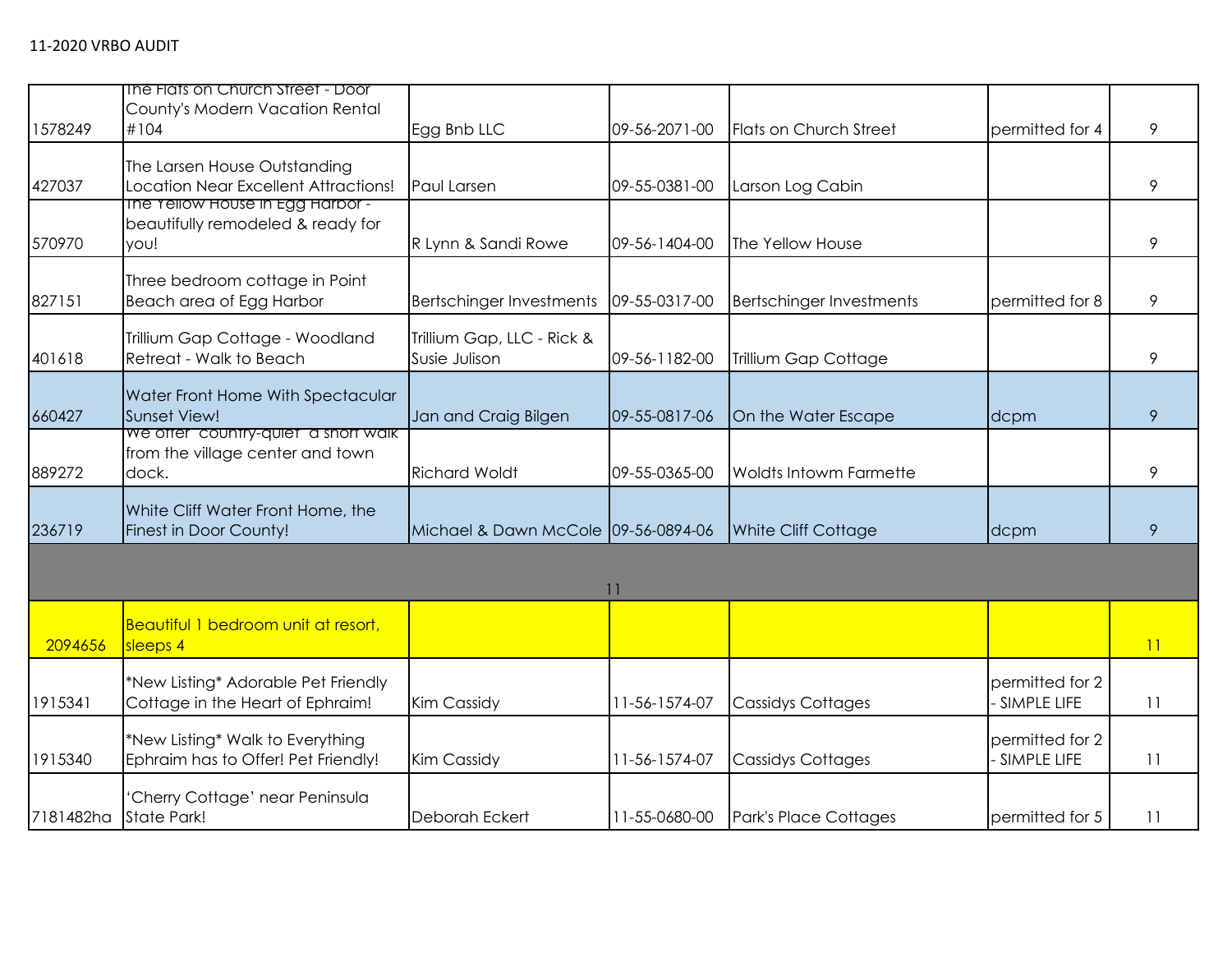| | | | | | | |
|---|---|---|---|---|---|---|
| 1578249 | The Flats on Church Street - Door County's Modern Vacation Rental #104 | Egg Bnb LLC | 09-56-2071-00 | Flats on Church Street | permitted for 4 | 9 |
| 427037 | The Larsen House Outstanding Location Near Excellent Attractions! | Paul Larsen | 09-55-0381-00 | Larson Log Cabin | | 9 |
| 570970 | The Yellow House in Egg Harbor - beautifully remodeled & ready for you! | R Lynn & Sandi Rowe | 09-56-1404-00 | The Yellow House | | 9 |
| 827151 | Three bedroom cottage in Point Beach area of Egg Harbor | Bertschinger Investments | 09-55-0317-00 | Bertschinger Investments | permitted for 8 | 9 |
| 401618 | Trillium Gap Cottage - Woodland Retreat - Walk to Beach | Trillium Gap, LLC - Rick & Susie Julison | 09-56-1182-00 | Trillium Gap Cottage | | 9 |
| 660427 | Water Front Home With Spectacular Sunset View! | Jan and Craig Bilgen | 09-55-0817-06 | On the Water Escape | dcpm | 9 |
| 889272 | We offer "country-quiet" a short walk from the village center and town dock. | Richard Woldt | 09-55-0365-00 | Woldts Intowm Farmette | | 9 |
| 236719 | White Cliff Water Front Home, the Finest in Door County! | Michael & Dawn McCole | 09-56-0894-06 | White Cliff Cottage | dcpm | 9 |
| | | | 11 | | | |
| 2094656 | Beautiful 1 bedroom unit at resort, sleeps 4 | | | | | 11 |
| 1915341 | *New Listing* Adorable Pet Friendly Cottage in the Heart of Ephraim! | Kim Cassidy | 11-56-1574-07 | Cassidys Cottages | permitted for 2 - SIMPLE LIFE | 11 |
| 1915340 | *New Listing* Walk to Everything Ephraim has to Offer! Pet Friendly! | Kim Cassidy | 11-56-1574-07 | Cassidys Cottages | permitted for 2 - SIMPLE LIFE | 11 |
| 7181482ha | 'Cherry Cottage' near Peninsula State Park! | Deborah Eckert | 11-55-0680-00 | Park's Place Cottages | permitted for 5 | 11 |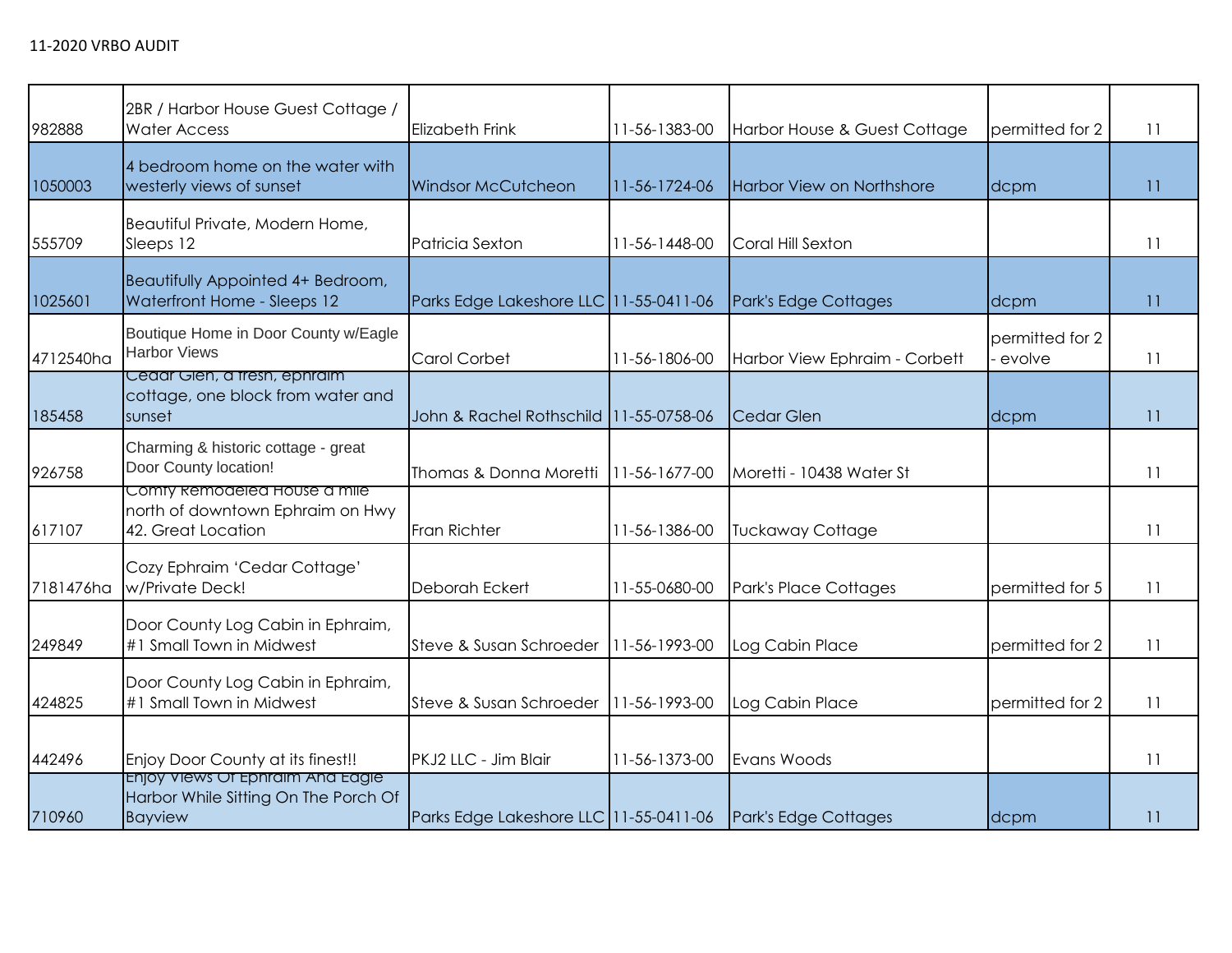11-2020 VRBO AUDIT

| | | | | | | |
|---|---|---|---|---|---|---|
| 982888 | 2BR / Harbor House Guest Cottage / Water Access | Elizabeth Frink | 11-56-1383-00 | Harbor House & Guest Cottage | permitted for 2 | 11 |
| 1050003 | 4 bedroom home on the water with westerly views of sunset | Windsor McCutcheon | 11-56-1724-06 | Harbor View on Northshore | dcpm | 11 |
| 555709 | Beautiful Private, Modern Home, Sleeps 12 | Patricia Sexton | 11-56-1448-00 | Coral Hill Sexton | | 11 |
| 1025601 | Beautifully Appointed 4+ Bedroom, Waterfront Home - Sleeps 12 | Parks Edge Lakeshore LLC | 11-55-0411-06 | Park's Edge Cottages | dcpm | 11 |
| 4712540ha | Boutique Home in Door County w/Eagle Harbor Views | Carol Corbet | 11-56-1806-00 | Harbor View Ephraim - Corbett | permitted for 2 - evolve | 11 |
| 185458 | Cedar Glen, a fresh, ephraim cottage, one block from water and sunset | John & Rachel Rothschild | 11-55-0758-06 | Cedar Glen | dcpm | 11 |
| 926758 | Charming & historic cottage - great Door County location! | Thomas & Donna Moretti | 11-56-1677-00 | Moretti - 10438 Water St | | 11 |
| 617107 | Comfy Remodeled House a mile north of downtown Ephraim on Hwy 42. Great Location | Fran Richter | 11-56-1386-00 | Tuckaway Cottage | | 11 |
| 7181476ha | Cozy Ephraim 'Cedar Cottage' w/Private Deck! | Deborah Eckert | 11-55-0680-00 | Park's Place Cottages | permitted for 5 | 11 |
| 249849 | Door County Log Cabin in Ephraim, #1 Small Town in Midwest | Steve & Susan Schroeder | 11-56-1993-00 | Log Cabin Place | permitted for 2 | 11 |
| 424825 | Door County Log Cabin in Ephraim, #1 Small Town in Midwest | Steve & Susan Schroeder | 11-56-1993-00 | Log Cabin Place | permitted for 2 | 11 |
| 442496 | Enjoy Door County at its finest!! | PKJ2 LLC - Jim Blair | 11-56-1373-00 | Evans Woods | | 11 |
| 710960 | Enjoy Views Of Ephraim And Eagle Harbor While Sitting On The Porch Of Bayview | Parks Edge Lakeshore LLC | 11-55-0411-06 | Park's Edge Cottages | dcpm | 11 |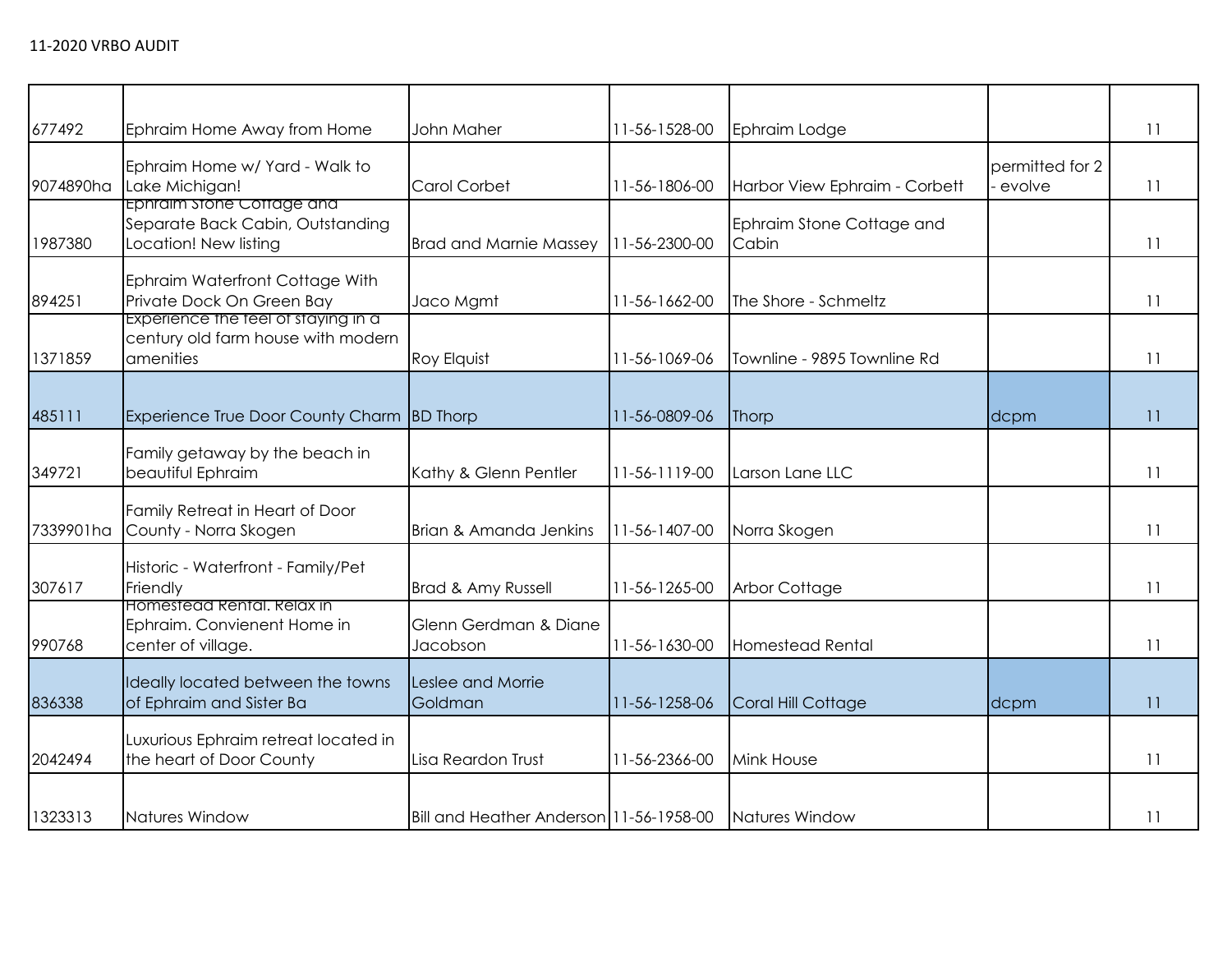11-2020 VRBO AUDIT

| | | | | | | |
|---|---|---|---|---|---|---|
| 677492 | Ephraim Home Away from Home | John Maher | 11-56-1528-00 | Ephraim Lodge | | 11 |
| 9074890ha | Ephraim Home w/ Yard - Walk to Lake Michigan! | Carol Corbet | 11-56-1806-00 | Harbor View Ephraim - Corbett | permitted for 2 - evolve | 11 |
| 1987380 | Ephraim Stone Cottage and Separate Back Cabin, Outstanding Location! New listing | Brad and Marnie Massey | 11-56-2300-00 | Ephraim Stone Cottage and Cabin | | 11 |
| 894251 | Ephraim Waterfront Cottage With Private Dock On Green Bay | Jaco Mgmt | 11-56-1662-00 | The Shore - Schmeltz | | 11 |
| 1371859 | Experience the feel of staying in a century old farm house with modern amenities | Roy Elquist | 11-56-1069-06 | Townline - 9895 Townline Rd | | 11 |
| 485111 | Experience True Door County Charm | BD Thorp | 11-56-0809-06 | Thorp | dcpm | 11 |
| 349721 | Family getaway by the beach in beautiful Ephraim | Kathy & Glenn Pentler | 11-56-1119-00 | Larson Lane LLC | | 11 |
| 7339901ha | Family Retreat in Heart of Door County - Norra Skogen | Brian & Amanda Jenkins | 11-56-1407-00 | Norra Skogen | | 11 |
| 307617 | Historic - Waterfront - Family/Pet Friendly | Brad & Amy Russell | 11-56-1265-00 | Arbor Cottage | | 11 |
| 990768 | Homestead Rental. Relax in Ephraim. Convienent Home in center of village. | Glenn Gerdman & Diane Jacobson | 11-56-1630-00 | Homestead Rental | | 11 |
| 836338 | Ideally located between the towns of Ephraim and Sister Ba | Leslee and Morrie Goldman | 11-56-1258-06 | Coral Hill Cottage | dcpm | 11 |
| 2042494 | Luxurious Ephraim retreat located in the heart of Door County | Lisa Reardon Trust | 11-56-2366-00 | Mink House | | 11 |
| 1323313 | Natures Window | Bill and Heather Anderson | 11-56-1958-00 | Natures Window | | 11 |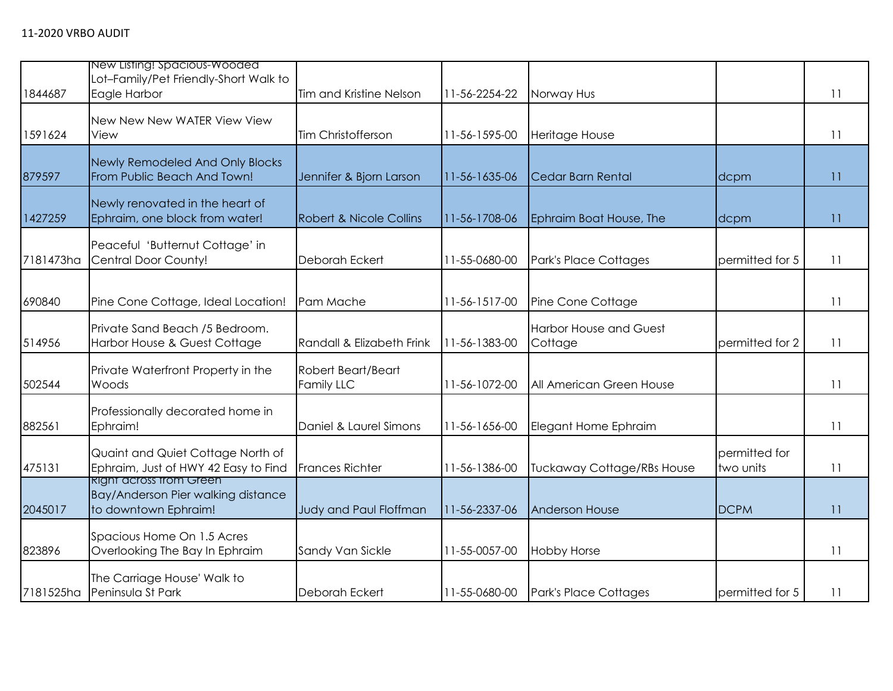11-2020 VRBO AUDIT

| | | | | | | |
|---|---|---|---|---|---|---|
| 1844687 | New Listing! Spacious-Wooded Lot–Family/Pet Friendly-Short Walk to Eagle Harbor | Tim and Kristine Nelson | 11-56-2254-22 | Norway Hus | | 11 |
| 1591624 | New New New WATER View View View | Tim Christofferson | 11-56-1595-00 | Heritage House | | 11 |
| 879597 | Newly Remodeled And Only Blocks From Public Beach And Town! | Jennifer & Bjorn Larson | 11-56-1635-06 | Cedar Barn Rental | dcpm | 11 |
| 1427259 | Newly renovated in the heart of Ephraim, one block from water! | Robert & Nicole Collins | 11-56-1708-06 | Ephraim Boat House, The | dcpm | 11 |
| 7181473ha | Peaceful 'Butternut Cottage' in Central Door County! | Deborah Eckert | 11-55-0680-00 | Park's Place Cottages | permitted for 5 | 11 |
| 690840 | Pine Cone Cottage, Ideal Location! | Pam Mache | 11-56-1517-00 | Pine Cone Cottage | | 11 |
| 514956 | Private Sand Beach /5 Bedroom. Harbor House & Guest Cottage | Randall & Elizabeth Frink | 11-56-1383-00 | Harbor House and Guest Cottage | permitted for 2 | 11 |
| 502544 | Private Waterfront Property in the Woods | Robert Beart/Beart Family LLC | 11-56-1072-00 | All American Green House | | 11 |
| 882561 | Professionally decorated home in Ephraim! | Daniel & Laurel Simons | 11-56-1656-00 | Elegant Home Ephraim | | 11 |
| 475131 | Quaint and Quiet Cottage North of Ephraim, Just of HWY 42 Easy to Find | Frances Richter | 11-56-1386-00 | Tuckaway Cottage/RBs House | permitted for two units | 11 |
| 2045017 | Right across from Green Bay/Anderson Pier walking distance to downtown Ephraim! | Judy and Paul Floffman | 11-56-2337-06 | Anderson House | DCPM | 11 |
| 823896 | Spacious Home On 1.5 Acres Overlooking The Bay In Ephraim | Sandy Van Sickle | 11-55-0057-00 | Hobby Horse | | 11 |
| 7181525ha | The Carriage House' Walk to Peninsula St Park | Deborah Eckert | 11-55-0680-00 | Park's Place Cottages | permitted for 5 | 11 |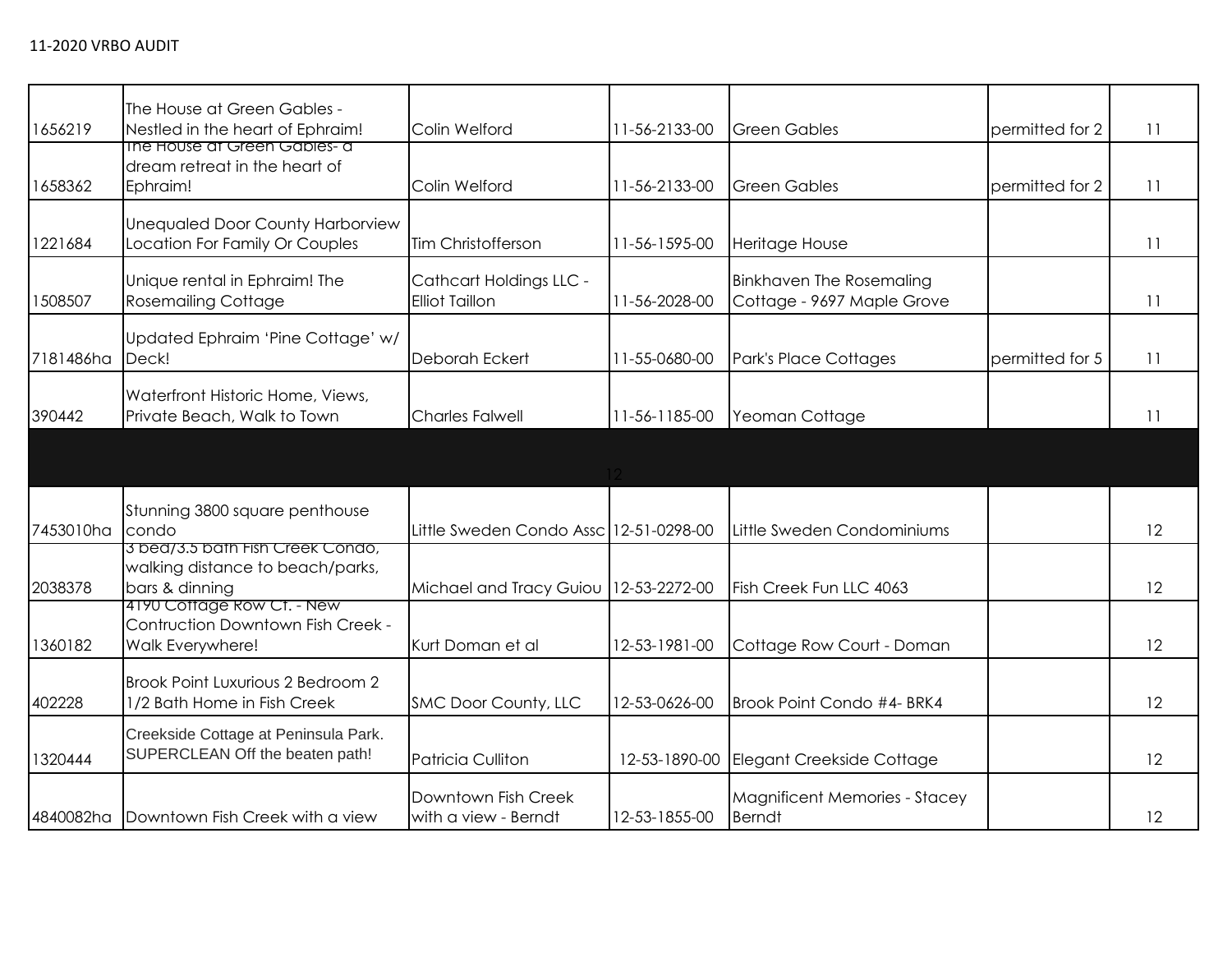11-2020 VRBO AUDIT

| | | | | | | |
|---|---|---|---|---|---|---|
| 1656219 | The House at Green Gables - Nestled in the heart of Ephraim! | Colin Welford | 11-56-2133-00 | Green Gables | permitted for 2 | 11 |
| 1658362 | The House at Green Gables- a dream retreat in the heart of Ephraim! | Colin Welford | 11-56-2133-00 | Green Gables | permitted for 2 | 11 |
| 1221684 | Unequaled Door County Harborview Location For Family Or Couples | Tim Christofferson | 11-56-1595-00 | Heritage House | | 11 |
| 1508507 | Unique rental in Ephraim! The Rosemailing Cottage | Cathcart Holdings LLC - Elliot Taillon | 11-56-2028-00 | Binkhaven The Rosemaling Cottage - 9697 Maple Grove | | 11 |
| 7181486ha | Updated Ephraim 'Pine Cottage' w/ Deck! | Deborah Eckert | 11-55-0680-00 | Park's Place Cottages | permitted for 5 | 11 |
| 390442 | Waterfront Historic Home, Views, Private Beach, Walk to Town | Charles Falwell | 11-56-1185-00 | Yeoman Cottage | | 11 |
| | | | 12 | | | |
| 7453010ha | Stunning 3800 square penthouse condo | Little Sweden Condo Assc | 12-51-0298-00 | Little Sweden Condominiums | | 12 |
| 2038378 | 3 bed/3.5 bath Fish Creek Condo, walking distance to beach/parks, bars & dinning | Michael and Tracy Guiou | 12-53-2272-00 | Fish Creek Fun LLC 4063 | | 12 |
| 1360182 | 4190 Cottage Row Ct. - New Contruction Downtown Fish Creek - Walk Everywhere! | Kurt Doman et al | 12-53-1981-00 | Cottage Row Court - Doman | | 12 |
| 402228 | Brook Point Luxurious 2 Bedroom 2 1/2 Bath Home in Fish Creek | SMC Door County, LLC | 12-53-0626-00 | Brook Point Condo #4- BRK4 | | 12 |
| 1320444 | Creekside Cottage at Peninsula Park. SUPERCLEAN Off the beaten path! | Patricia Culliton | 12-53-1890-00 | Elegant Creekside Cottage | | 12 |
| 4840082ha | Downtown Fish Creek with a view | Downtown Fish Creek with a view - Berndt | 12-53-1855-00 | Magnificent Memories - Stacey Berndt | | 12 |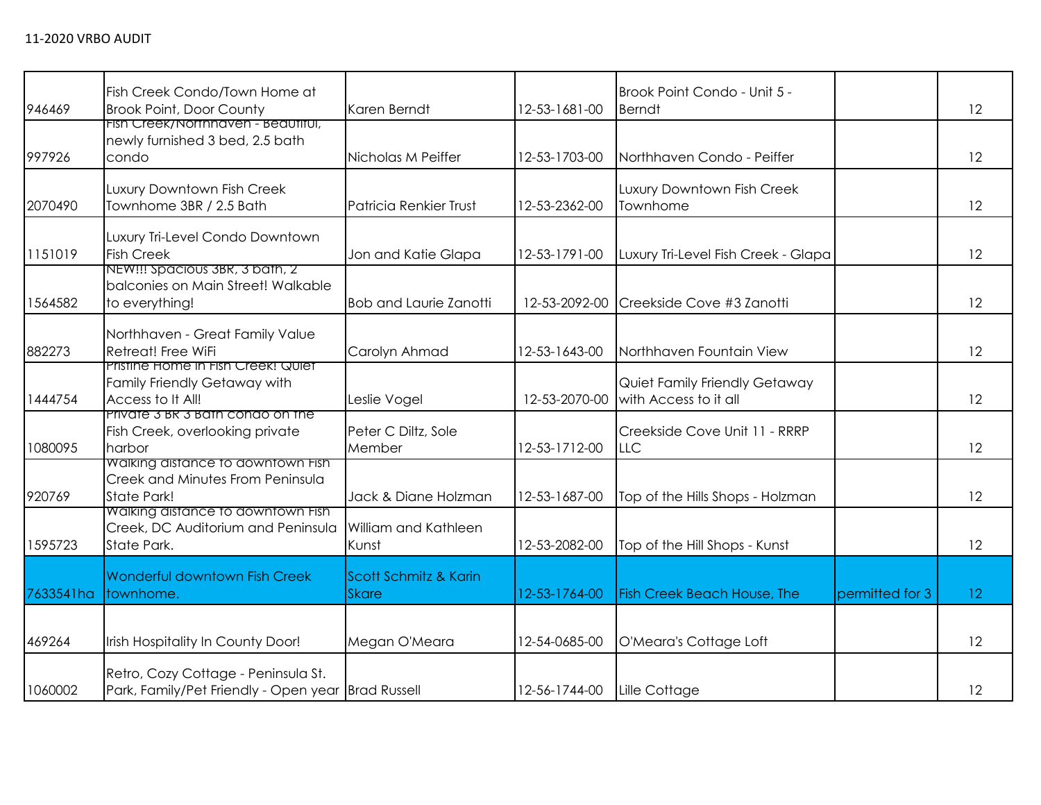11-2020 VRBO AUDIT

| | | | | | | |
|---|---|---|---|---|---|---|
| 946469 | Fish Creek Condo/Town Home at Brook Point, Door County | Karen Berndt | 12-53-1681-00 | Brook Point Condo - Unit 5 - Berndt | | 12 |
| 997926 | Fish Creek/Northhaven - Beautiful, newly furnished 3 bed, 2.5 bath condo | Nicholas M Peiffer | 12-53-1703-00 | Northhaven Condo - Peiffer | | 12 |
| 2070490 | Luxury Downtown Fish Creek Townhome 3BR / 2.5 Bath | Patricia Renkier Trust | 12-53-2362-00 | Luxury Downtown Fish Creek Townhome | | 12 |
| 1151019 | Luxury Tri-Level Condo Downtown Fish Creek | Jon and Katie Glapa | 12-53-1791-00 | Luxury Tri-Level Fish Creek - Glapa | | 12 |
| 1564582 | NEW!!! Spacious 3BR, 3 bath, 2 balconies on Main Street! Walkable to everything! | Bob and Laurie Zanotti | 12-53-2092-00 | Creekside Cove #3 Zanotti | | 12 |
| 882273 | Northhaven - Great Family Value Retreat! Free WiFi | Carolyn Ahmad | 12-53-1643-00 | Northhaven Fountain View | | 12 |
| 1444754 | Pristine Home in Fish Creek! Quiet Family Friendly Getaway with Access to It All! | Leslie Vogel | 12-53-2070-00 | Quiet Family Friendly Getaway with Access to it all | | 12 |
| 1080095 | Private 3 BR 3 Bath condo on the Fish Creek, overlooking private harbor | Peter C Diltz, Sole Member | 12-53-1712-00 | Creekside Cove Unit 11 - RRRP LLC | | 12 |
| 920769 | Walking distance to downtown Fish Creek and Minutes From Peninsula State Park! | Jack & Diane Holzman | 12-53-1687-00 | Top of the Hills Shops - Holzman | | 12 |
| 1595723 | Walking distance to downtown Fish Creek, DC Auditorium and Peninsula State Park. | William and Kathleen Kunst | 12-53-2082-00 | Top of the Hill Shops - Kunst | | 12 |
| 7633541ha | Wonderful downtown Fish Creek townhome. | Scott Schmitz & Karin Skare | 12-53-1764-00 | Fish Creek Beach House, The | permitted for 3 | 12 |
| 469264 | Irish Hospitality In County Door! | Megan O'Meara | 12-54-0685-00 | O'Meara's Cottage Loft | | 12 |
| 1060002 | Retro, Cozy Cottage - Peninsula St. Park, Family/Pet Friendly - Open year | Brad Russell | 12-56-1744-00 | Lille Cottage | | 12 |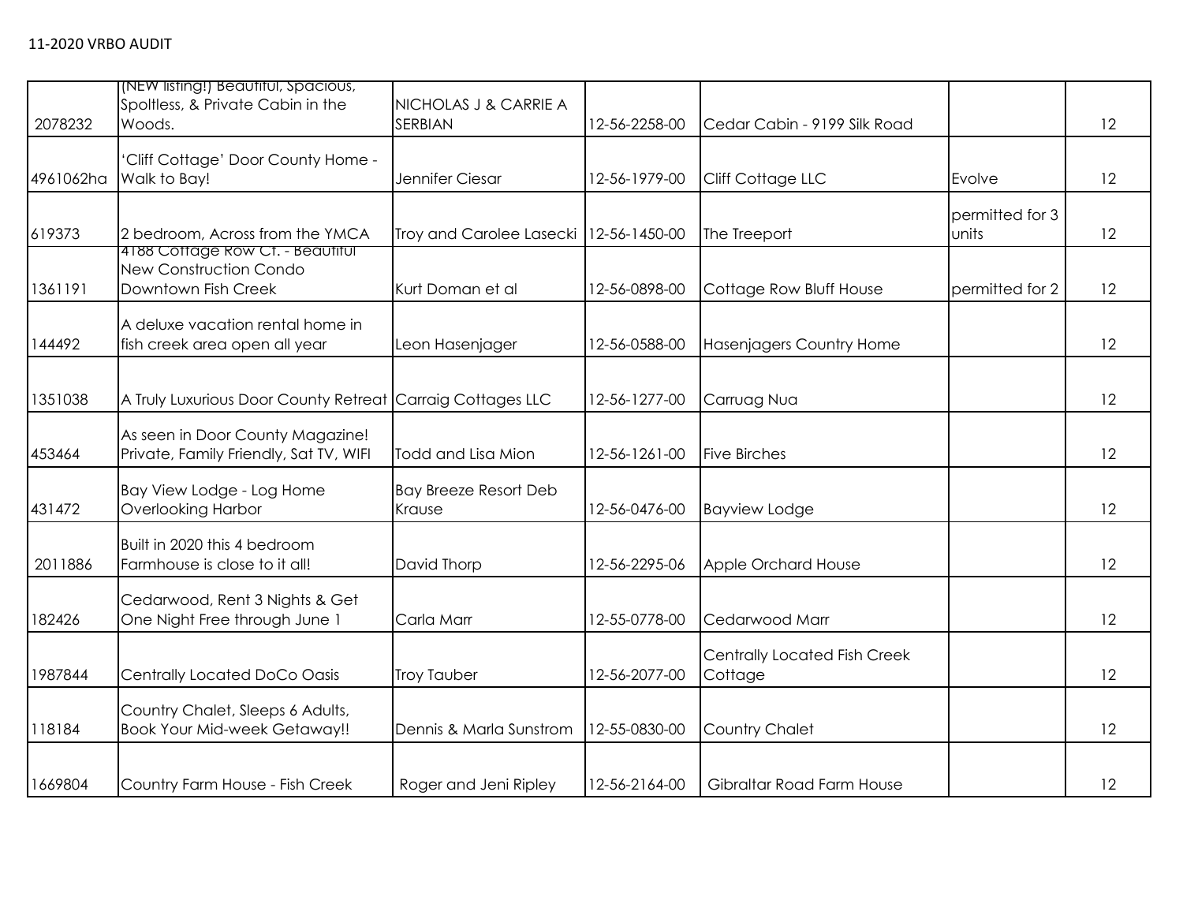11-2020 VRBO AUDIT

| | | | | | | |
|---|---|---|---|---|---|---|
| 2078232 | (NEW listing!) Beautiful, Spacious, Spoltless, & Private Cabin in the Woods. | NICHOLAS J & CARRIE A SERBIAN | 12-56-2258-00 | Cedar Cabin - 9199 Silk Road | | 12 |
| 4961062ha | 'Cliff Cottage' Door County Home - Walk to Bay! | Jennifer Ciesar | 12-56-1979-00 | Cliff Cottage LLC | Evolve | 12 |
| 619373 | 2 bedroom, Across from the YMCA | Troy and Carolee Lasecki | 12-56-1450-00 | The Treeport | permitted for 3 units | 12 |
| 1361191 | 4188 Cottage Row Ct. - Beautiful New Construction Condo Downtown Fish Creek | Kurt Doman et al | 12-56-0898-00 | Cottage Row Bluff House | permitted for 2 | 12 |
| 144492 | A deluxe vacation rental home in fish creek area open all year | Leon Hasenjager | 12-56-0588-00 | Hasenjagers Country Home | | 12 |
| 1351038 | A Truly Luxurious Door County Retreat | Carraig Cottages LLC | 12-56-1277-00 | Carruag Nua | | 12 |
| 453464 | As seen in Door County Magazine! Private, Family Friendly, Sat TV, WIFI | Todd and Lisa Mion | 12-56-1261-00 | Five Birches | | 12 |
| 431472 | Bay View Lodge - Log Home Overlooking Harbor | Bay Breeze Resort Deb Krause | 12-56-0476-00 | Bayview Lodge | | 12 |
| 2011886 | Built in 2020 this 4 bedroom Farmhouse is close to it all! | David Thorp | 12-56-2295-06 | Apple Orchard House | | 12 |
| 182426 | Cedarwood, Rent 3 Nights & Get One Night Free through June 1 | Carla Marr | 12-55-0778-00 | Cedarwood Marr | | 12 |
| 1987844 | Centrally Located DoCo Oasis | Troy Tauber | 12-56-2077-00 | Centrally Located Fish Creek Cottage | | 12 |
| 118184 | Country Chalet, Sleeps 6 Adults, Book Your Mid-week Getaway!! | Dennis & Marla Sunstrom | 12-55-0830-00 | Country Chalet | | 12 |
| 1669804 | Country Farm House - Fish Creek | Roger and Jeni Ripley | 12-56-2164-00 | Gibraltar Road Farm House | | 12 |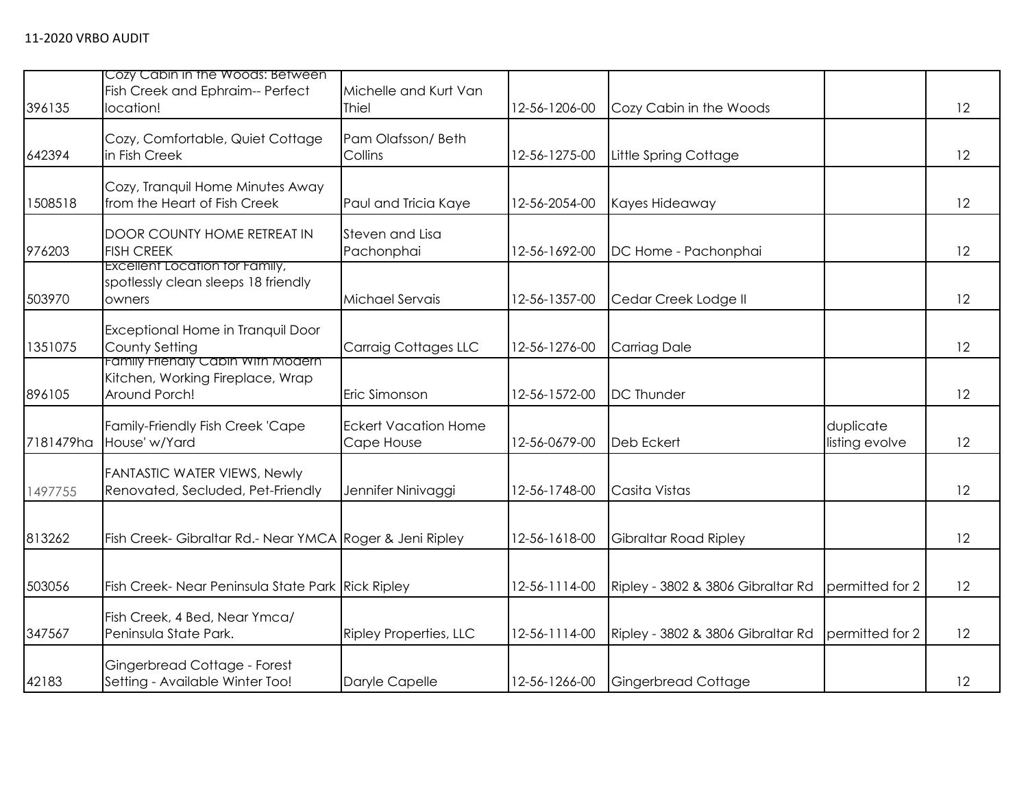11-2020 VRBO AUDIT

| | | | | | | |
|---|---|---|---|---|---|---|
| 396135 | Cozy Cabin in the Woods: Between Fish Creek and Ephraim-- Perfect location! | Michelle and Kurt Van Thiel | 12-56-1206-00 | Cozy Cabin in the Woods | | 12 |
| 642394 | Cozy, Comfortable, Quiet Cottage in Fish Creek | Pam Olafsson/ Beth Collins | 12-56-1275-00 | Little Spring Cottage | | 12 |
| 1508518 | Cozy, Tranquil Home Minutes Away from the Heart of Fish Creek | Paul and Tricia Kaye | 12-56-2054-00 | Kayes Hideaway | | 12 |
| 976203 | DOOR COUNTY HOME RETREAT IN FISH CREEK | Steven and Lisa Pachonphai | 12-56-1692-00 | DC Home - Pachonphai | | 12 |
| 503970 | Excellent Location for Family, spotlessly clean sleeps 18 friendly owners | Michael Servais | 12-56-1357-00 | Cedar Creek Lodge II | | 12 |
| 1351075 | Exceptional Home in Tranquil Door County Setting | Carraig Cottages LLC | 12-56-1276-00 | Carriag Dale | | 12 |
| 896105 | Family Friendly Cabin With Modern Kitchen, Working Fireplace, Wrap Around Porch! | Eric Simonson | 12-56-1572-00 | DC Thunder | | 12 |
| 7181479ha | Family-Friendly Fish Creek 'Cape House' w/Yard | Eckert Vacation Home Cape House | 12-56-0679-00 | Deb Eckert | duplicate listing evolve | 12 |
| 1497755 | FANTASTIC WATER VIEWS, Newly Renovated, Secluded, Pet-Friendly | Jennifer Ninivaggi | 12-56-1748-00 | Casita Vistas | | 12 |
| 813262 | Fish Creek- Gibraltar Rd.- Near YMCA | Roger & Jeni Ripley | 12-56-1618-00 | Gibraltar Road Ripley | | 12 |
| 503056 | Fish Creek- Near Peninsula State Park | Rick Ripley | 12-56-1114-00 | Ripley - 3802 & 3806 Gibraltar Rd | permitted for 2 | 12 |
| 347567 | Fish Creek, 4 Bed, Near Ymca/ Peninsula State Park. | Ripley Properties, LLC | 12-56-1114-00 | Ripley - 3802 & 3806 Gibraltar Rd | permitted for 2 | 12 |
| 42183 | Gingerbread Cottage - Forest Setting - Available Winter Too! | Daryle Capelle | 12-56-1266-00 | Gingerbread Cottage | | 12 |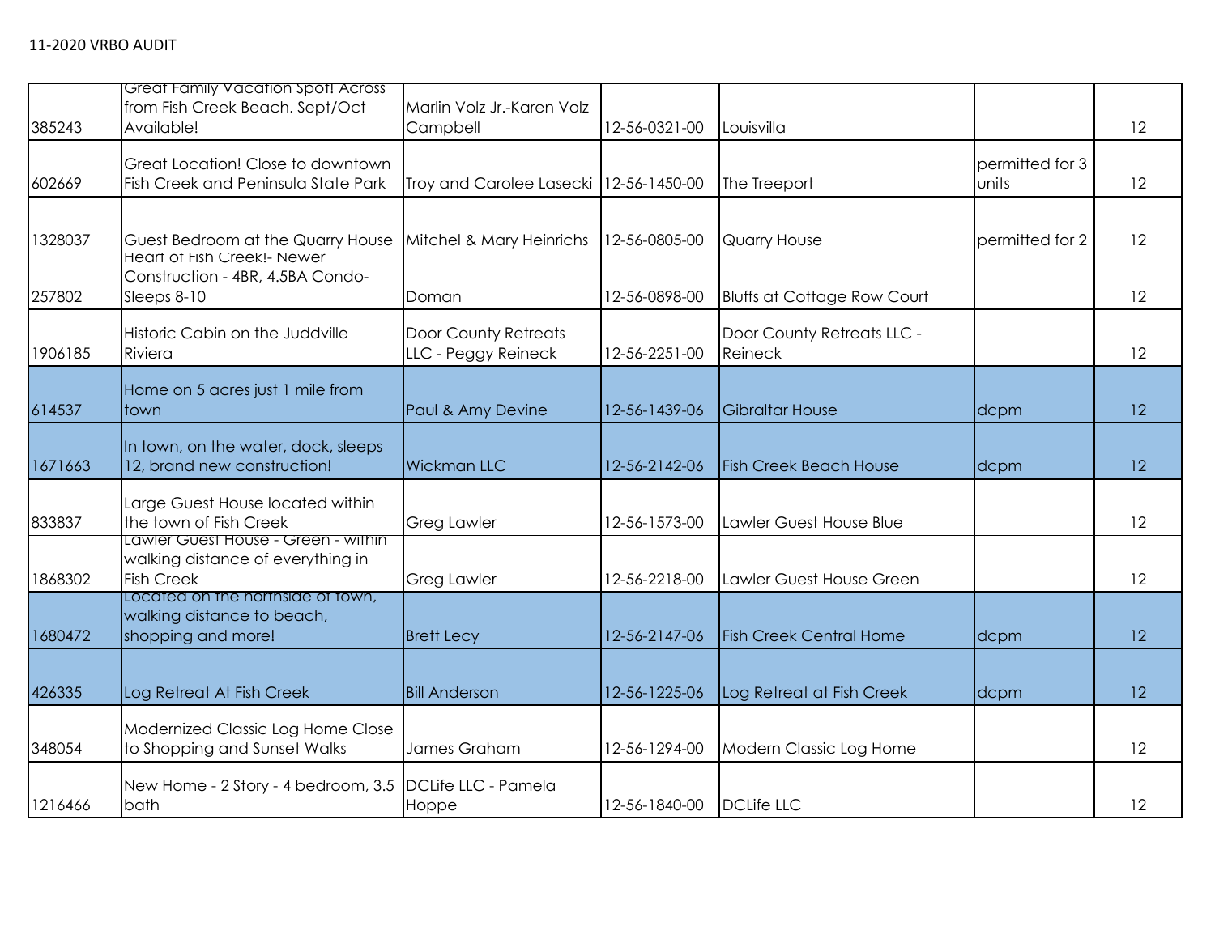11-2020 VRBO AUDIT

| | | | | | | |
|---|---|---|---|---|---|---|
| 385243 | Great Family Vacation Spot! Across from Fish Creek Beach. Sept/Oct Available! | Marlin Volz Jr.-Karen Volz Campbell | 12-56-0321-00 | Louisvilla | | 12 |
| 602669 | Great Location! Close to downtown Fish Creek and Peninsula State Park | Troy and Carolee Lasecki | 12-56-1450-00 | The Treeport | permitted for 3 units | 12 |
| 1328037 | Guest Bedroom at the Quarry House | Mitchel & Mary Heinrichs | 12-56-0805-00 | Quarry House | permitted for 2 | 12 |
| 257802 | Heart of Fish Creek!- Newer Construction - 4BR, 4.5BA Condo-Sleeps 8-10 | Doman | 12-56-0898-00 | Bluffs at Cottage Row Court | | 12 |
| 1906185 | Historic Cabin on the Juddville Riviera | Door County Retreats LLC - Peggy Reineck | 12-56-2251-00 | Door County Retreats LLC - Reineck | | 12 |
| 614537 | Home on 5 acres just 1 mile from town | Paul & Amy Devine | 12-56-1439-06 | Gibraltar House | dcpm | 12 |
| 1671663 | In town, on the water, dock, sleeps 12, brand new construction! | Wickman LLC | 12-56-2142-06 | Fish Creek Beach House | dcpm | 12 |
| 833837 | Large Guest House located within the town of Fish Creek | Greg Lawler | 12-56-1573-00 | Lawler Guest House Blue | | 12 |
| 1868302 | Lawler Guest House - Green - within walking distance of everything in Fish Creek | Greg Lawler | 12-56-2218-00 | Lawler Guest House Green | | 12 |
| 1680472 | Located on the northside of town, walking distance to beach, shopping and more! | Brett Lecy | 12-56-2147-06 | Fish Creek Central Home | dcpm | 12 |
| 426335 | Log Retreat At Fish Creek | Bill Anderson | 12-56-1225-06 | Log Retreat at Fish Creek | dcpm | 12 |
| 348054 | Modernized Classic Log Home Close to Shopping and Sunset Walks | James Graham | 12-56-1294-00 | Modern Classic Log Home | | 12 |
| 1216466 | New Home - 2 Story - 4 bedroom, 3.5 bath | DCLife LLC - Pamela Hoppe | 12-56-1840-00 | DCLife LLC | | 12 |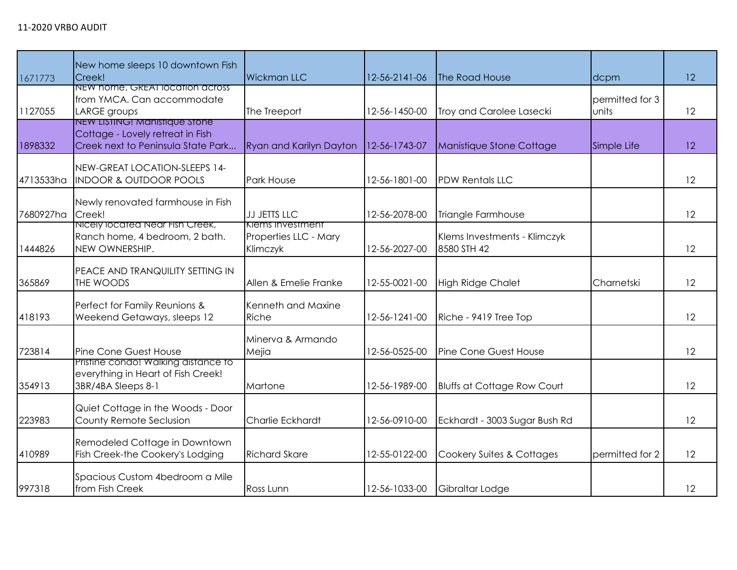11-2020 VRBO AUDIT

| | | | | | | |
|---|---|---|---|---|---|---|
| 1671773 | New home sleeps 10 downtown Fish Creek! | Wickman LLC | 12-56-2141-06 | The Road House | dcpm | 12 |
| 1127055 | NEW home. GREAT location across from YMCA. Can accommodate LARGE groups | The Treeport | 12-56-1450-00 | Troy and Carolee Lasecki | permitted for 3 units | 12 |
| 1898332 | NEW LISTING! Manistique Stone Cottage - Lovely retreat in Fish Creek next to Peninsula State Park... | Ryan and Karilyn Dayton | 12-56-1743-07 | Manistique Stone Cottage | Simple Life | 12 |
| 4713533ha | NEW-GREAT LOCATION-SLEEPS 14-INDOOR & OUTDOOR POOLS | Park House | 12-56-1801-00 | PDW Rentals LLC | | 12 |
| 7680927ha | Newly renovated farmhouse in Fish Creek! | JJ JETTS LLC | 12-56-2078-00 | Triangle Farmhouse | | 12 |
| 1444826 | Nicely located Near Fish Creek, Ranch home, 4 bedroom, 2 bath. NEW OWNERSHIP. | Klems Investment Properties LLC - Mary Klimczyk | 12-56-2027-00 | Klems Investments - Klimczyk 8580 STH 42 | | 12 |
| 365869 | PEACE AND TRANQUILITY SETTING IN THE WOODS | Allen & Emelie Franke | 12-55-0021-00 | High Ridge Chalet | Charnetski | 12 |
| 418193 | Perfect for Family Reunions & Weekend Getaways, sleeps 12 | Kenneth and Maxine Riche | 12-56-1241-00 | Riche - 9419 Tree Top | | 12 |
| 723814 | Pine Cone Guest House | Minerva & Armando Mejia | 12-56-0525-00 | Pine Cone Guest House | | 12 |
| 354913 | Pristine condo! Walking distance to everything in Heart of Fish Creek! 3BR/4BA Sleeps 8-1 | Martone | 12-56-1989-00 | Bluffs at Cottage Row Court | | 12 |
| 223983 | Quiet Cottage in the Woods - Door County Remote Seclusion | Charlie Eckhardt | 12-56-0910-00 | Eckhardt - 3003 Sugar Bush Rd | | 12 |
| 410989 | Remodeled Cottage in Downtown Fish Creek-the Cookery's Lodging | Richard Skare | 12-55-0122-00 | Cookery Suites & Cottages | permitted for 2 | 12 |
| 997318 | Spacious Custom 4bedroom a Mile from Fish Creek | Ross Lunn | 12-56-1033-00 | Gibraltar Lodge | | 12 |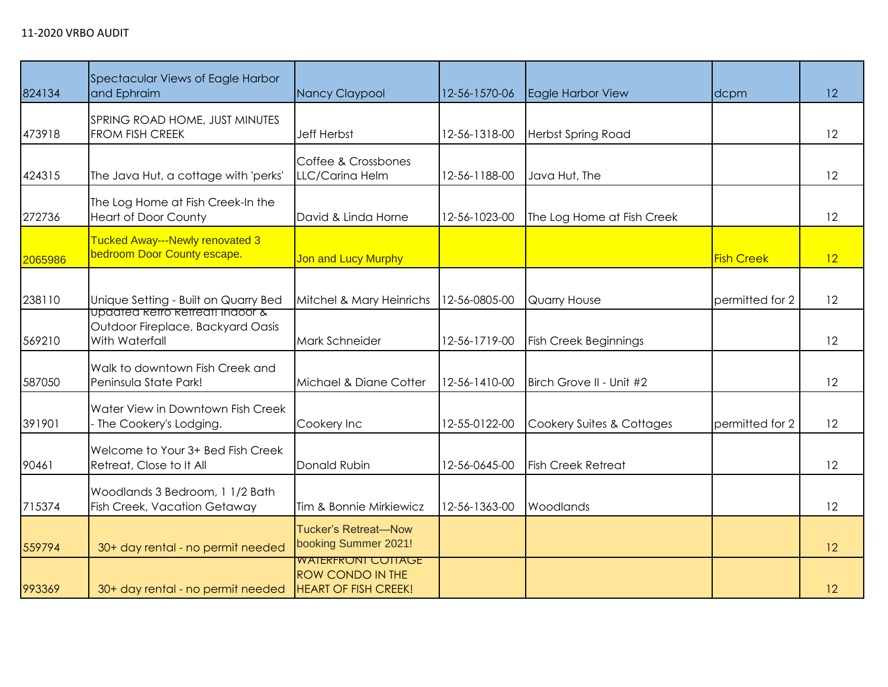11-2020 VRBO AUDIT

| | | | | | | |
|---|---|---|---|---|---|---|
| 824134 | Spectacular Views of Eagle Harbor and Ephraim | Nancy Claypool | 12-56-1570-06 | Eagle Harbor View | dcpm | 12 |
| 473918 | SPRING ROAD HOME, JUST MINUTES FROM FISH CREEK | Jeff Herbst | 12-56-1318-00 | Herbst Spring Road | | 12 |
| 424315 | The Java Hut, a cottage with 'perks' | Coffee & Crossbones LLC/Carina Helm | 12-56-1188-00 | Java Hut, The | | 12 |
| 272736 | The Log Home at Fish Creek-In the Heart of Door County | David & Linda Horne | 12-56-1023-00 | The Log Home at Fish Creek | | 12 |
| 2065986 | Tucked Away---Newly renovated 3 bedroom Door County escape. | Jon and Lucy Murphy | | | Fish Creek | 12 |
| 238110 | Unique Setting - Built on Quarry Bed | Mitchel & Mary Heinrichs | 12-56-0805-00 | Quarry House | permitted for 2 | 12 |
| 569210 | Updated Retro Retreat! Indoor & Outdoor Fireplace, Backyard Oasis With Waterfall | Mark Schneider | 12-56-1719-00 | Fish Creek Beginnings | | 12 |
| 587050 | Walk to downtown Fish Creek and Peninsula State Park! | Michael & Diane Cotter | 12-56-1410-00 | Birch Grove II - Unit #2 | | 12 |
| 391901 | Water View in Downtown Fish Creek - The Cookery's Lodging. | Cookery Inc | 12-55-0122-00 | Cookery Suites & Cottages | permitted for 2 | 12 |
| 90461 | Welcome to Your 3+ Bed Fish Creek Retreat, Close to It All | Donald Rubin | 12-56-0645-00 | Fish Creek Retreat | | 12 |
| 715374 | Woodlands 3 Bedroom, 1 1/2 Bath Fish Creek, Vacation Getaway | Tim & Bonnie Mirkiewicz | 12-56-1363-00 | Woodlands | | 12 |
| 559794 | 30+ day rental - no permit needed | Tucker's Retreat—Now booking Summer 2021! | | | | 12 |
| 993369 | 30+ day rental - no permit needed | WATERFRONT COTTAGE ROW CONDO IN THE HEART OF FISH CREEK! | | | | 12 |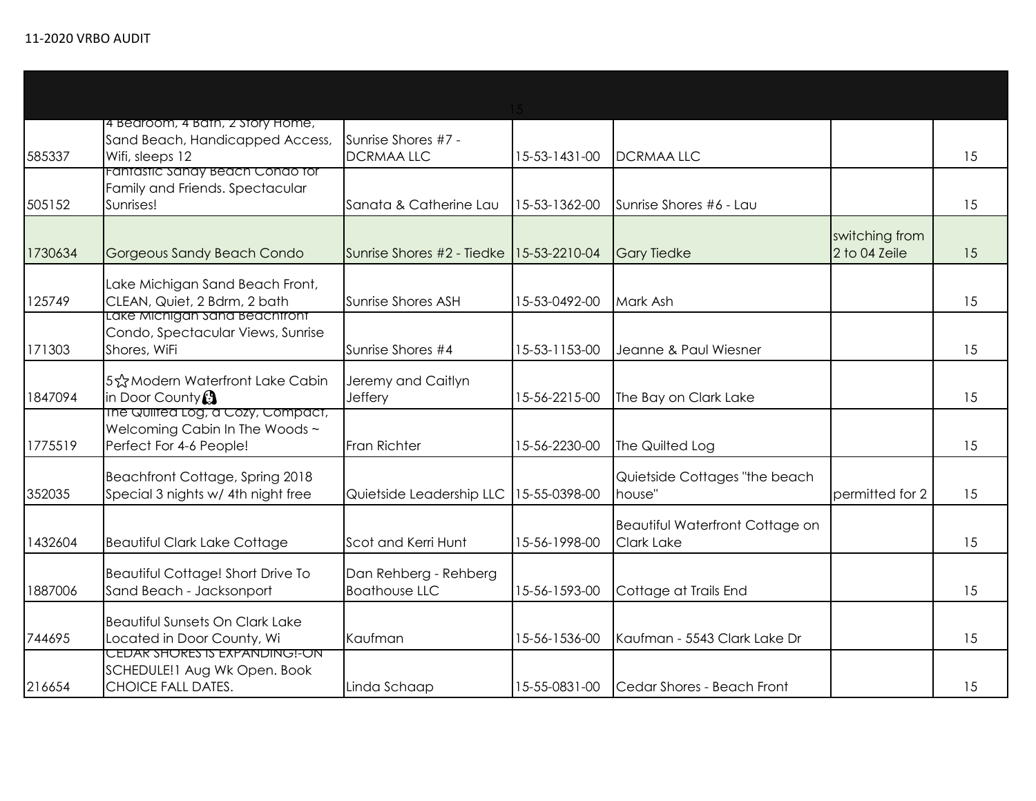11-2020 VRBO AUDIT

| | | | | | | 15 |
|---|---|---|---|---|---|---|
| 585337 | 4 Bedroom, 4 Bath, 2 Story Home, Sand Beach, Handicapped Access, Wifi, sleeps 12 | Sunrise Shores #7 - DCRMAA LLC | 15-53-1431-00 | DCRMAA LLC | | 15 |
| 505152 | Fantastic Sandy Beach Condo for Family and Friends. Spectacular Sunrises! | Sanata & Catherine Lau | 15-53-1362-00 | Sunrise Shores #6 - Lau | | 15 |
| 1730634 | Gorgeous Sandy Beach Condo | Sunrise Shores #2 - Tiedke | 15-53-2210-04 | Gary Tiedke | switching from 2 to 04 Zeile | 15 |
| 125749 | Lake Michigan Sand Beach Front, CLEAN, Quiet, 2 Bdrm, 2 bath | Sunrise Shores ASH | 15-53-0492-00 | Mark Ash | | 15 |
| 171303 | Lake Michigan Sand Beachfront Condo, Spectacular Views, Sunrise Shores, WiFi | Sunrise Shores #4 | 15-53-1153-00 | Jeanne & Paul Wiesner | | 15 |
| 1847094 | 5☆Modern Waterfront Lake Cabin in Door County | Jeremy and Caitlyn Jeffery | 15-56-2215-00 | The Bay on Clark Lake | | 15 |
| 1775519 | The Quilted Log, a Cozy, Compact, Welcoming Cabin In The Woods ~ Perfect For 4-6 People! | Fran Richter | 15-56-2230-00 | The Quilted Log | | 15 |
| 352035 | Beachfront Cottage, Spring 2018 Special 3 nights w/ 4th night free | Quietside Leadership LLC | 15-55-0398-00 | Quietside Cottages "the beach house" | permitted for 2 | 15 |
| 1432604 | Beautiful Clark Lake Cottage | Scot and Kerri Hunt | 15-56-1998-00 | Beautiful Waterfront Cottage on Clark Lake | | 15 |
| 1887006 | Beautiful Cottage! Short Drive To Sand Beach - Jacksonport | Dan Rehberg - Rehberg Boathouse LLC | 15-56-1593-00 | Cottage at Trails End | | 15 |
| 744695 | Beautiful Sunsets On Clark Lake Located in Door County, Wi | Kaufman | 15-56-1536-00 | Kaufman - 5543 Clark Lake Dr | | 15 |
| 216654 | CEDAR SHORES IS EXPANDING!-ON SCHEDULE!1 Aug Wk Open. Book CHOICE FALL DATES. | Linda Schaap | 15-55-0831-00 | Cedar Shores - Beach Front | | 15 |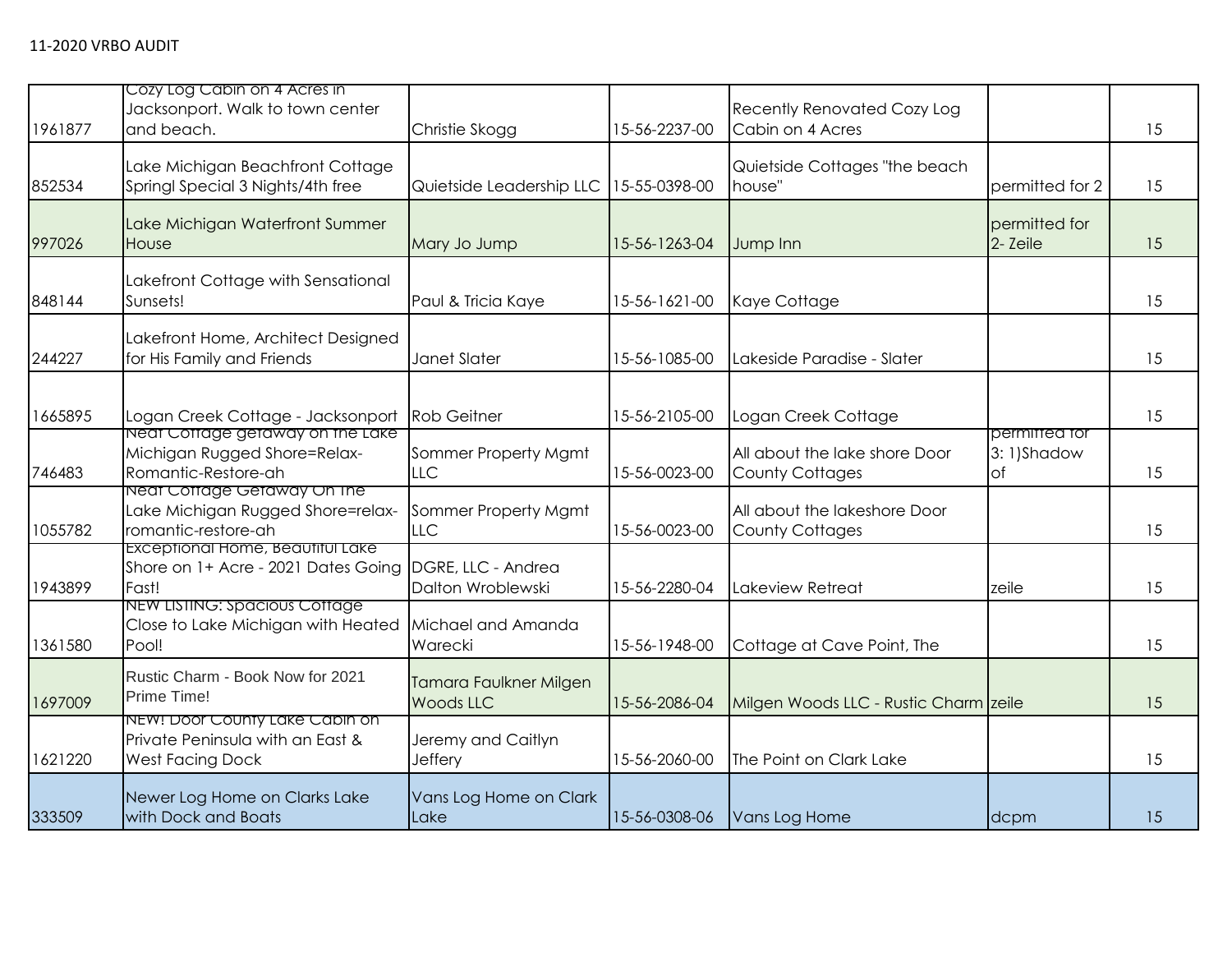11-2020 VRBO AUDIT

| | | | | | | |
|---|---|---|---|---|---|---|
| 1961877 | Cozy Log Cabin on 4 Acres in Jacksonport. Walk to town center and beach. | Christie Skogg | 15-56-2237-00 | Recently Renovated Cozy Log Cabin on 4 Acres | | 15 |
| 852534 | Lake Michigan Beachfront Cottage Springl Special 3 Nights/4th free | Quietside Leadership LLC | 15-55-0398-00 | Quietside Cottages "the beach house" | permitted for 2 | 15 |
| 997026 | Lake Michigan Waterfront Summer House | Mary Jo Jump | 15-56-1263-04 | Jump Inn | permitted for 2- Zeile | 15 |
| 848144 | Lakefront Cottage with Sensational Sunsets! | Paul & Tricia Kaye | 15-56-1621-00 | Kaye Cottage | | 15 |
| 244227 | Lakefront Home, Architect Designed for His Family and Friends | Janet Slater | 15-56-1085-00 | Lakeside Paradise - Slater | | 15 |
| 1665895 | Logan Creek Cottage - Jacksonport | Rob Geitner | 15-56-2105-00 | Logan Creek Cottage | | 15 |
| 746483 | Neat Cottage getaway on the Lake Michigan Rugged Shore=Relax-Romantic-Restore-ah | Sommer Property Mgmt LLC | 15-56-0023-00 | All about the lake shore Door County Cottages | permitted for 3: 1)Shadow of | 15 |
| 1055782 | Neat Cottage Getaway On The Lake Michigan Rugged Shore=relax-romantic-restore-ah | Sommer Property Mgmt LLC | 15-56-0023-00 | All about the lakeshore Door County Cottages | | 15 |
| 1943899 | Exceptional Home, Beautiful Lake Shore on 1+ Acre - 2021 Dates Going Fast! | DGRE, LLC - Andrea Dalton Wroblewski | 15-56-2280-04 | Lakeview Retreat | zeile | 15 |
| 1361580 | NEW LISTING: Spacious Cottage Close to Lake Michigan with Heated Pool! | Michael and Amanda Warecki | 15-56-1948-00 | Cottage at Cave Point, The | | 15 |
| 1697009 | Rustic Charm - Book Now for 2021 Prime Time! | Tamara Faulkner Milgen Woods LLC | 15-56-2086-04 | Milgen Woods LLC - Rustic Charm | zeile | 15 |
| 1621220 | NEW! Door County Lake Cabin on Private Peninsula with an East & West Facing Dock | Jeremy and Caitlyn Jeffery | 15-56-2060-00 | The Point on Clark Lake | | 15 |
| 333509 | Newer Log Home on Clarks Lake with Dock and Boats | Vans Log Home on Clark Lake | 15-56-0308-06 | Vans Log Home | dcpm | 15 |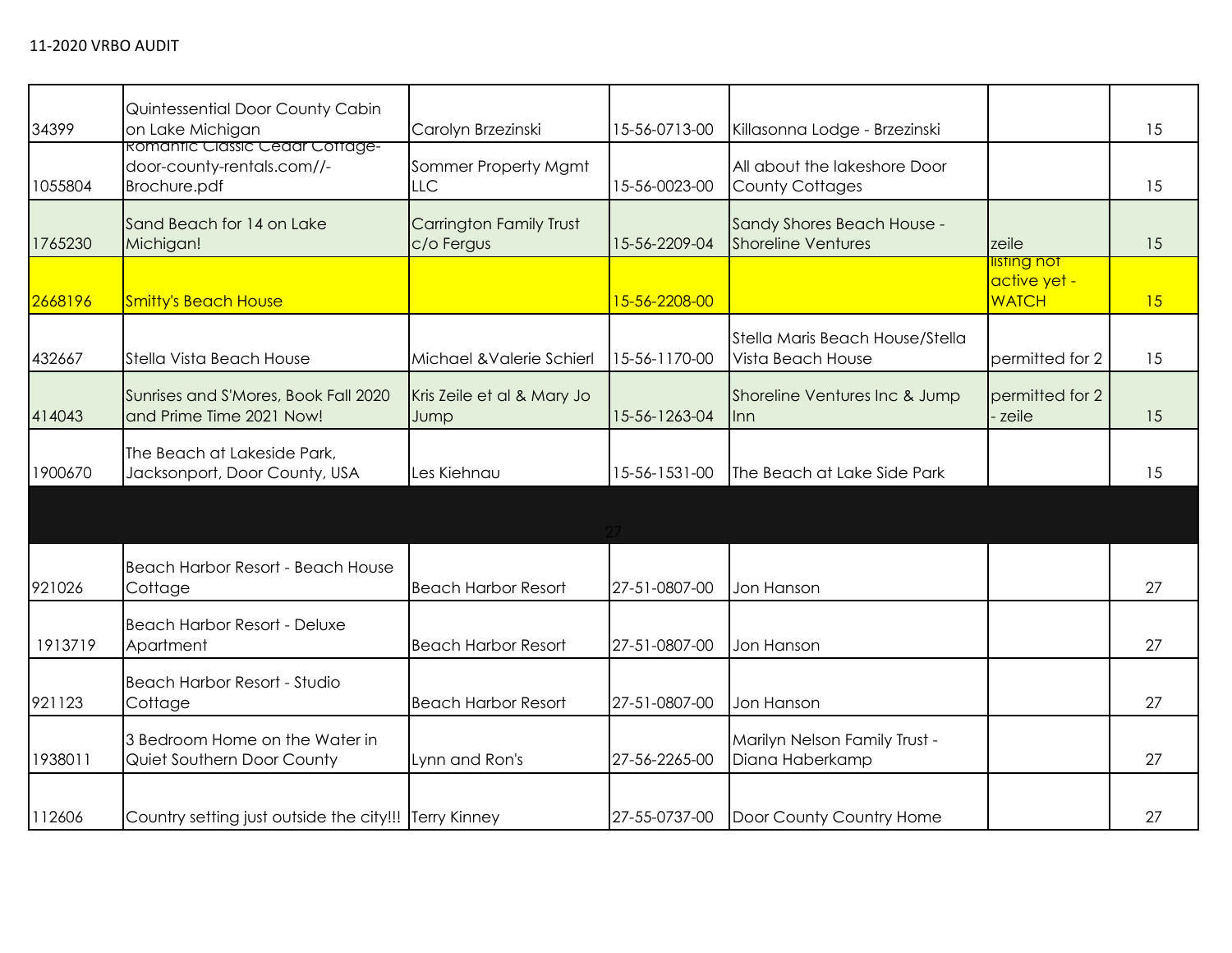11-2020 VRBO AUDIT

| | | | | | | |
|---|---|---|---|---|---|---|
| 34399 | Quintessential Door County Cabin on Lake Michigan | Carolyn Brzezinski | 15-56-0713-00 | Killasonna Lodge - Brzezinski | | 15 |
| 1055804 | Romantic Classic Cedar Cottage-door-county-rentals.com//-Brochure.pdf | Sommer Property Mgmt LLC | 15-56-0023-00 | All about the lakeshore Door County Cottages | | 15 |
| 1765230 | Sand Beach for 14 on Lake Michigan! | Carrington Family Trust c/o Fergus | 15-56-2209-04 | Sandy Shores Beach House - Shoreline Ventures | zeile | 15 |
| 2668196 | Smitty's Beach House | | 15-56-2208-00 | | listing not active yet - WATCH | 15 |
| 432667 | Stella Vista Beach House | Michael &Valerie Schierl | 15-56-1170-00 | Stella Maris Beach House/Stella Vista Beach House | permitted for 2 | 15 |
| 414043 | Sunrises and S'Mores, Book Fall 2020 and Prime Time 2021 Now! | Kris Zeile et al & Mary Jo Jump | 15-56-1263-04 | Shoreline Ventures Inc & Jump Inn | permitted for 2 - zeile | 15 |
| 1900670 | The Beach at Lakeside Park, Jacksonport, Door County, USA | Les Kiehnau | 15-56-1531-00 | The Beach at Lake Side Park | | 15 |
| | | | 27 | | | |
| 921026 | Beach Harbor Resort - Beach House Cottage | Beach Harbor Resort | 27-51-0807-00 | Jon Hanson | | 27 |
| 1913719 | Beach Harbor Resort - Deluxe Apartment | Beach Harbor Resort | 27-51-0807-00 | Jon Hanson | | 27 |
| 921123 | Beach Harbor Resort - Studio Cottage | Beach Harbor Resort | 27-51-0807-00 | Jon Hanson | | 27 |
| 1938011 | 3 Bedroom Home on the Water in Quiet Southern Door County | Lynn and Ron's | 27-56-2265-00 | Marilyn Nelson Family Trust - Diana Haberkamp | | 27 |
| 112606 | Country setting just outside the city!!! | Terry Kinney | 27-55-0737-00 | Door County Country Home | | 27 |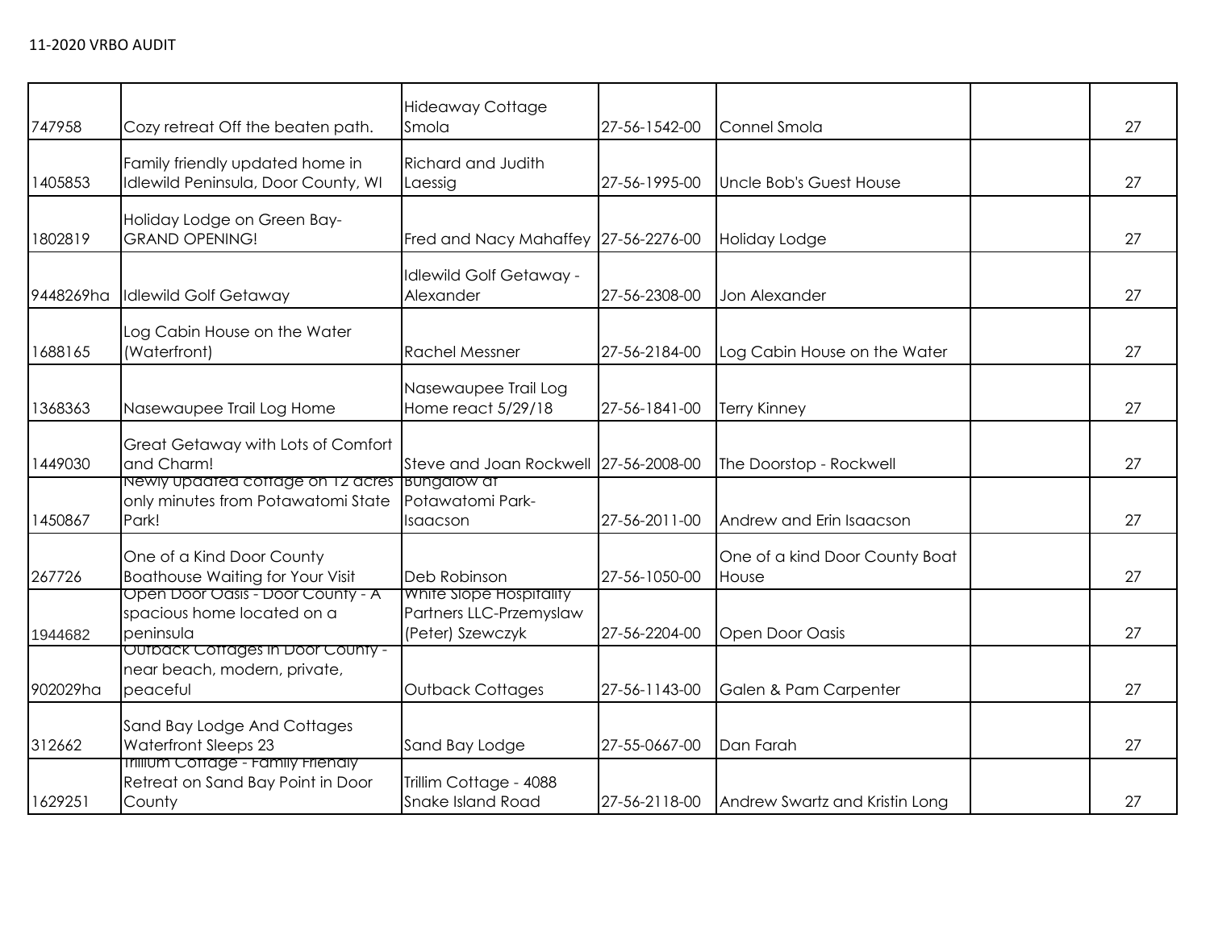11-2020 VRBO AUDIT

| | | | | | | |
|---|---|---|---|---|---|---|
| 747958 | Cozy retreat Off the beaten path. | Hideaway Cottage Smola | 27-56-1542-00 | Connel Smola | | 27 |
| 1405853 | Family friendly updated home in Idlewild Peninsula, Door County, WI | Richard and Judith Laessig | 27-56-1995-00 | Uncle Bob's Guest House | | 27 |
| 1802819 | Holiday Lodge on Green Bay- GRAND OPENING! | Fred and Nacy Mahaffey | 27-56-2276-00 | Holiday Lodge | | 27 |
| 9448269ha | Idlewild Golf Getaway | Idlewild Golf Getaway - Alexander | 27-56-2308-00 | Jon Alexander | | 27 |
| 1688165 | Log Cabin House on the Water (Waterfront) | Rachel Messner | 27-56-2184-00 | Log Cabin House on the Water | | 27 |
| 1368363 | Nasewaupee Trail Log Home | Nasewaupee Trail Log Home react 5/29/18 | 27-56-1841-00 | Terry Kinney | | 27 |
| 1449030 | Great Getaway with Lots of Comfort and Charm! | Steve and Joan Rockwell | 27-56-2008-00 | The Doorstop - Rockwell | | 27 |
| 1450867 | Newly updated cottage on 12 acres only minutes from Potawatomi State Park! | Bungalow at Potawatomi Park-Isaacson | 27-56-2011-00 | Andrew and Erin Isaacson | | 27 |
| 267726 | One of a Kind Door County Boathouse Waiting for Your Visit | Deb Robinson | 27-56-1050-00 | One of a kind Door County Boat House | | 27 |
| 1944682 | Open Door Oasis - Door County - A spacious home located on a peninsula | White Slope Hospitality Partners LLC-Przemyslaw (Peter) Szewczyk | 27-56-2204-00 | Open Door Oasis | | 27 |
| 902029ha | Outback Cottages in Door County - near beach, modern, private, peaceful | Outback Cottages | 27-56-1143-00 | Galen & Pam Carpenter | | 27 |
| 312662 | Sand Bay Lodge And Cottages Waterfront Sleeps 23 | Sand Bay Lodge | 27-55-0667-00 | Dan Farah | | 27 |
| 1629251 | Trillium Cottage - Family Friendly Retreat on Sand Bay Point in Door County | Trillim Cottage - 4088 Snake Island Road | 27-56-2118-00 | Andrew Swartz and Kristin Long | | 27 |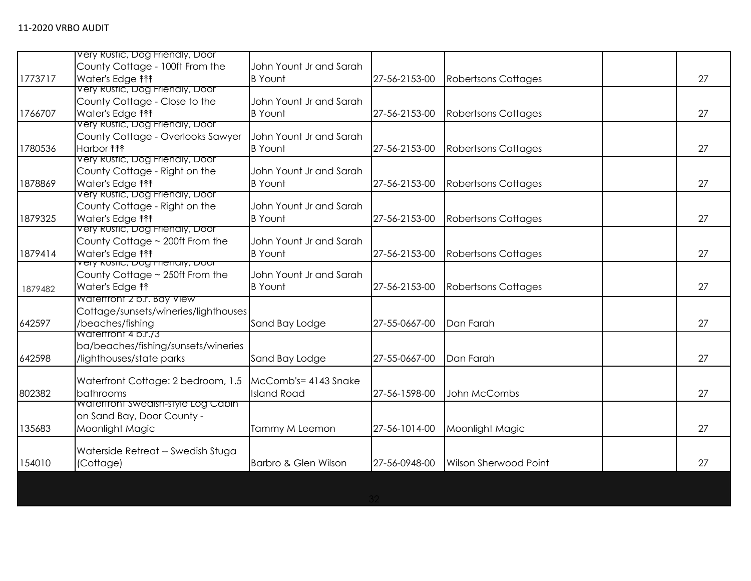| | | | | | | |
|---|---|---|---|---|---|---|
| 1773717 | Very Rustic, Dog Friendly, Door County Cottage - 100ft From the Water's Edge ↟↟↟ | John Yount Jr and Sarah B Yount | 27-56-2153-00 | Robertsons Cottages | | 27 |
| 1766707 | Very Rustic, Dog Friendly, Door County Cottage - Close to the Water's Edge ↟↟↟ | John Yount Jr and Sarah B Yount | 27-56-2153-00 | Robertsons Cottages | | 27 |
| 1780536 | Very Rustic, Dog Friendly, Door County Cottage - Overlooks Sawyer Harbor ↟↟↟ | John Yount Jr and Sarah B Yount | 27-56-2153-00 | Robertsons Cottages | | 27 |
| 1878869 | Very Rustic, Dog Friendly, Door County Cottage - Right on the Water's Edge ↟↟↟ | John Yount Jr and Sarah B Yount | 27-56-2153-00 | Robertsons Cottages | | 27 |
| 1879325 | Very Rustic, Dog Friendly, Door County Cottage - Right on the Water's Edge ↟↟↟ | John Yount Jr and Sarah B Yount | 27-56-2153-00 | Robertsons Cottages | | 27 |
| 1879414 | Very Rustic, Dog Friendly, Door County Cottage ~ 200ft From the Water's Edge ↟↟↟ | John Yount Jr and Sarah B Yount | 27-56-2153-00 | Robertsons Cottages | | 27 |
| 1879482 | Very Rustic, Dog Friendly, Door County Cottage ~ 250ft From the Water's Edge ↟↟ | John Yount Jr and Sarah B Yount | 27-56-2153-00 | Robertsons Cottages | | 27 |
| 642597 | Waterfront 2 b.r. Bay View Cottage/sunsets/wineries/lighthouses/beaches/fishing | Sand Bay Lodge | 27-55-0667-00 | Dan Farah | | 27 |
| 642598 | Waterfront 4 b.r./3 ba/beaches/fishing/sunsets/wineries/lighthouses/state parks | Sand Bay Lodge | 27-55-0667-00 | Dan Farah | | 27 |
| 802382 | Waterfront Cottage: 2 bedroom, 1.5 bathrooms | McComb's= 4143 Snake Island Road | 27-56-1598-00 | John McCombs | | 27 |
| 135683 | Waterfront Swedish-style Log Cabin on Sand Bay, Door County - Moonlight Magic | Tammy M Leemon | 27-56-1014-00 | Moonlight Magic | | 27 |
| 154010 | Waterside Retreat -- Swedish Stuga (Cottage) | Barbro & Glen Wilson | 27-56-0948-00 | Wilson Sherwood Point | | 27 |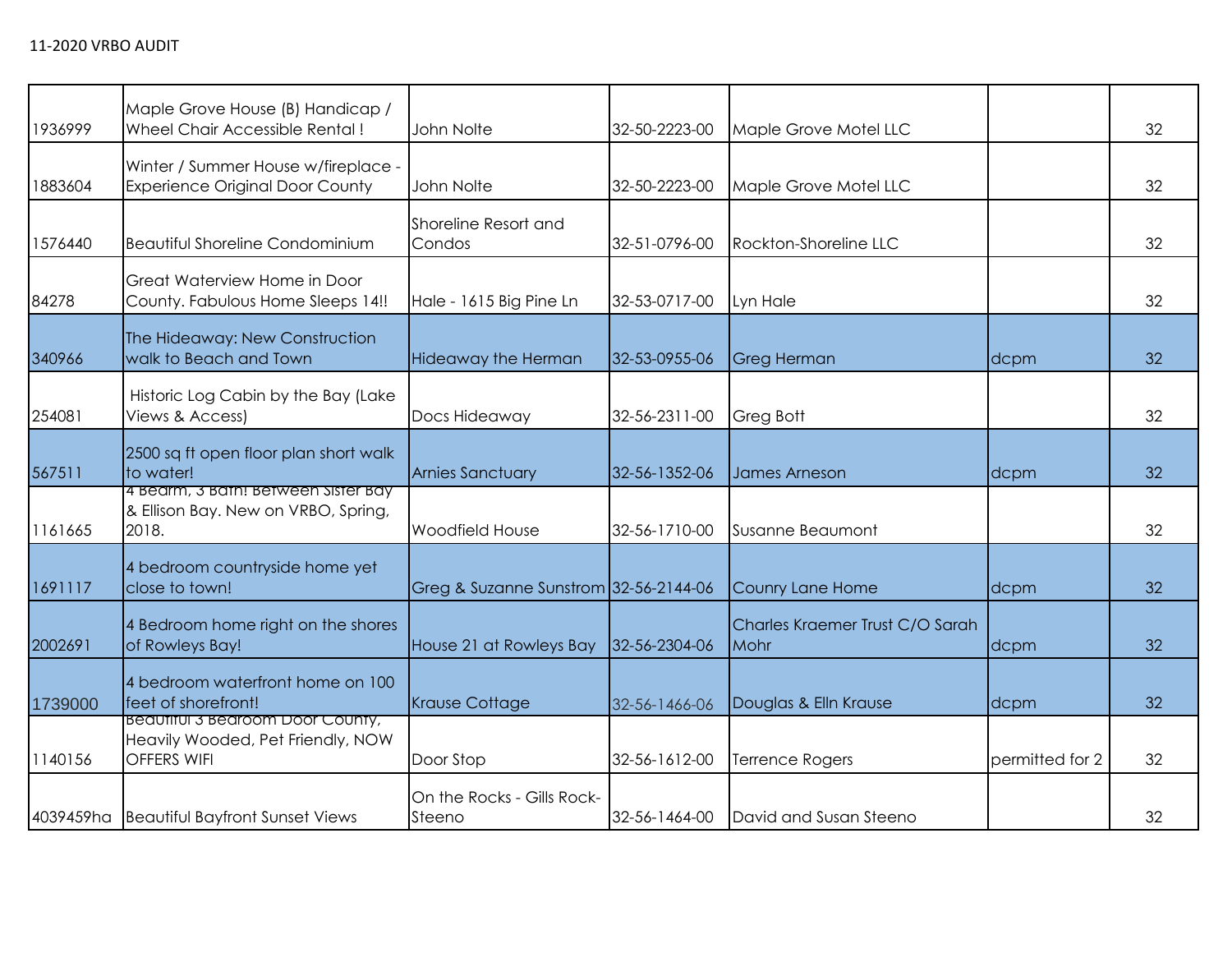11-2020 VRBO AUDIT

| | | | | | | |
|---|---|---|---|---|---|---|
| 1936999 | Maple Grove House (B) Handicap / Wheel Chair Accessible Rental ! | John Nolte | 32-50-2223-00 | Maple Grove Motel LLC | | 32 |
| 1883604 | Winter / Summer House w/fireplace - Experience Original Door County | John Nolte | 32-50-2223-00 | Maple Grove Motel LLC | | 32 |
| 1576440 | Beautiful Shoreline Condominium | Shoreline Resort and Condos | 32-51-0796-00 | Rockton-Shoreline LLC | | 32 |
| 84278 | Great Waterview Home in Door County. Fabulous Home Sleeps 14!! | Hale - 1615 Big Pine Ln | 32-53-0717-00 | Lyn Hale | | 32 |
| 340966 | The Hideaway: New Construction walk to Beach and Town | Hideaway the Herman | 32-53-0955-06 | Greg Herman | dcpm | 32 |
| 254081 | Historic Log Cabin by the Bay (Lake Views & Access) | Docs Hideaway | 32-56-2311-00 | Greg Bott | | 32 |
| 567511 | 2500 sq ft open floor plan short walk to water! | Arnies Sanctuary | 32-56-1352-06 | James Arneson | dcpm | 32 |
| 1161665 | 4 Bedrm, 3 Bath! Between Sister Bay & Ellison Bay. New on VRBO, Spring, 2018. | Woodfield House | 32-56-1710-00 | Susanne Beaumont | | 32 |
| 1691117 | 4 bedroom countryside home yet close to town! | Greg & Suzanne Sunstrom | 32-56-2144-06 | Counry Lane Home | dcpm | 32 |
| 2002691 | 4 Bedroom home right on the shores of Rowleys Bay! | House 21 at Rowleys Bay | 32-56-2304-06 | Charles Kraemer Trust C/O Sarah Mohr | dcpm | 32 |
| 1739000 | 4 bedroom waterfront home on 100 feet of shorefront! | Krause Cottage | 32-56-1466-06 | Douglas & Elln Krause | dcpm | 32 |
| 1140156 | Beautiful 3 Bedroom Door County, Heavily Wooded, Pet Friendly, NOW OFFERS WIFI | Door Stop | 32-56-1612-00 | Terrence Rogers | permitted for 2 | 32 |
| 4039459ha | Beautiful Bayfront Sunset Views | On the Rocks - Gills Rock-Steeno | 32-56-1464-00 | David and Susan Steeno | | 32 |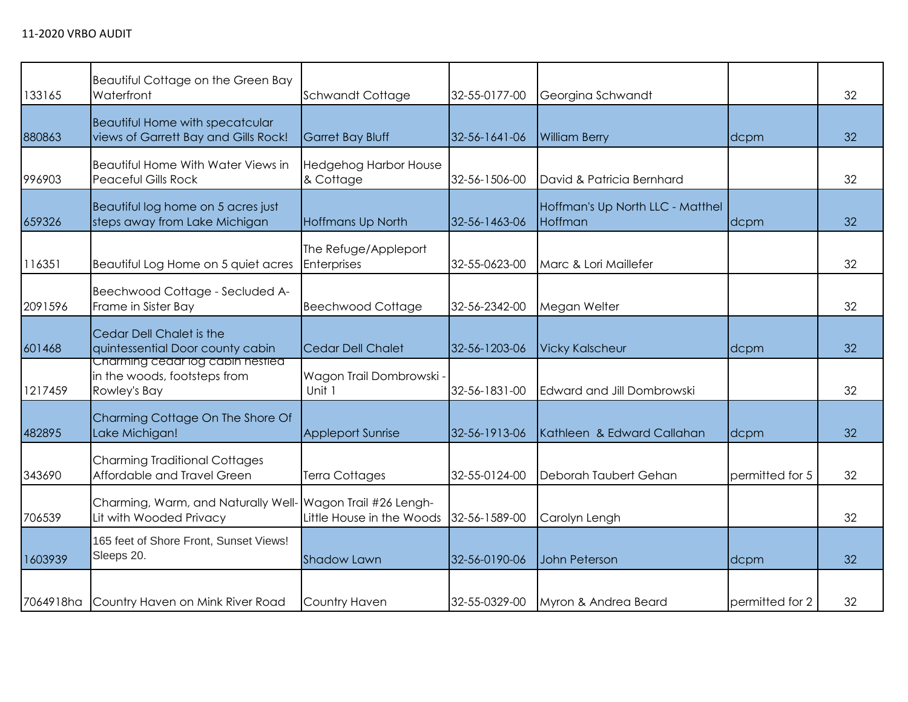11-2020 VRBO AUDIT

| | | | | | | |
|---|---|---|---|---|---|---|
| 133165 | Beautiful Cottage on the Green Bay Waterfront | Schwandt Cottage | 32-55-0177-00 | Georgina Schwandt | | 32 |
| 880863 | Beautiful Home with specatcular views of Garrett Bay and Gills Rock! | Garret Bay Bluff | 32-56-1641-06 | William Berry | dcpm | 32 |
| 996903 | Beautiful Home With Water Views in Peaceful Gills Rock | Hedgehog Harbor House & Cottage | 32-56-1506-00 | David & Patricia Bernhard | | 32 |
| 659326 | Beautiful log home on 5 acres just steps away from Lake Michigan | Hoffmans Up North | 32-56-1463-06 | Hoffman's Up North LLC - Matthel Hoffman | dcpm | 32 |
| 116351 | Beautiful Log Home on 5 quiet acres | The Refuge/Appleport Enterprises | 32-55-0623-00 | Marc & Lori Maillefer | | 32 |
| 2091596 | Beechwood Cottage - Secluded A-Frame in Sister Bay | Beechwood Cottage | 32-56-2342-00 | Megan Welter | | 32 |
| 601468 | Cedar Dell Chalet is the quintessential Door county cabin | Cedar Dell Chalet | 32-56-1203-06 | Vicky Kalscheur | dcpm | 32 |
| 1217459 | Charming cedar log cabin nestled in the woods, footsteps from Rowley's Bay | Wagon Trail Dombrowski - Unit 1 | 32-56-1831-00 | Edward and Jill Dombrowski | | 32 |
| 482895 | Charming Cottage On The Shore Of Lake Michigan! | Appleport Sunrise | 32-56-1913-06 | Kathleen & Edward Callahan | dcpm | 32 |
| 343690 | Charming Traditional Cottages Affordable and Travel Green | Terra Cottages | 32-55-0124-00 | Deborah Taubert Gehan | permitted for 5 | 32 |
| 706539 | Charming, Warm, and Naturally Well-Lit with Wooded Privacy | Wagon Trail #26 Lengh-Little House in the Woods | 32-56-1589-00 | Carolyn Lengh | | 32 |
| 1603939 | 165 feet of Shore Front, Sunset Views! Sleeps 20. | Shadow Lawn | 32-56-0190-06 | John Peterson | dcpm | 32 |
| 7064918ha | Country Haven on Mink River Road | Country Haven | 32-55-0329-00 | Myron & Andrea Beard | permitted for 2 | 32 |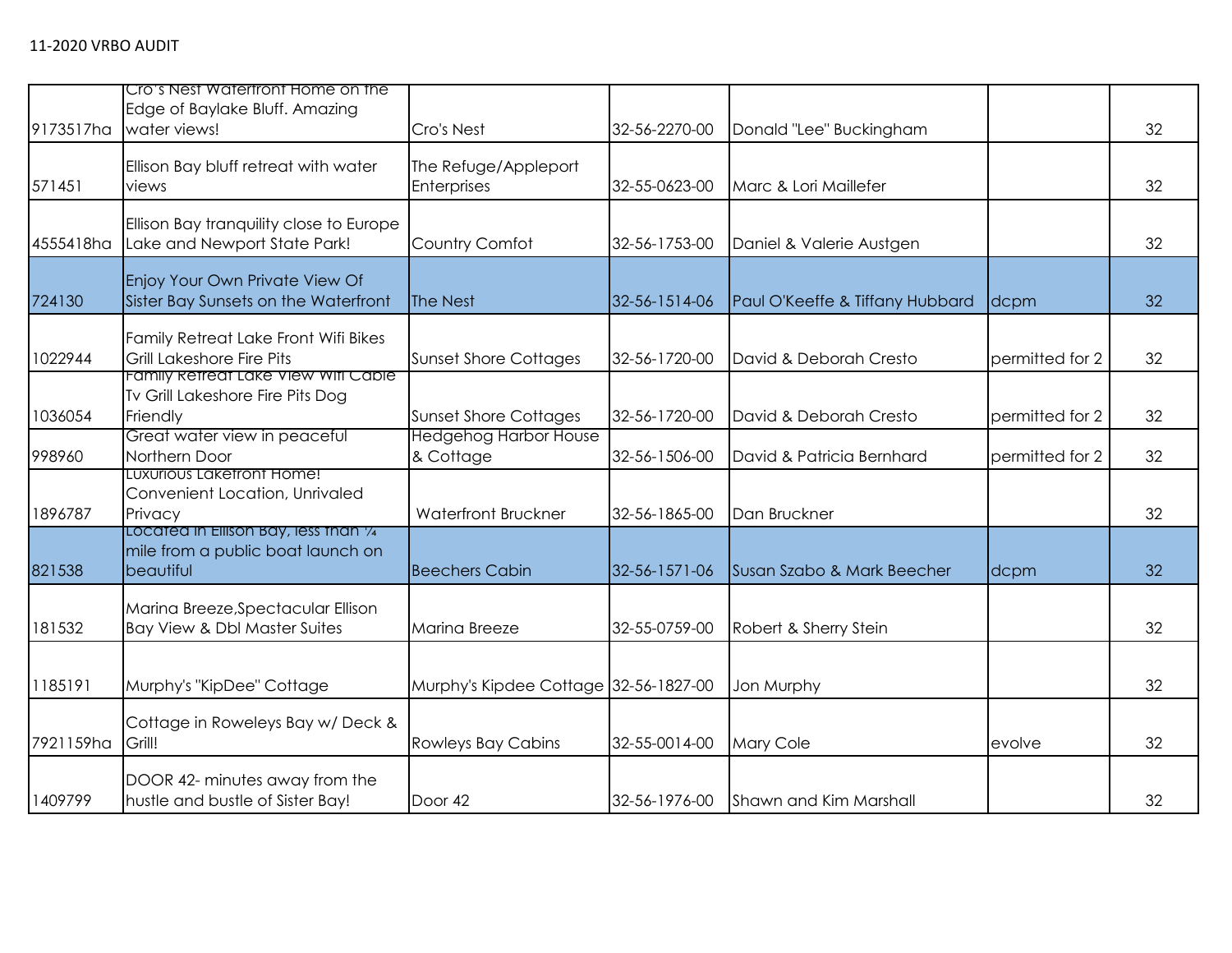11-2020 VRBO AUDIT

| | | | | | | |
|---|---|---|---|---|---|---|
| 9173517ha | Cro's Nest Waterfront Home on the Edge of Baylake Bluff. Amazing water views! | Cro's Nest | 32-56-2270-00 | Donald "Lee" Buckingham | | 32 |
| 571451 | Ellison Bay bluff retreat with water views | The Refuge/Appleport Enterprises | 32-55-0623-00 | Marc & Lori Maillefer | | 32 |
| 4555418ha | Ellison Bay tranquility close to Europe Lake and Newport State Park! | Country Comfot | 32-56-1753-00 | Daniel & Valerie Austgen | | 32 |
| 724130 | Enjoy Your Own Private View Of Sister Bay Sunsets on the Waterfront | The Nest | 32-56-1514-06 | Paul O'Keeffe & Tiffany Hubbard | dcpm | 32 |
| 1022944 | Family Retreat Lake Front Wifi Bikes Grill Lakeshore Fire Pits | Sunset Shore Cottages | 32-56-1720-00 | David & Deborah Cresto | permitted for 2 | 32 |
| 1036054 | Family Retreat Lake View Wifi Cable Tv Grill Lakeshore Fire Pits Dog Friendly | Sunset Shore Cottages | 32-56-1720-00 | David & Deborah Cresto | permitted for 2 | 32 |
| 998960 | Great water view in peaceful Northern Door | Hedgehog Harbor House & Cottage | 32-56-1506-00 | David & Patricia Bernhard | permitted for 2 | 32 |
| 1896787 | Luxurious Lakefront Home! Convenient Location, Unrivaled Privacy | Waterfront Bruckner | 32-56-1865-00 | Dan Bruckner | | 32 |
| 821538 | Located in Ellison Bay, less than ¼ mile from a public boat launch on beautiful | Beechers Cabin | 32-56-1571-06 | Susan Szabo & Mark Beecher | dcpm | 32 |
| 181532 | Marina Breeze,Spectacular Ellison Bay View & Dbl Master Suites | Marina Breeze | 32-55-0759-00 | Robert & Sherry Stein | | 32 |
| 1185191 | Murphy's "KipDee" Cottage | Murphy's Kipdee Cottage | 32-56-1827-00 | Jon Murphy | | 32 |
| 7921159ha | Cottage in Roweleys Bay w/ Deck & Grill! | Rowleys Bay Cabins | 32-55-0014-00 | Mary Cole | evolve | 32 |
| 1409799 | DOOR 42- minutes away from the hustle and bustle of Sister Bay! | Door 42 | 32-56-1976-00 | Shawn and Kim Marshall | | 32 |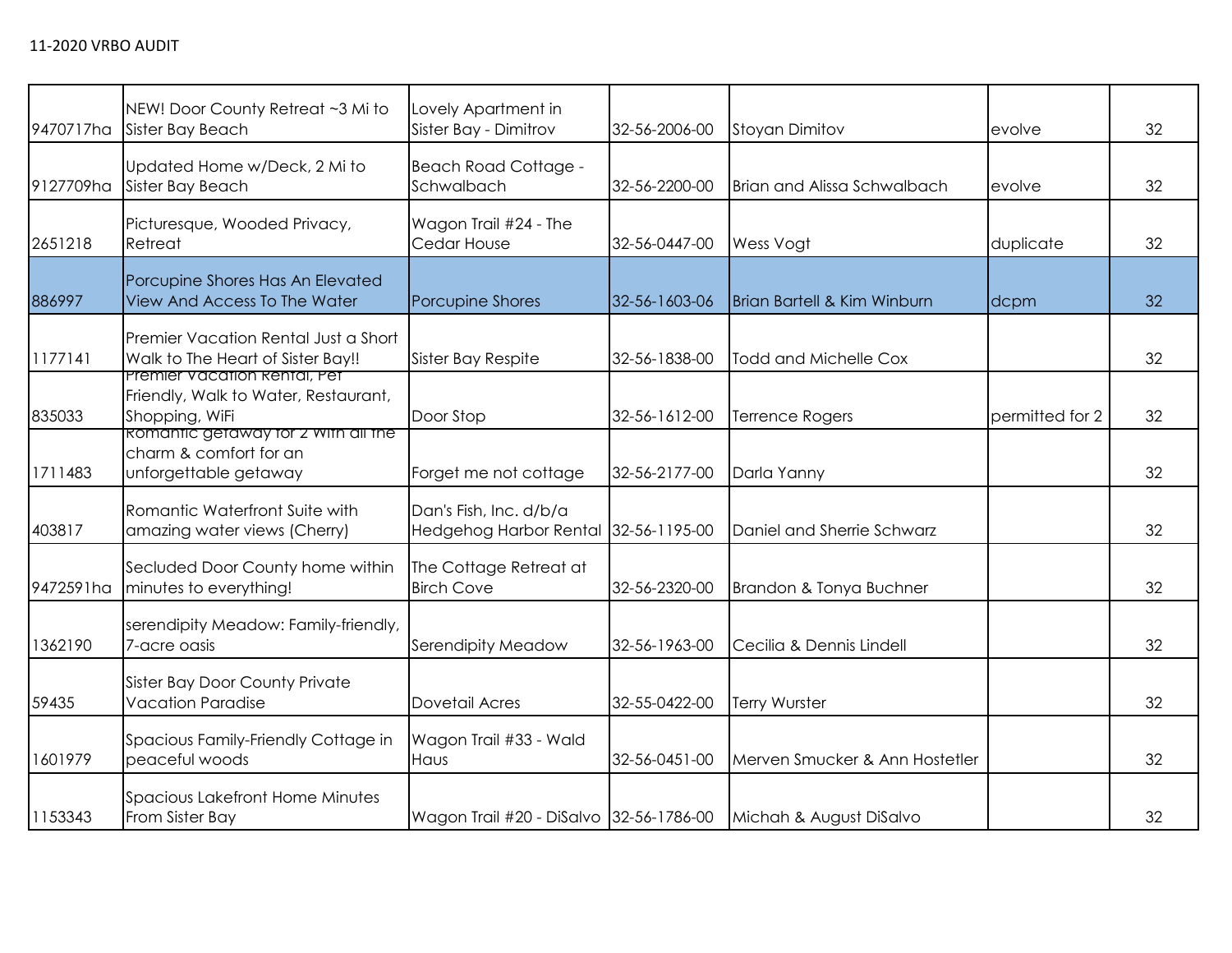11-2020 VRBO AUDIT

| | | | | | | |
|---|---|---|---|---|---|---|
| 9470717ha | NEW! Door County Retreat ~3 Mi to Sister Bay Beach | Lovely Apartment in Sister Bay - Dimitrov | 32-56-2006-00 | Stoyan Dimitov | evolve | 32 |
| 9127709ha | Updated Home w/Deck, 2 Mi to Sister Bay Beach | Beach Road Cottage - Schwalbach | 32-56-2200-00 | Brian and Alissa Schwalbach | evolve | 32 |
| 2651218 | Picturesque, Wooded Privacy, Retreat | Wagon Trail #24 - The Cedar House | 32-56-0447-00 | Wess Vogt | duplicate | 32 |
| 886997 | Porcupine Shores Has An Elevated View And Access To The Water | Porcupine Shores | 32-56-1603-06 | Brian Bartell & Kim Winburn | dcpm | 32 |
| 1177141 | Premier Vacation Rental Just a Short Walk to The Heart of Sister Bay!! | Sister Bay Respite | 32-56-1838-00 | Todd and Michelle Cox | | 32 |
| 835033 | Premier Vacation Rental, Pet Friendly, Walk to Water, Restaurant, Shopping, WiFi | Door Stop | 32-56-1612-00 | Terrence Rogers | permitted for 2 | 32 |
| 1711483 | Romantic getaway for 2 with all the charm & comfort for an unforgettable getaway | Forget me not cottage | 32-56-2177-00 | Darla Yanny | | 32 |
| 403817 | Romantic Waterfront Suite with amazing water views (Cherry) | Dan's Fish, Inc. d/b/a Hedgehog Harbor Rental | 32-56-1195-00 | Daniel and Sherrie Schwarz | | 32 |
| 9472591ha | Secluded Door County home within minutes to everything! | The Cottage Retreat at Birch Cove | 32-56-2320-00 | Brandon & Tonya Buchner | | 32 |
| 1362190 | serendipity Meadow: Family-friendly, 7-acre oasis | Serendipity Meadow | 32-56-1963-00 | Cecilia & Dennis Lindell | | 32 |
| 59435 | Sister Bay Door County Private Vacation Paradise | Dovetail Acres | 32-55-0422-00 | Terry Wurster | | 32 |
| 1601979 | Spacious Family-Friendly Cottage in peaceful woods | Wagon Trail #33 - Wald Haus | 32-56-0451-00 | Merven Smucker & Ann Hostetler | | 32 |
| 1153343 | Spacious Lakefront Home Minutes From Sister Bay | Wagon Trail #20 - DiSalvo | 32-56-1786-00 | Michah & August DiSalvo | | 32 |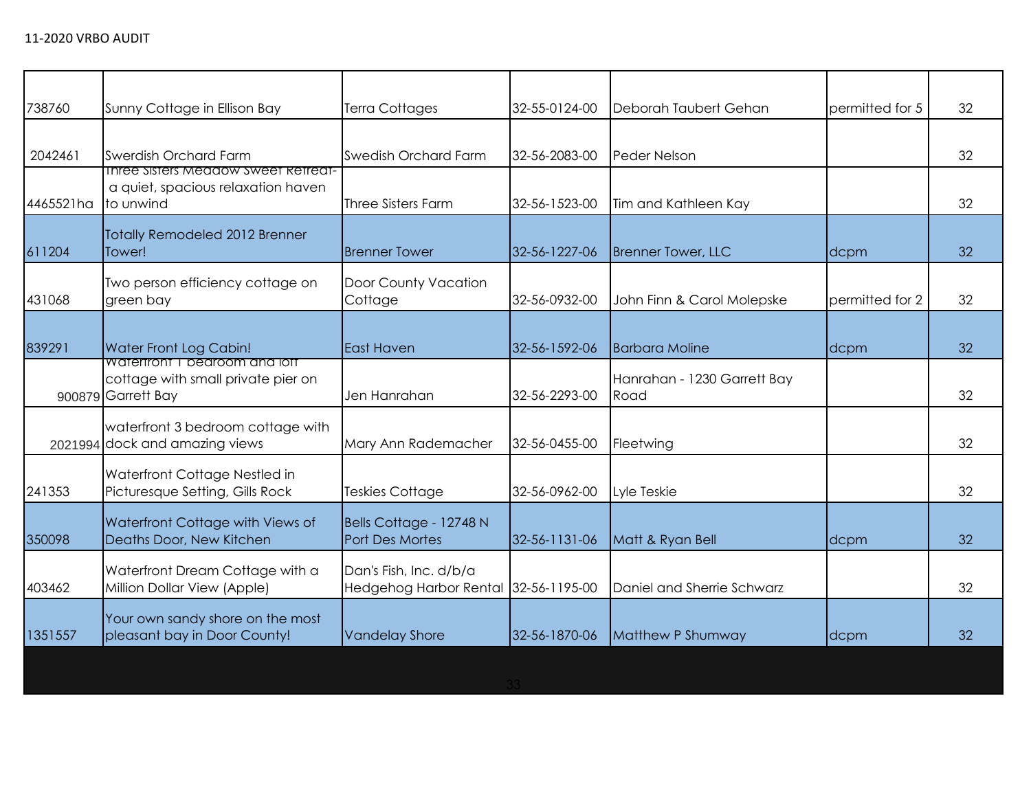11-2020 VRBO AUDIT

| | | | | | | |
|---|---|---|---|---|---|---|
| 738760 | Sunny Cottage in Ellison Bay | Terra Cottages | 32-55-0124-00 | Deborah Taubert Gehan | permitted for 5 | 32 |
| 2042461 | Swerdish Orchard Farm | Swedish Orchard Farm | 32-56-2083-00 | Peder Nelson | | 32 |
| 4465521ha | Three Sisters Meadow Sweet Retreat- a quiet, spacious relaxation haven to unwind | Three Sisters Farm | 32-56-1523-00 | Tim and Kathleen Kay | | 32 |
| 611204 | Totally Remodeled 2012 Brenner Tower! | Brenner Tower | 32-56-1227-06 | Brenner Tower, LLC | dcpm | 32 |
| 431068 | Two person efficiency cottage on green bay | Door County Vacation Cottage | 32-56-0932-00 | John Finn & Carol Molepske | permitted for 2 | 32 |
| 839291 | Water Front Log Cabin! | East Haven | 32-56-1592-06 | Barbara Moline | dcpm | 32 |
| 900879 | Waterfront 1 bedroom and loft cottage with small private pier on Garrett Bay | Jen Hanrahan | 32-56-2293-00 | Hanrahan - 1230 Garrett Bay Road | | 32 |
| 2021994 | waterfront 3 bedroom cottage with dock and amazing views | Mary Ann Rademacher | 32-56-0455-00 | Fleetwing | | 32 |
| 241353 | Waterfront Cottage Nestled in Picturesque Setting, Gills Rock | Teskies Cottage | 32-56-0962-00 | Lyle Teskie | | 32 |
| 350098 | Waterfront Cottage with Views of Deaths Door, New Kitchen | Bells Cottage - 12748 N Port Des Mortes | 32-56-1131-06 | Matt & Ryan Bell | dcpm | 32 |
| 403462 | Waterfront Dream Cottage with a Million Dollar View (Apple) | Dan's Fish, Inc. d/b/a Hedgehog Harbor Rental | 32-56-1195-00 | Daniel and Sherrie Schwarz | | 32 |
| 1351557 | Your own sandy shore on the most pleasant bay in Door County! | Vandelay Shore | 32-56-1870-06 | Matthew P Shumway | dcpm | 32 |
| | | | 33 | | | |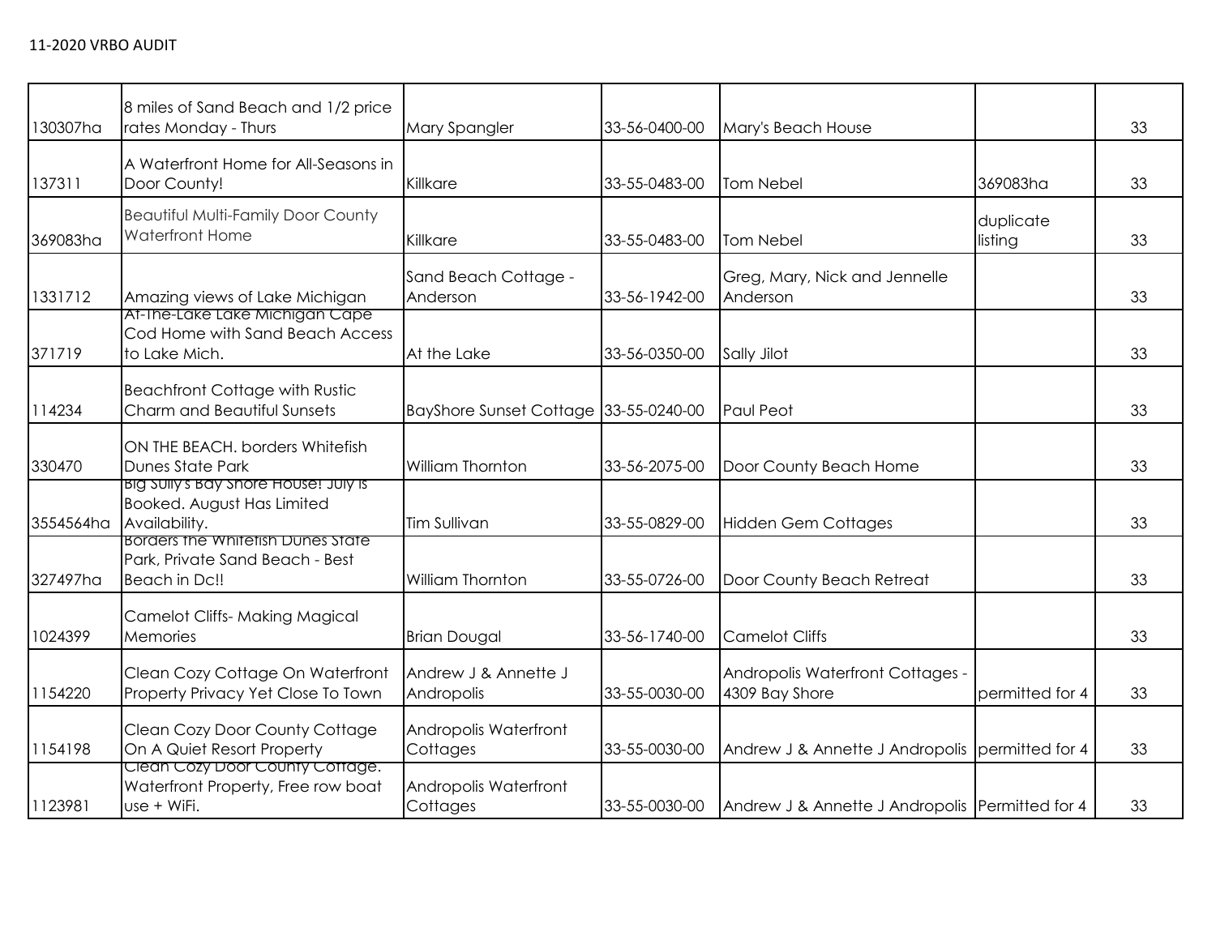11-2020 VRBO AUDIT

| | | | | | | |
|---|---|---|---|---|---|---|
| 130307ha | 8 miles of Sand Beach and 1/2 price rates Monday - Thurs | Mary Spangler | 33-56-0400-00 | Mary's Beach House | | 33 |
| 137311 | A Waterfront Home for All-Seasons in Door County! | Killkare | 33-55-0483-00 | Tom Nebel | 369083ha | 33 |
| 369083ha | Beautiful Multi-Family Door County Waterfront Home | Killkare | 33-55-0483-00 | Tom Nebel | duplicate listing | 33 |
| 1331712 | Amazing views of Lake Michigan | Sand Beach Cottage - Anderson | 33-56-1942-00 | Greg, Mary, Nick and Jennelle Anderson | | 33 |
| 371719 | At-The-Lake Lake Michigan Cape Cod Home with Sand Beach Access to Lake Mich. | At the Lake | 33-56-0350-00 | Sally Jilot | | 33 |
| 114234 | Beachfront Cottage with Rustic Charm and Beautiful Sunsets | BayShore Sunset Cottage | 33-55-0240-00 | Paul Peot | | 33 |
| 330470 | ON THE BEACH. borders Whitefish Dunes State Park | William Thornton | 33-56-2075-00 | Door County Beach Home | | 33 |
| 3554564ha | Big Sully's Bay Shore House! July is Booked. August Has Limited Availability. | Tim Sullivan | 33-55-0829-00 | Hidden Gem Cottages | | 33 |
| 327497ha | Borders the Whitefish Dunes State Park, Private Sand Beach - Best Beach in Dc!! | William Thornton | 33-55-0726-00 | Door County Beach Retreat | | 33 |
| 1024399 | Camelot Cliffs- Making Magical Memories | Brian Dougal | 33-56-1740-00 | Camelot Cliffs | | 33 |
| 1154220 | Clean Cozy Cottage On Waterfront Property Privacy Yet Close To Town | Andrew J & Annette J Andropolis | 33-55-0030-00 | Andropolis Waterfront Cottages - 4309 Bay Shore | permitted for 4 | 33 |
| 1154198 | Clean Cozy Door County Cottage On A Quiet Resort Property | Andropolis Waterfront Cottages | 33-55-0030-00 | Andrew J & Annette J Andropolis | permitted for 4 | 33 |
| 1123981 | Clean Cozy Door County Cottage. Waterfront Property, Free row boat use + WiFi. | Andropolis Waterfront Cottages | 33-55-0030-00 | Andrew J & Annette J Andropolis | Permitted for 4 | 33 |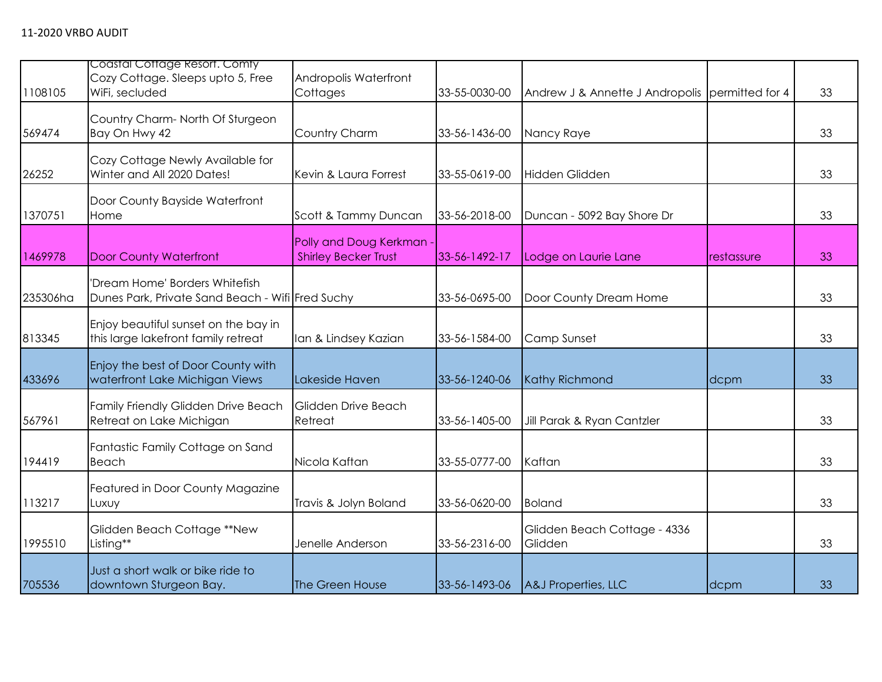11-2020 VRBO AUDIT

| | | | | | | |
|---|---|---|---|---|---|---|
| 1108105 | Coastal Cottage Resort. Comfy Cozy Cottage. Sleeps upto 5, Free WiFi, secluded | Andropolis Waterfront Cottages | 33-55-0030-00 | Andrew J & Annette J Andropolis | permitted for 4 | 33 |
| 569474 | Country Charm- North Of Sturgeon Bay On Hwy 42 | Country Charm | 33-56-1436-00 | Nancy Raye | | 33 |
| 26252 | Cozy Cottage Newly Available for Winter and All 2020 Dates! | Kevin & Laura Forrest | 33-55-0619-00 | Hidden Glidden | | 33 |
| 1370751 | Door County Bayside Waterfront Home | Scott & Tammy Duncan | 33-56-2018-00 | Duncan - 5092 Bay Shore Dr | | 33 |
| 1469978 | Door County Waterfront | Polly and Doug Kerkman - Shirley Becker Trust | 33-56-1492-17 | Lodge on Laurie Lane | restassure | 33 |
| 235306ha | 'Dream Home' Borders Whitefish Dunes Park, Private Sand Beach - Wifi | Fred Suchy | 33-56-0695-00 | Door County Dream Home | | 33 |
| 813345 | Enjoy beautiful sunset on the bay in this large lakefront family retreat | Ian & Lindsey Kazian | 33-56-1584-00 | Camp Sunset | | 33 |
| 433696 | Enjoy the best of Door County with waterfront Lake Michigan Views | Lakeside Haven | 33-56-1240-06 | Kathy Richmond | dcpm | 33 |
| 567961 | Family Friendly Glidden Drive Beach Retreat on Lake Michigan | Glidden Drive Beach Retreat | 33-56-1405-00 | Jill Parak & Ryan Cantzler | | 33 |
| 194419 | Fantastic Family Cottage on Sand Beach | Nicola Kaftan | 33-55-0777-00 | Kaftan | | 33 |
| 113217 | Featured in Door County Magazine Luxuy | Travis & Jolyn Boland | 33-56-0620-00 | Boland | | 33 |
| 1995510 | Glidden Beach Cottage **New Listing** | Jenelle Anderson | 33-56-2316-00 | Glidden Beach Cottage - 4336 Glidden | | 33 |
| 705536 | Just a short walk or bike ride to downtown Sturgeon Bay. | The Green House | 33-56-1493-06 | A&J Properties, LLC | dcpm | 33 |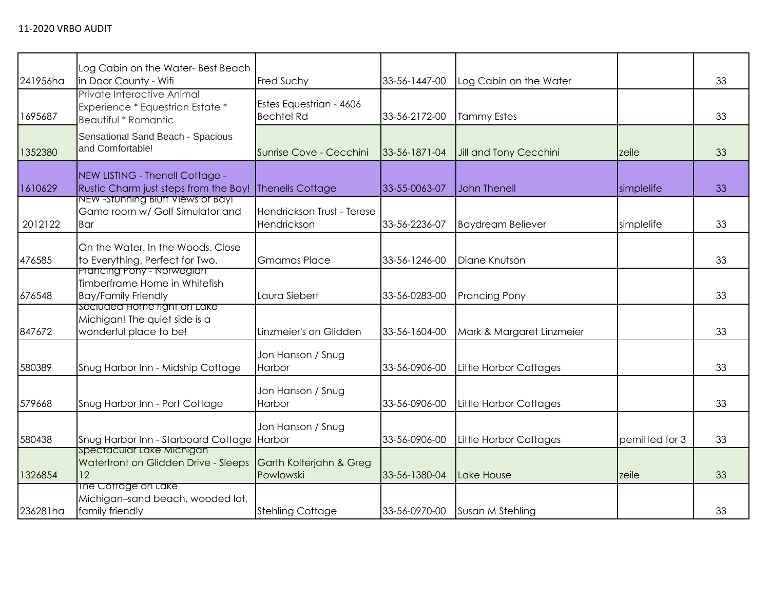11-2020 VRBO AUDIT

| | | | | | | |
|---|---|---|---|---|---|---|
| 241956ha | Log Cabin on the Water- Best Beach in Door County - Wifi | Fred Suchy | 33-56-1447-00 | Log Cabin on the Water | | 33 |
| 1695687 | Private Interactive Animal Experience * Equestrian Estate * Beautiful * Romantic | Estes Equestrian - 4606 Bechtel Rd | 33-56-2172-00 | Tammy Estes | | 33 |
| 1352380 | Sensational Sand Beach - Spacious and Comfortable! | Sunrise Cove - Cecchini | 33-56-1871-04 | Jill and Tony Cecchini | zeile | 33 |
| 1610629 | NEW LISTING - Thenell Cottage - Rustic Charm just steps from the Bay! | Thenells Cottage | 33-55-0063-07 | John Thenell | simplelife | 33 |
| 2012122 | NEW -Stunning Bluff Views of Bay! Game room w/ Golf Simulator and Bar | Hendrickson Trust - Terese Hendrickson | 33-56-2236-07 | Baydream Believer | simplelife | 33 |
| 476585 | On the Water. In the Woods. Close to Everything. Perfect for Two. | Gmamas Place | 33-56-1246-00 | Diane Knutson | | 33 |
| 676548 | Prancing Pony - Norwegian Timberframe Home in Whitefish Bay/Family Friendly | Laura Siebert | 33-56-0283-00 | Prancing Pony | | 33 |
| 847672 | Secluded Home right on Lake Michigan! The quiet side is a wonderful place to be! | Linzmeier's on Glidden | 33-56-1604-00 | Mark & Margaret Linzmeier | | 33 |
| 580389 | Snug Harbor Inn - Midship Cottage | Jon Hanson / Snug Harbor | 33-56-0906-00 | Little Harbor Cottages | | 33 |
| 579668 | Snug Harbor Inn - Port Cottage | Jon Hanson / Snug Harbor | 33-56-0906-00 | Little Harbor Cottages | | 33 |
| 580438 | Snug Harbor Inn - Starboard Cottage | Jon Hanson / Snug Harbor | 33-56-0906-00 | Little Harbor Cottages | pemitted for 3 | 33 |
| 1326854 | Spectacular Lake Michigan Waterfront on Glidden Drive - Sleeps 12 | Garth Kolterjahn & Greg Powlowski | 33-56-1380-04 | Lake House | zeile | 33 |
| 236281ha | The Cottage on Lake Michigan–sand beach, wooded lot, family friendly | Stehling Cottage | 33-56-0970-00 | Susan M Stehling | | 33 |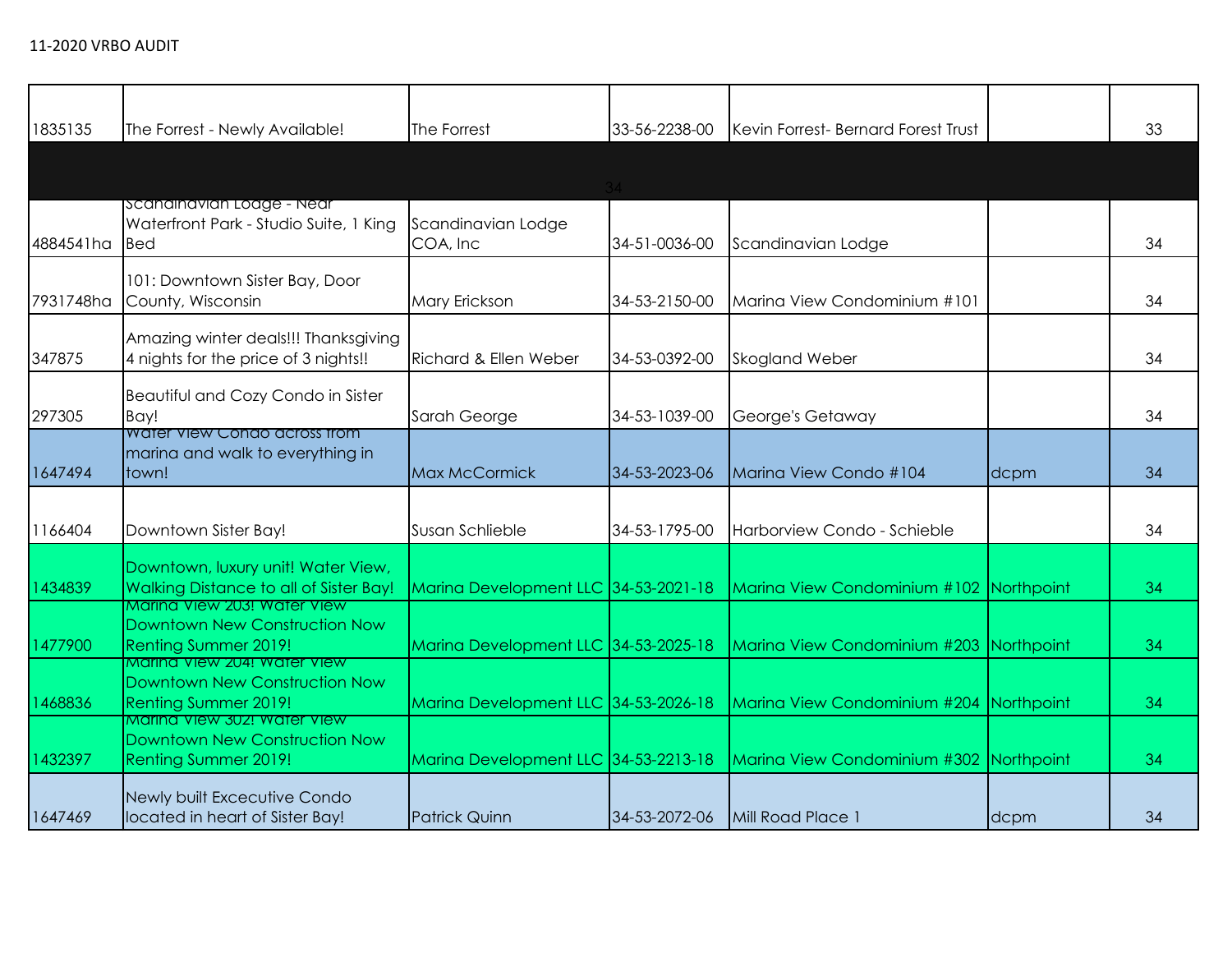11-2020 VRBO AUDIT

| | | | | | | |
|---|---|---|---|---|---|---|
| 1835135 | The Forrest - Newly Available! | The Forrest | 33-56-2238-00 | Kevin Forrest- Bernard Forest Trust | | 33 |
| | | | 34 | | | |
| 4884541ha | Scandinavian Lodge - Near Waterfront Park - Studio Suite, 1 King Bed | Scandinavian Lodge COA, Inc | 34-51-0036-00 | Scandinavian Lodge | | 34 |
| 7931748ha | 101: Downtown Sister Bay, Door County, Wisconsin | Mary Erickson | 34-53-2150-00 | Marina View Condominium #101 | | 34 |
| 347875 | Amazing winter deals!!! Thanksgiving 4 nights for the price of 3 nights!! | Richard & Ellen Weber | 34-53-0392-00 | Skogland Weber | | 34 |
| 297305 | Beautiful and Cozy Condo in Sister Bay! | Sarah George | 34-53-1039-00 | George's Getaway | | 34 |
| 1647494 | Water View Condo across from marina and walk to everything in town! | Max McCormick | 34-53-2023-06 | Marina View Condo #104 | dcpm | 34 |
| 1166404 | Downtown Sister Bay! | Susan Schlieble | 34-53-1795-00 | Harborview Condo - Schieble | | 34 |
| 1434839 | Downtown, luxury unit! Water View, Walking Distance to all of Sister Bay! | Marina Development LLC | 34-53-2021-18 | Marina View Condominium #102 | Northpoint | 34 |
| 1477900 | Marina View 203! Water View Downtown New Construction Now Renting Summer 2019! | Marina Development LLC | 34-53-2025-18 | Marina View Condominium #203 | Northpoint | 34 |
| 1468836 | Marina View 204! Water View Downtown New Construction Now Renting Summer 2019! | Marina Development LLC | 34-53-2026-18 | Marina View Condominium #204 | Northpoint | 34 |
| 1432397 | Marina View 302! Water View Downtown New Construction Now Renting Summer 2019! | Marina Development LLC | 34-53-2213-18 | Marina View Condominium #302 | Northpoint | 34 |
| 1647469 | Newly built Excecutive Condo located in heart of Sister Bay! | Patrick Quinn | 34-53-2072-06 | Mill Road Place 1 | dcpm | 34 |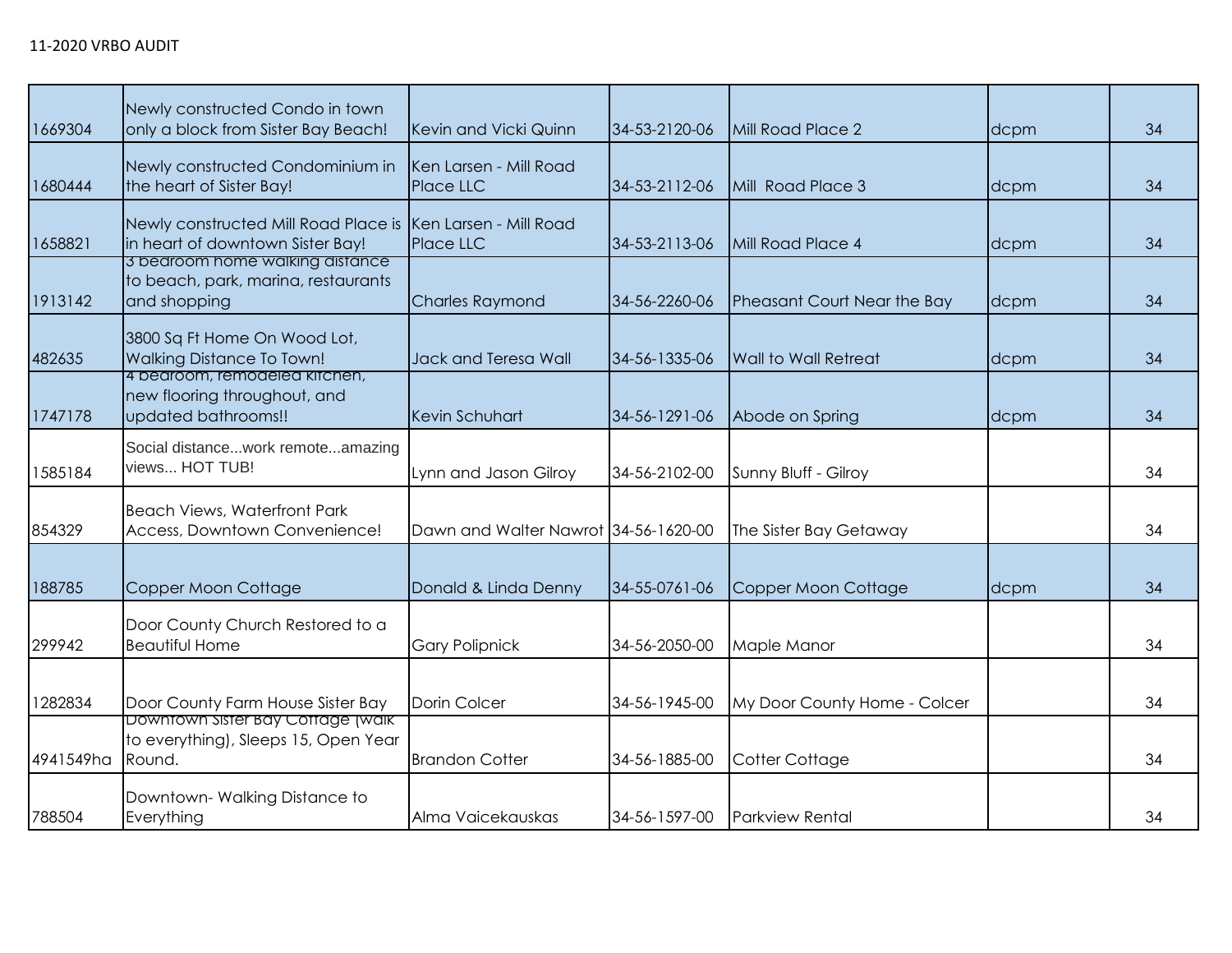11-2020 VRBO AUDIT

| | | | | | | |
|---|---|---|---|---|---|---|
| 1669304 | Newly constructed Condo in town only a block from Sister Bay Beach! | Kevin and Vicki Quinn | 34-53-2120-06 | Mill Road Place 2 | dcpm | 34 |
| 1680444 | Newly constructed Condominium in the heart of Sister Bay! | Ken Larsen - Mill Road Place LLC | 34-53-2112-06 | Mill Road Place 3 | dcpm | 34 |
| 1658821 | Newly constructed Mill Road Place is in heart of downtown Sister Bay! | Ken Larsen - Mill Road Place LLC | 34-53-2113-06 | Mill Road Place 4 | dcpm | 34 |
| 1913142 | 3 bedroom home walking distance to beach, park, marina, restaurants and shopping | Charles Raymond | 34-56-2260-06 | Pheasant Court Near the Bay | dcpm | 34 |
| 482635 | 3800 Sq Ft Home On Wood Lot, Walking Distance To Town! | Jack and Teresa Wall | 34-56-1335-06 | Wall to Wall Retreat | dcpm | 34 |
| 1747178 | 4 bedroom, remodeled kitchen, new flooring throughout, and updated bathrooms!! | Kevin Schuhart | 34-56-1291-06 | Abode on Spring | dcpm | 34 |
| 1585184 | Social distance...work remote...amazing views... HOT TUB! | Lynn and Jason Gilroy | 34-56-2102-00 | Sunny Bluff - Gilroy | | 34 |
| 854329 | Beach Views, Waterfront Park Access, Downtown Convenience! | Dawn and Walter Nawrot | 34-56-1620-00 | The Sister Bay Getaway | | 34 |
| 188785 | Copper Moon Cottage | Donald & Linda Denny | 34-55-0761-06 | Copper Moon Cottage | dcpm | 34 |
| 299942 | Door County Church Restored to a Beautiful Home | Gary Polipnick | 34-56-2050-00 | Maple Manor | | 34 |
| 1282834 | Door County Farm House Sister Bay | Dorin Colcer | 34-56-1945-00 | My Door County Home - Colcer | | 34 |
| 4941549ha | Downtown Sister Bay Cottage (walk to everything), Sleeps 15, Open Year Round. | Brandon Cotter | 34-56-1885-00 | Cotter Cottage | | 34 |
| 788504 | Downtown- Walking Distance to Everything | Alma Vaicekauskas | 34-56-1597-00 | Parkview Rental | | 34 |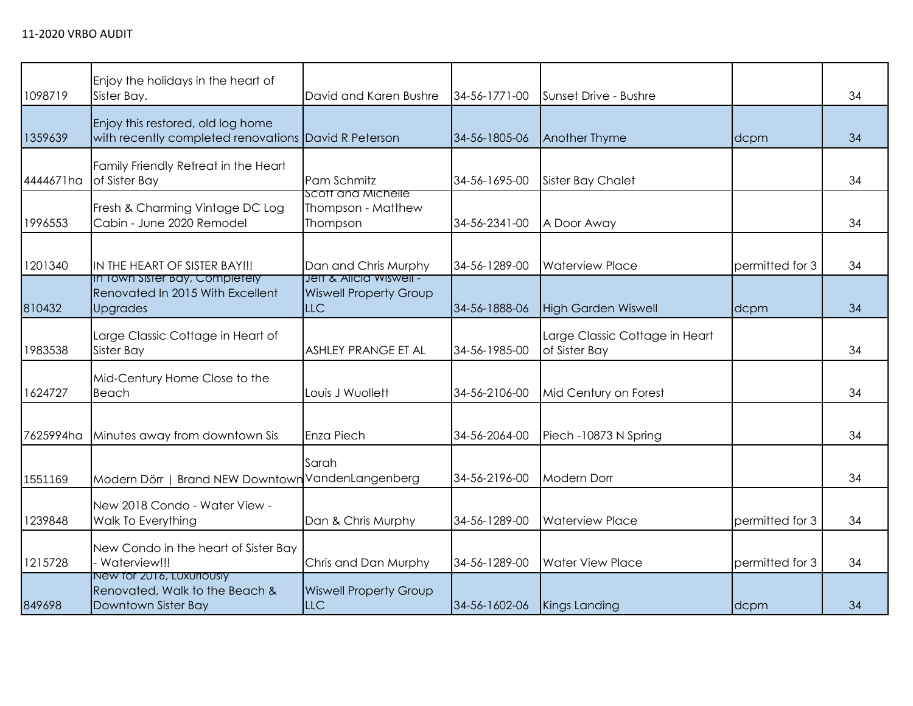11-2020 VRBO AUDIT

| | | | | | | |
|---|---|---|---|---|---|---|
| 1098719 | Enjoy the holidays in the heart of Sister Bay. | David and Karen Bushre | 34-56-1771-00 | Sunset Drive - Bushre | | 34 |
| 1359639 | Enjoy this restored, old log home with recently completed renovations | David R Peterson | 34-56-1805-06 | Another Thyme | dcpm | 34 |
| 4444671ha | Family Friendly Retreat in the Heart of Sister Bay | Pam Schmitz | 34-56-1695-00 | Sister Bay Chalet | | 34 |
| 1996553 | Fresh & Charming Vintage DC Log Cabin - June 2020 Remodel | Scott and Michelle Thompson - Matthew Thompson | 34-56-2341-00 | A Door Away | | 34 |
| 1201340 | IN THE HEART OF SISTER BAY!!! | Dan and Chris Murphy | 34-56-1289-00 | Waterview Place | permitted for 3 | 34 |
| 810432 | In Town Sister Bay, Completely Renovated In 2015 With Excellent Upgrades | Jeff & Alicia Wiswell - Wiswell Property Group LLC | 34-56-1888-06 | High Garden Wiswell | dcpm | 34 |
| 1983538 | Large Classic Cottage in Heart of Sister Bay | ASHLEY PRANGE ET AL | 34-56-1985-00 | Large Classic Cottage in Heart of Sister Bay | | 34 |
| 1624727 | Mid-Century Home Close to the Beach | Louis J Wuollett | 34-56-2106-00 | Mid Century on Forest | | 34 |
| 7625994ha | Minutes away from downtown Sis | Enza Piech | 34-56-2064-00 | Piech -10873 N Spring | | 34 |
| 1551169 | Modern Dörr \| Brand NEW Downtown | Sarah VandenLangenberg | 34-56-2196-00 | Modern Dorr | | 34 |
| 1239848 | New 2018 Condo - Water View - Walk To Everything | Dan & Chris Murphy | 34-56-1289-00 | Waterview Place | permitted for 3 | 34 |
| 1215728 | New Condo in the heart of Sister Bay - Waterview!!! | Chris and Dan Murphy | 34-56-1289-00 | Water View Place | permitted for 3 | 34 |
| 849698 | New for 2016, Luxuriously Renovated, Walk to the Beach & Downtown Sister Bay | Wiswell Property Group LLC | 34-56-1602-06 | Kings Landing | dcpm | 34 |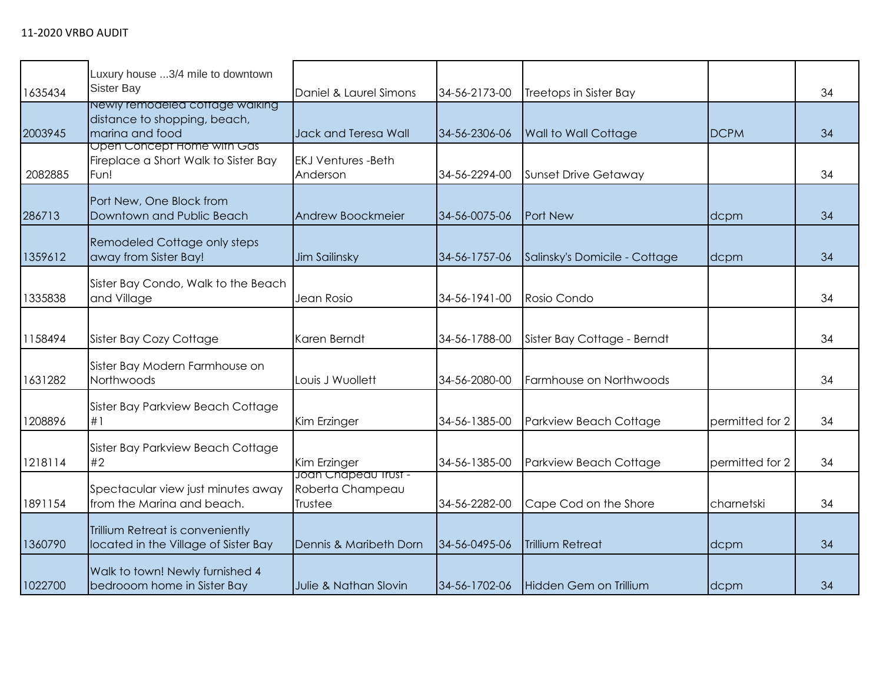11-2020 VRBO AUDIT

| | | | | | | |
|---|---|---|---|---|---|---|
| 1635434 | Luxury house ...3/4 mile to downtown Sister Bay | Daniel & Laurel Simons | 34-56-2173-00 | Treetops in Sister Bay | | 34 |
| 2003945 | Newly remodeled cottage walking distance to shopping, beach, marina and food | Jack and Teresa Wall | 34-56-2306-06 | Wall to Wall Cottage | DCPM | 34 |
| 2082885 | Open Concept Home with Gas Fireplace a Short Walk to Sister Bay Fun! | EKJ Ventures -Beth Anderson | 34-56-2294-00 | Sunset Drive Getaway | | 34 |
| 286713 | Port New, One Block from Downtown and Public Beach | Andrew Boockmeier | 34-56-0075-06 | Port New | dcpm | 34 |
| 1359612 | Remodeled Cottage only steps away from Sister Bay! | Jim Sailinsky | 34-56-1757-06 | Salinsky's Domicile - Cottage | dcpm | 34 |
| 1335838 | Sister Bay Condo, Walk to the Beach and Village | Jean Rosio | 34-56-1941-00 | Rosio Condo | | 34 |
| 1158494 | Sister Bay Cozy Cottage | Karen Berndt | 34-56-1788-00 | Sister Bay Cottage - Berndt | | 34 |
| 1631282 | Sister Bay Modern Farmhouse on Northwoods | Louis J Wuollett | 34-56-2080-00 | Farmhouse on Northwoods | | 34 |
| 1208896 | Sister Bay Parkview Beach Cottage #1 | Kim Erzinger | 34-56-1385-00 | Parkview Beach Cottage | permitted for 2 | 34 |
| 1218114 | Sister Bay Parkview Beach Cottage #2 | Kim Erzinger | 34-56-1385-00 | Parkview Beach Cottage | permitted for 2 | 34 |
| 1891154 | Spectacular view just minutes away from the Marina and beach. | Joan Chapeau Trust - Roberta Champeau Trustee | 34-56-2282-00 | Cape Cod on the Shore | charnetski | 34 |
| 1360790 | Trillium Retreat is conveniently located in the Village of Sister Bay | Dennis & Maribeth Dorn | 34-56-0495-06 | Trillium Retreat | dcpm | 34 |
| 1022700 | Walk to town! Newly furnished 4 bedrooom home in Sister Bay | Julie & Nathan Slovin | 34-56-1702-06 | Hidden Gem on Trillium | dcpm | 34 |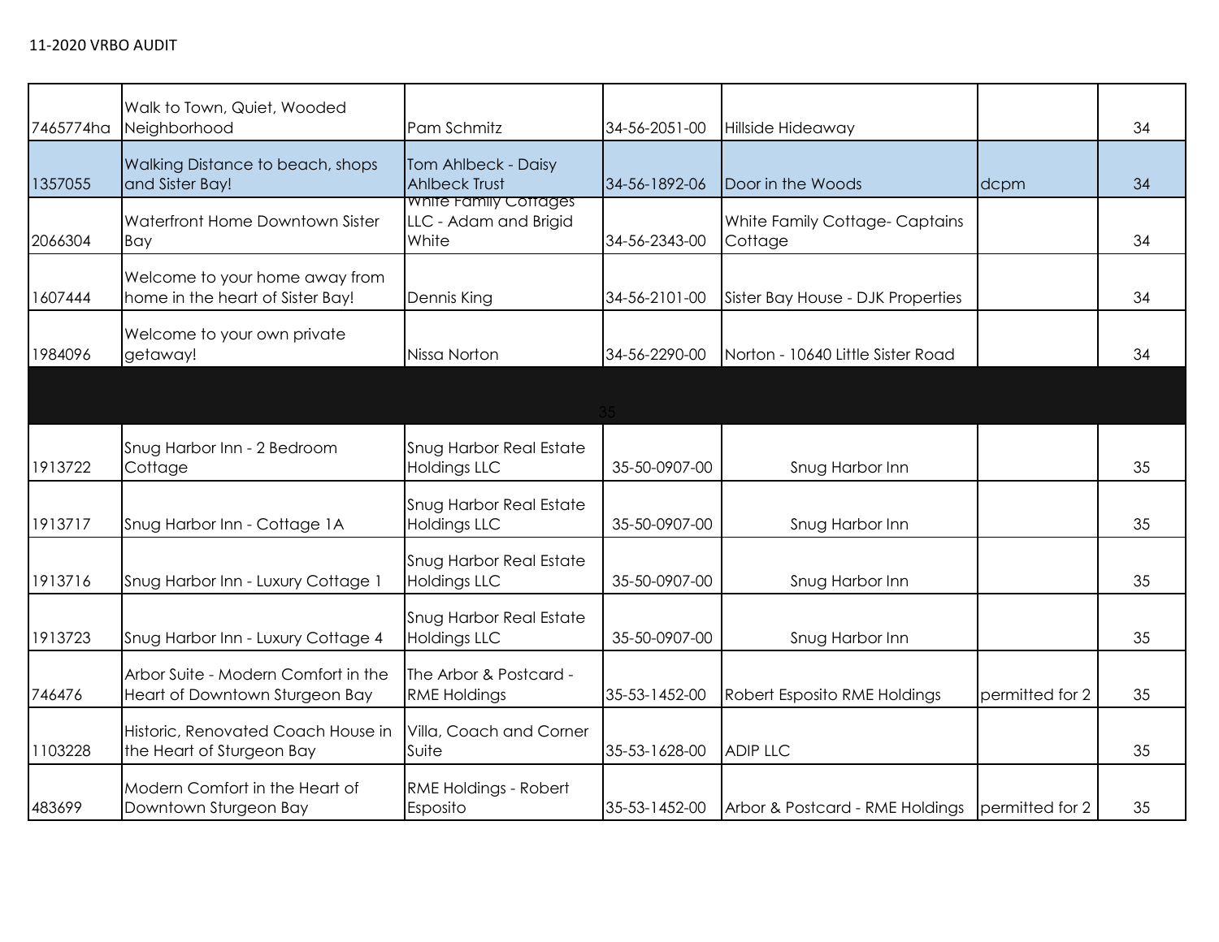11-2020 VRBO AUDIT

| | | | | | | |
|---|---|---|---|---|---|---|
| 7465774ha | Walk to Town, Quiet, Wooded Neighborhood | Pam Schmitz | 34-56-2051-00 | Hillside Hideaway | | 34 |
| 1357055 | Walking Distance to beach, shops and Sister Bay! | Tom Ahlbeck - Daisy Ahlbeck Trust | 34-56-1892-06 | Door in the Woods | dcpm | 34 |
| 2066304 | Waterfront Home Downtown Sister Bay | White Family Cottages LLC - Adam and Brigid White | 34-56-2343-00 | White Family Cottage- Captains Cottage | | 34 |
| 1607444 | Welcome to your home away from home in the heart of Sister Bay! | Dennis King | 34-56-2101-00 | Sister Bay House - DJK Properties | | 34 |
| 1984096 | Welcome to your own private getaway! | Nissa Norton | 34-56-2290-00 | Norton - 10640 Little Sister Road | | 34 |
| | | | 35 | | | |
| 1913722 | Snug Harbor Inn - 2 Bedroom Cottage | Snug Harbor Real Estate Holdings LLC | 35-50-0907-00 | Snug Harbor Inn | | 35 |
| 1913717 | Snug Harbor Inn - Cottage 1A | Snug Harbor Real Estate Holdings LLC | 35-50-0907-00 | Snug Harbor Inn | | 35 |
| 1913716 | Snug Harbor Inn - Luxury Cottage 1 | Snug Harbor Real Estate Holdings LLC | 35-50-0907-00 | Snug Harbor Inn | | 35 |
| 1913723 | Snug Harbor Inn - Luxury Cottage 4 | Snug Harbor Real Estate Holdings LLC | 35-50-0907-00 | Snug Harbor Inn | | 35 |
| 746476 | Arbor Suite - Modern Comfort in the Heart of Downtown Sturgeon Bay | The Arbor & Postcard - RME Holdings | 35-53-1452-00 | Robert Esposito RME Holdings | permitted for 2 | 35 |
| 1103228 | Historic, Renovated Coach House in the Heart of Sturgeon Bay | Villa, Coach and Corner Suite | 35-53-1628-00 | ADIP LLC | | 35 |
| 483699 | Modern Comfort in the Heart of Downtown Sturgeon Bay | RME Holdings - Robert Esposito | 35-53-1452-00 | Arbor & Postcard - RME Holdings | permitted for 2 | 35 |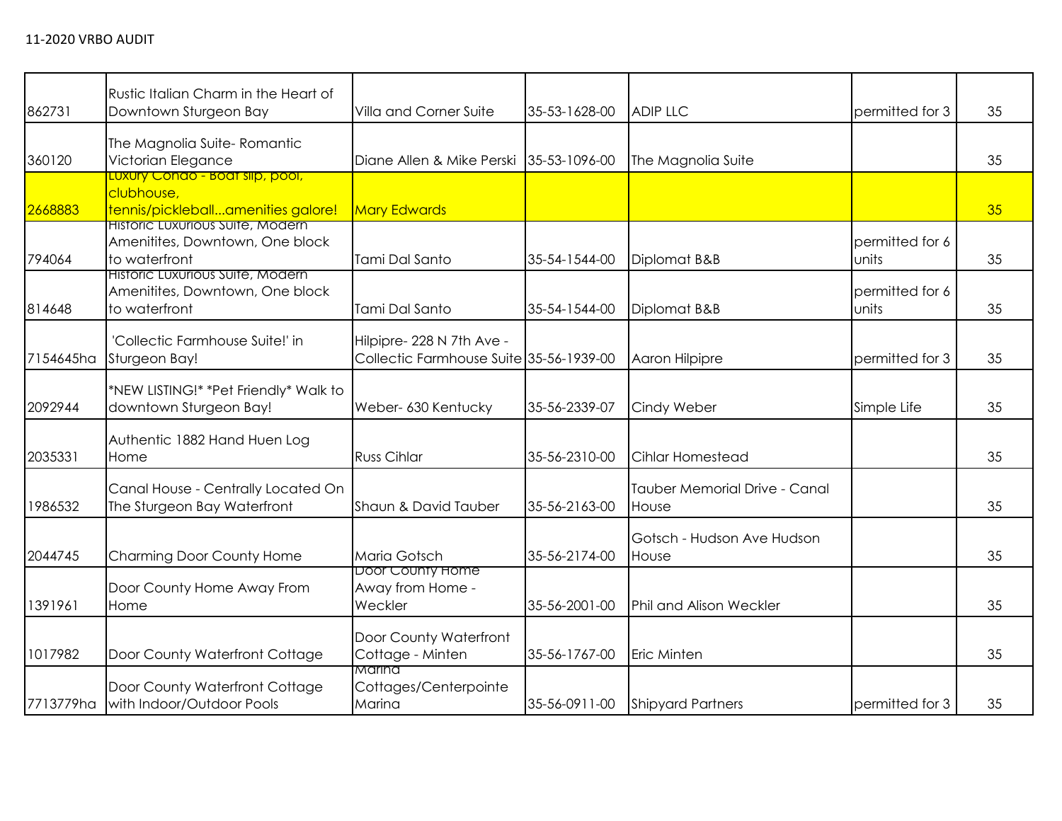11-2020 VRBO AUDIT

| | | | | | | |
|---|---|---|---|---|---|---|
| 862731 | Rustic Italian Charm in the Heart of Downtown Sturgeon Bay | Villa and Corner Suite | 35-53-1628-00 | ADIP LLC | permitted for 3 | 35 |
| 360120 | The Magnolia Suite- Romantic Victorian Elegance | Diane Allen & Mike Perski | 35-53-1096-00 | The Magnolia Suite | | 35 |
| 2668883 | Luxury Condo - Boat slip, pool, clubhouse, tennis/pickleball...amenities galore! | Mary Edwards | | | | 35 |
| 794064 | Historic Luxurious Suite, Modern Amenitites, Downtown, One block to waterfront | Tami Dal Santo | 35-54-1544-00 | Diplomat B&B | permitted for 6 units | 35 |
| 814648 | Historic Luxurious Suite, Modern Amenitites, Downtown, One block to waterfront | Tami Dal Santo | 35-54-1544-00 | Diplomat B&B | permitted for 6 units | 35 |
| 7154645ha | 'Collectic Farmhouse Suite!' in Sturgeon Bay! | Hilpipre- 228 N 7th Ave - Collectic Farmhouse Suite | 35-56-1939-00 | Aaron Hilpipre | permitted for 3 | 35 |
| 2092944 | *NEW LISTING!* *Pet Friendly* Walk to downtown Sturgeon Bay! | Weber- 630 Kentucky | 35-56-2339-07 | Cindy Weber | Simple Life | 35 |
| 2035331 | Authentic 1882 Hand Huen Log Home | Russ Cihlar | 35-56-2310-00 | Cihlar Homestead | | 35 |
| 1986532 | Canal House - Centrally Located On The Sturgeon Bay Waterfront | Shaun & David Tauber | 35-56-2163-00 | Tauber Memorial Drive - Canal House | | 35 |
| 2044745 | Charming Door County Home | Maria Gotsch | 35-56-2174-00 | Gotsch - Hudson Ave Hudson House | | 35 |
| 1391961 | Door County Home Away From Home | Door County Home Away from Home - Weckler | 35-56-2001-00 | Phil and Alison Weckler | | 35 |
| 1017982 | Door County Waterfront Cottage | Door County Waterfront Cottage - Minten | 35-56-1767-00 | Eric Minten | | 35 |
| 7713779ha | Door County Waterfront Cottage with Indoor/Outdoor Pools | Marina Cottages/Centerpointe Marina | 35-56-0911-00 | Shipyard Partners | permitted for 3 | 35 |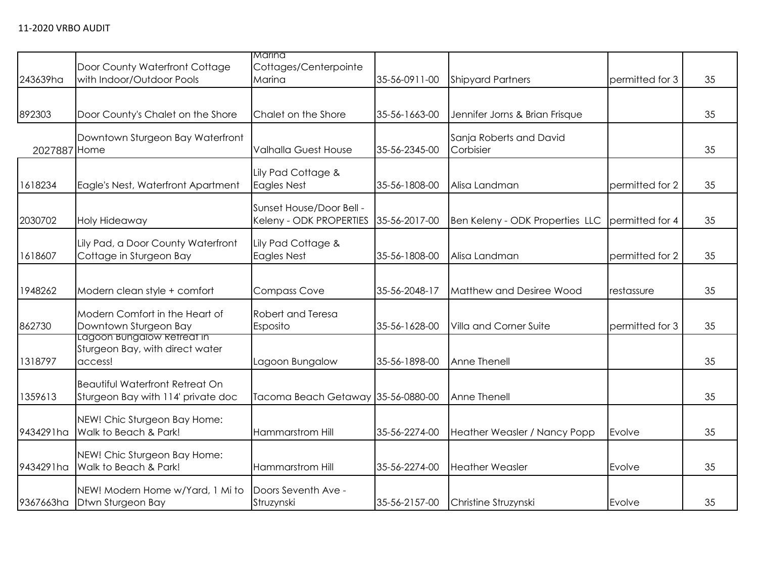11-2020 VRBO AUDIT

| | | | | | | |
|---|---|---|---|---|---|---|
| 243639ha | Door County Waterfront Cottage with Indoor/Outdoor Pools | Marina Cottages/Centerpointe Marina | 35-56-0911-00 | Shipyard Partners | permitted for 3 | 35 |
| 892303 | Door County's Chalet on the Shore | Chalet on the Shore | 35-56-1663-00 | Jennifer Jorns & Brian Frisque | | 35 |
| 2027887 | Downtown Sturgeon Bay Waterfront Home | Valhalla Guest House | 35-56-2345-00 | Sanja Roberts and David Corbisier | | 35 |
| 1618234 | Eagle's Nest, Waterfront Apartment | Lily Pad Cottage & Eagles Nest | 35-56-1808-00 | Alisa Landman | permitted for 2 | 35 |
| 2030702 | Holy Hideaway | Sunset House/Door Bell - Keleny - ODK PROPERTIES | 35-56-2017-00 | Ben Keleny - ODK Properties LLC | permitted for 4 | 35 |
| 1618607 | Lily Pad, a Door County Waterfront Cottage in Sturgeon Bay | Lily Pad Cottage & Eagles Nest | 35-56-1808-00 | Alisa Landman | permitted for 2 | 35 |
| 1948262 | Modern clean style + comfort | Compass Cove | 35-56-2048-17 | Matthew and Desiree Wood | restassure | 35 |
| 862730 | Modern Comfort in the Heart of Downtown Sturgeon Bay | Robert and Teresa Esposito | 35-56-1628-00 | Villa and Corner Suite | permitted for 3 | 35 |
| 1318797 | Lagoon Bungalow Retreat in Sturgeon Bay, with direct water access! | Lagoon Bungalow | 35-56-1898-00 | Anne Thenell | | 35 |
| 1359613 | Beautiful Waterfront Retreat On Sturgeon Bay with 114' private doc | Tacoma Beach Getaway | 35-56-0880-00 | Anne Thenell | | 35 |
| 9434291ha | NEW! Chic Sturgeon Bay Home: Walk to Beach & Park! | Hammarstrom Hill | 35-56-2274-00 | Heather Weasler / Nancy Popp | Evolve | 35 |
| 9434291ha | NEW! Chic Sturgeon Bay Home: Walk to Beach & Park! | Hammarstrom Hill | 35-56-2274-00 | Heather Weasler | Evolve | 35 |
| 9367663ha | NEW! Modern Home w/Yard, 1 Mi to Dtwn Sturgeon Bay | Doors Seventh Ave - Struzynski | 35-56-2157-00 | Christine Struzynski | Evolve | 35 |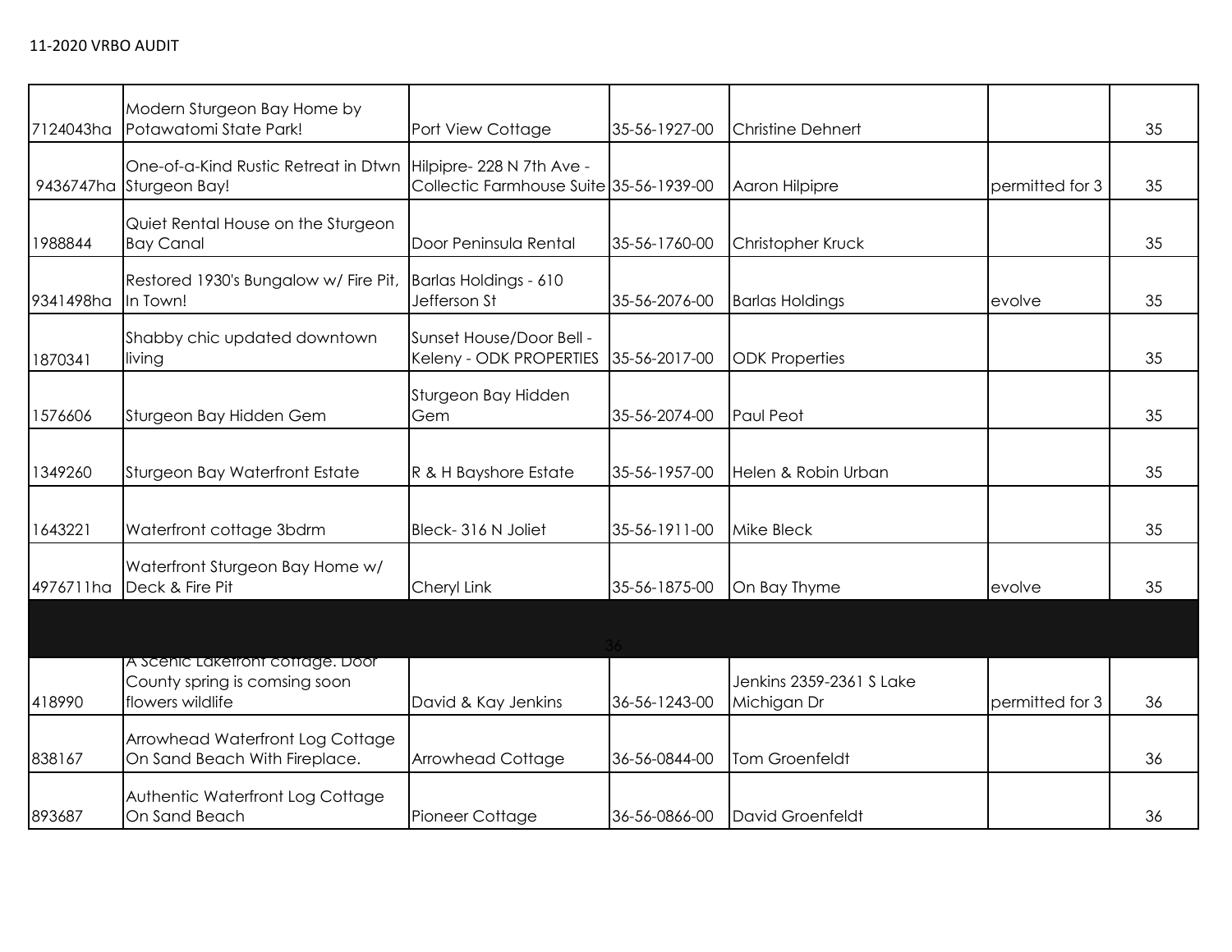11-2020 VRBO AUDIT

| | | | | | | |
|---|---|---|---|---|---|---|
| 7124043ha | Modern Sturgeon Bay Home by Potawatomi State Park! | Port View Cottage | 35-56-1927-00 | Christine Dehnert | | 35 |
| 9436747ha | One-of-a-Kind Rustic Retreat in Dtwn Sturgeon Bay! | Hilpipre- 228 N 7th Ave - Collectic Farmhouse Suite | 35-56-1939-00 | Aaron Hilpipre | permitted for 3 | 35 |
| 1988844 | Quiet Rental House on the Sturgeon Bay Canal | Door Peninsula Rental | 35-56-1760-00 | Christopher Kruck | | 35 |
| 9341498ha | Restored 1930's Bungalow w/ Fire Pit, In Town! | Barlas Holdings - 610 Jefferson St | 35-56-2076-00 | Barlas Holdings | evolve | 35 |
| 1870341 | Shabby chic updated downtown living | Sunset House/Door Bell - Keleny - ODK PROPERTIES | 35-56-2017-00 | ODK Properties | | 35 |
| 1576606 | Sturgeon Bay Hidden Gem | Sturgeon Bay Hidden Gem | 35-56-2074-00 | Paul Peot | | 35 |
| 1349260 | Sturgeon Bay Waterfront Estate | R & H Bayshore Estate | 35-56-1957-00 | Helen & Robin Urban | | 35 |
| 1643221 | Waterfront cottage 3bdrm | Bleck- 316 N Joliet | 35-56-1911-00 | Mike Bleck | | 35 |
| 4976711ha | Waterfront Sturgeon Bay Home w/ Deck & Fire Pit | Cheryl Link | 35-56-1875-00 | On Bay Thyme | evolve | 35 |
| | | | 36 | | | |
| 418990 | A Scenic Lakefront cottage. Door County spring is comsing soon flowers wildlife | David & Kay Jenkins | 36-56-1243-00 | Jenkins 2359-2361 S Lake Michigan Dr | permitted for 3 | 36 |
| 838167 | Arrowhead Waterfront Log Cottage On Sand Beach With Fireplace. | Arrowhead Cottage | 36-56-0844-00 | Tom Groenfeldt | | 36 |
| 893687 | Authentic Waterfront Log Cottage On Sand Beach | Pioneer Cottage | 36-56-0866-00 | David Groenfeldt | | 36 |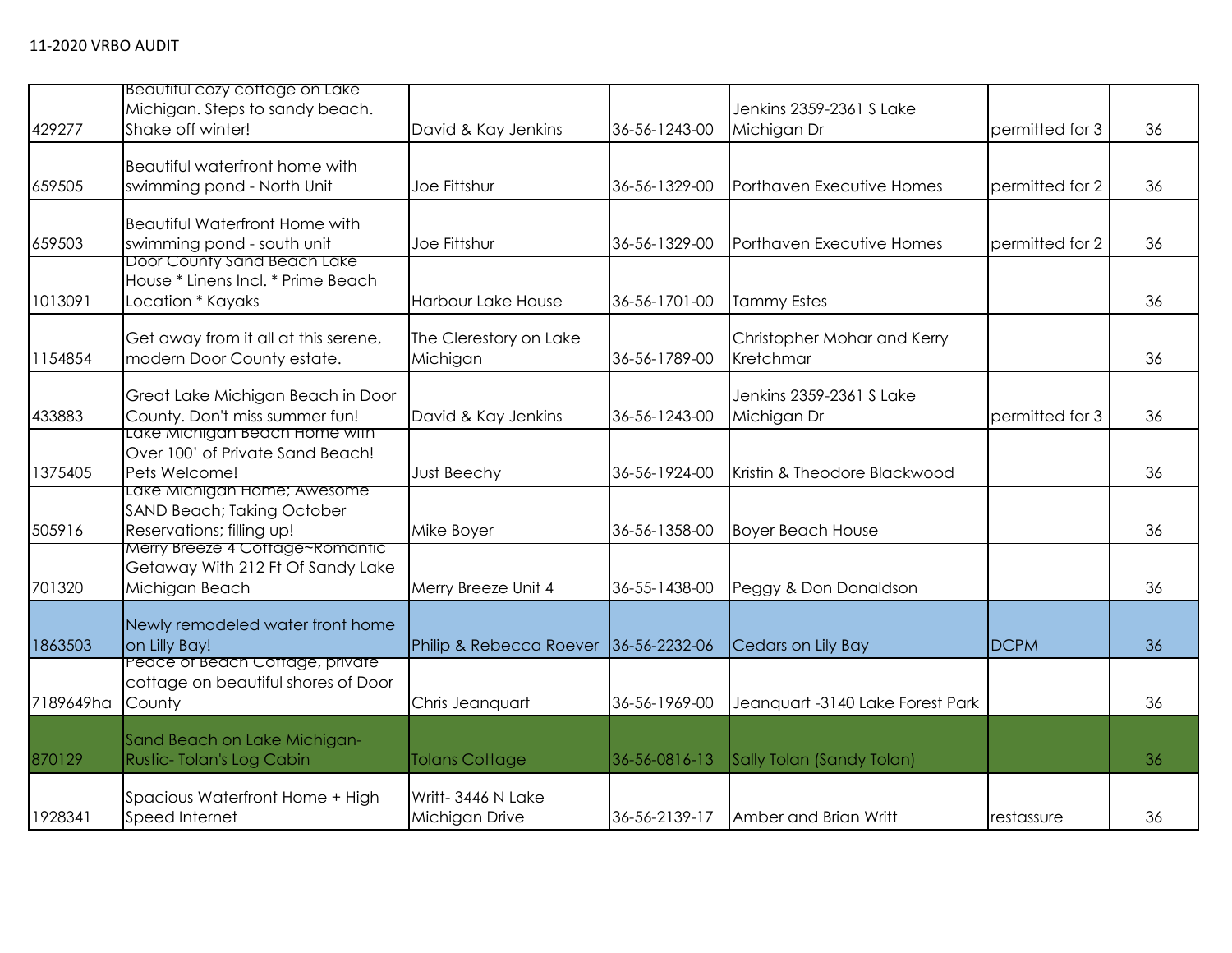11-2020 VRBO AUDIT

| | | | | | | |
|---|---|---|---|---|---|---|
| 429277 | Beautiful cozy cottage on Lake Michigan. Steps to sandy beach. Shake off winter! | David & Kay Jenkins | 36-56-1243-00 | Jenkins 2359-2361 S Lake Michigan Dr | permitted for 3 | 36 |
| 659505 | Beautiful waterfront home with swimming pond - North Unit | Joe Fittshur | 36-56-1329-00 | Porthaven Executive Homes | permitted for 2 | 36 |
| 659503 | Beautiful Waterfront Home with swimming pond - south unit | Joe Fittshur | 36-56-1329-00 | Porthaven Executive Homes | permitted for 2 | 36 |
| 1013091 | Door County Sand Beach Lake House * Linens Incl. * Prime Beach Location * Kayaks | Harbour Lake House | 36-56-1701-00 | Tammy Estes | | 36 |
| 1154854 | Get away from it all at this serene, modern Door County estate. | The Clerestory on Lake Michigan | 36-56-1789-00 | Christopher Mohar and Kerry Kretchmar | | 36 |
| 433883 | Great Lake Michigan Beach in Door County. Don't miss summer fun! | David & Kay Jenkins | 36-56-1243-00 | Jenkins 2359-2361 S Lake Michigan Dr | permitted for 3 | 36 |
| 1375405 | Lake Michigan Beach Home with Over 100' of Private Sand Beach! Pets Welcome! | Just Beechy | 36-56-1924-00 | Kristin & Theodore Blackwood | | 36 |
| 505916 | Lake Michigan Home; Awesome SAND Beach; Taking October Reservations; filling up! | Mike Boyer | 36-56-1358-00 | Boyer Beach House | | 36 |
| 701320 | Merry Breeze 4 Cottage~Romantic Getaway With 212 Ft Of Sandy Lake Michigan Beach | Merry Breeze Unit 4 | 36-55-1438-00 | Peggy & Don Donaldson | | 36 |
| 1863503 | Newly remodeled water front home on Lilly Bay! | Philip & Rebecca Roever | 36-56-2232-06 | Cedars on Lily Bay | DCPM | 36 |
| 7189649ha | Peace of Beach Cottage, private cottage on beautiful shores of Door County | Chris Jeanquart | 36-56-1969-00 | Jeanquart -3140 Lake Forest Park | | 36 |
| 870129 | Sand Beach on Lake Michigan-Rustic- Tolan's Log Cabin | Tolans Cottage | 36-56-0816-13 | Sally Tolan (Sandy Tolan) | | 36 |
| 1928341 | Spacious Waterfront Home + High Speed Internet | Writt- 3446 N Lake Michigan Drive | 36-56-2139-17 | Amber and Brian Writt | restassure | 36 |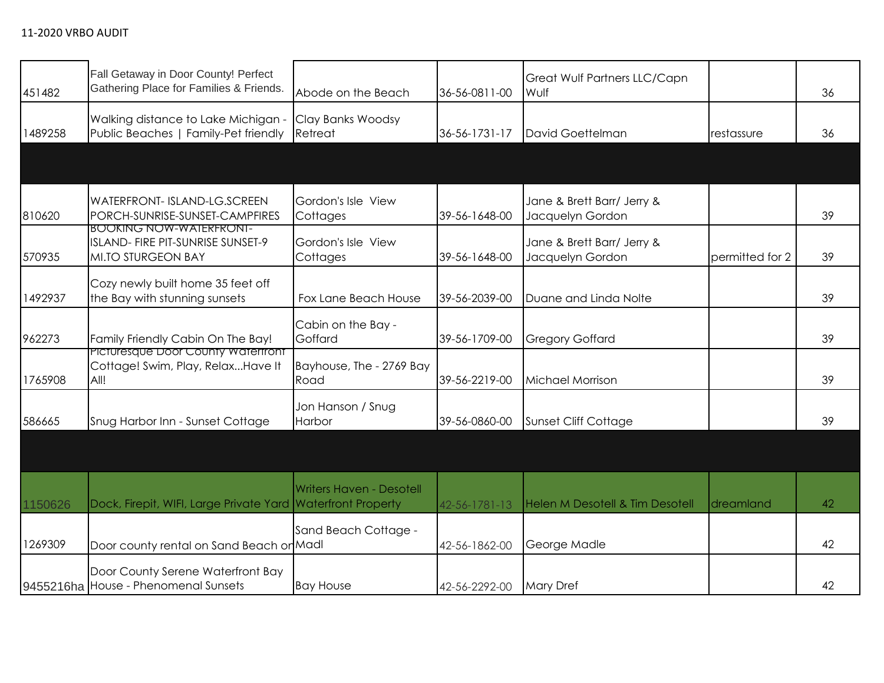11-2020 VRBO AUDIT

| | | | | | | |
|---|---|---|---|---|---|---|
| 451482 | Fall Getaway in Door County! Perfect Gathering Place for Families & Friends. | Abode on the Beach | 36-56-0811-00 | Great Wulf Partners LLC/Capn Wulf | | 36 |
| 1489258 | Walking distance to Lake Michigan - Public Beaches \| Family-Pet friendly | Clay Banks Woodsy Retreat | 36-56-1731-17 | David Goettelman | restassure | 36 |
| | | | | | | |
| 810620 | WATERFRONT- ISLAND-LG.SCREEN PORCH-SUNRISE-SUNSET-CAMPFIRES | Gordon's Isle View Cottages | 39-56-1648-00 | Jane & Brett Barr/ Jerry & Jacquelyn Gordon | | 39 |
| 570935 | BOOKING NOW-WATERFRONT-ISLAND- FIRE PIT-SUNRISE SUNSET-9 MI.TO STURGEON BAY | Gordon's Isle View Cottages | 39-56-1648-00 | Jane & Brett Barr/ Jerry & Jacquelyn Gordon | permitted for 2 | 39 |
| 1492937 | Cozy newly built home 35 feet off the Bay with stunning sunsets | Fox Lane Beach House | 39-56-2039-00 | Duane and Linda Nolte | | 39 |
| 962273 | Family Friendly Cabin On The Bay! | Cabin on the Bay - Goffard | 39-56-1709-00 | Gregory Goffard | | 39 |
| 1765908 | Picturesque Door County Waterfront Cottage! Swim, Play, Relax...Have It All! | Bayhouse, The - 2769 Bay Road | 39-56-2219-00 | Michael Morrison | | 39 |
| 586665 | Snug Harbor Inn - Sunset Cottage | Jon Hanson / Snug Harbor | 39-56-0860-00 | Sunset Cliff Cottage | | 39 |
| | | | | | | |
| 1150626 | Dock, Firepit, WIFI, Large Private Yard | Writers Haven - Desotell Waterfront Property | 42-56-1781-13 | Helen M Desotell & Tim Desotell | dreamland | 42 |
| 1269309 | Door county rental on Sand Beach on | Sand Beach Cottage - Madl | 42-56-1862-00 | George Madle | | 42 |
| 9455216ha | Door County Serene Waterfront Bay House - Phenomenal Sunsets | Bay House | 42-56-2292-00 | Mary Dref | | 42 |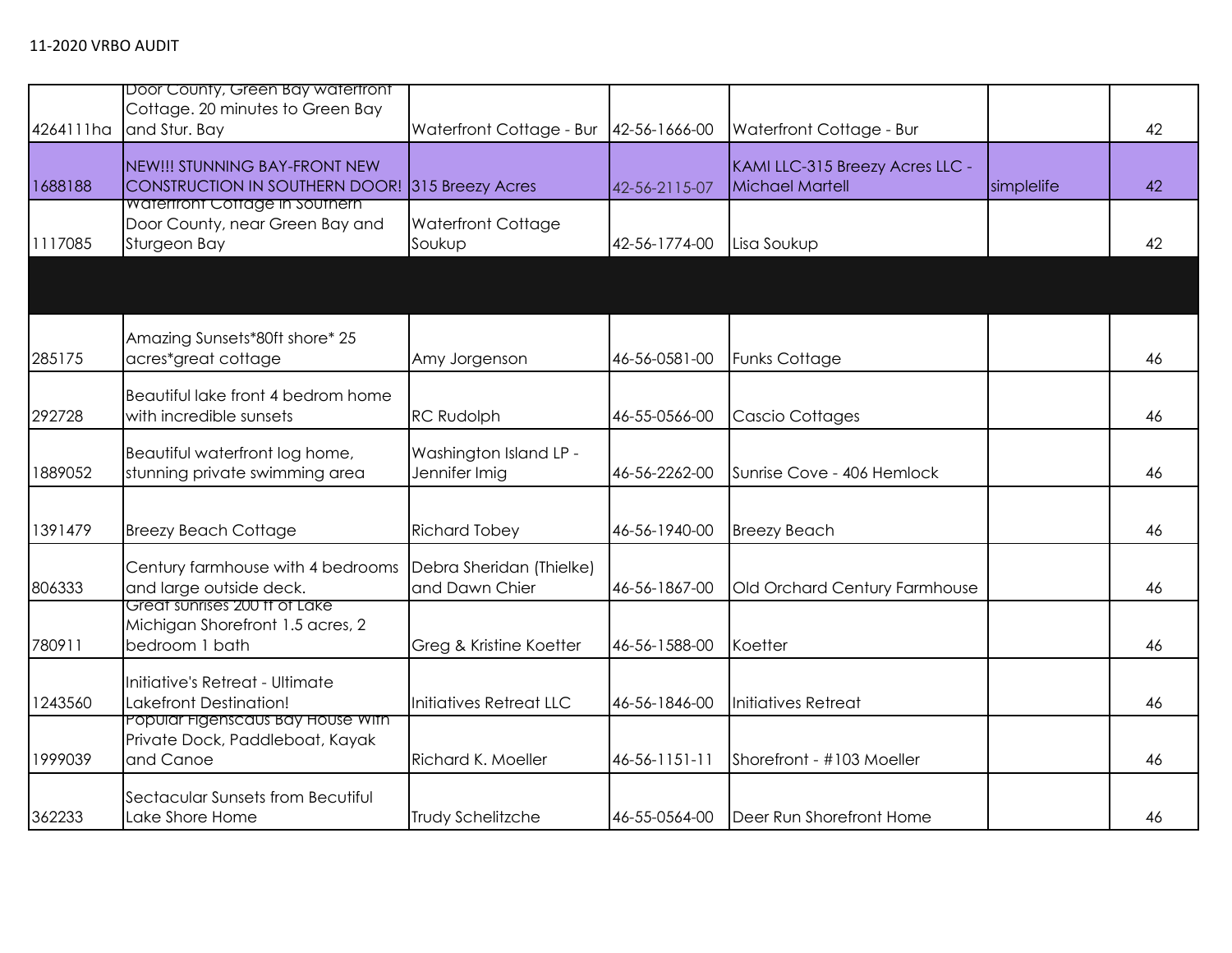11-2020 VRBO AUDIT

| | | | | | | |
|---|---|---|---|---|---|---|
| 4264111ha | Door County, Green Bay waterfront Cottage. 20 minutes to Green Bay and Stur. Bay | Waterfront Cottage - Bur | 42-56-1666-00 | Waterfront Cottage - Bur | | 42 |
| 1688188 | NEW!!! STUNNING BAY-FRONT NEW CONSTRUCTION IN SOUTHERN DOOR! | 315 Breezy Acres | 42-56-2115-07 | KAMI LLC-315 Breezy Acres LLC - Michael Martell | simplelife | 42 |
| 1117085 | Waterfront Cottage in Southern Door County, near Green Bay and Sturgeon Bay | Waterfront Cottage Soukup | 42-56-1774-00 | Lisa Soukup | | 42 |
| | | | | | | |
| 285175 | Amazing Sunsets*80ft shore* 25 acres*great cottage | Amy Jorgenson | 46-56-0581-00 | Funks Cottage | | 46 |
| 292728 | Beautiful lake front 4 bedrom home with incredible sunsets | RC Rudolph | 46-55-0566-00 | Cascio Cottages | | 46 |
| 1889052 | Beautiful waterfront log home, stunning private swimming area | Washington Island LP - Jennifer Imig | 46-56-2262-00 | Sunrise Cove - 406 Hemlock | | 46 |
| 1391479 | Breezy Beach Cottage | Richard Tobey | 46-56-1940-00 | Breezy Beach | | 46 |
| 806333 | Century farmhouse with 4 bedrooms and large outside deck. | Debra Sheridan (Thielke) and Dawn Chier | 46-56-1867-00 | Old Orchard Century Farmhouse | | 46 |
| 780911 | Great sunrises 200 ft of Lake Michigan Shorefront 1.5 acres, 2 bedroom 1 bath | Greg & Kristine Koetter | 46-56-1588-00 | Koetter | | 46 |
| 1243560 | Initiative's Retreat - Ultimate Lakefront Destination! | Initiatives Retreat LLC | 46-56-1846-00 | Initiatives Retreat | | 46 |
| 1999039 | Popular Figenscaus Bay House With Private Dock, Paddleboat, Kayak and Canoe | Richard K. Moeller | 46-56-1151-11 | Shorefront - #103 Moeller | | 46 |
| 362233 | Sectacular Sunsets from Becutiful Lake Shore Home | Trudy Schelitzche | 46-55-0564-00 | Deer Run Shorefront Home | | 46 |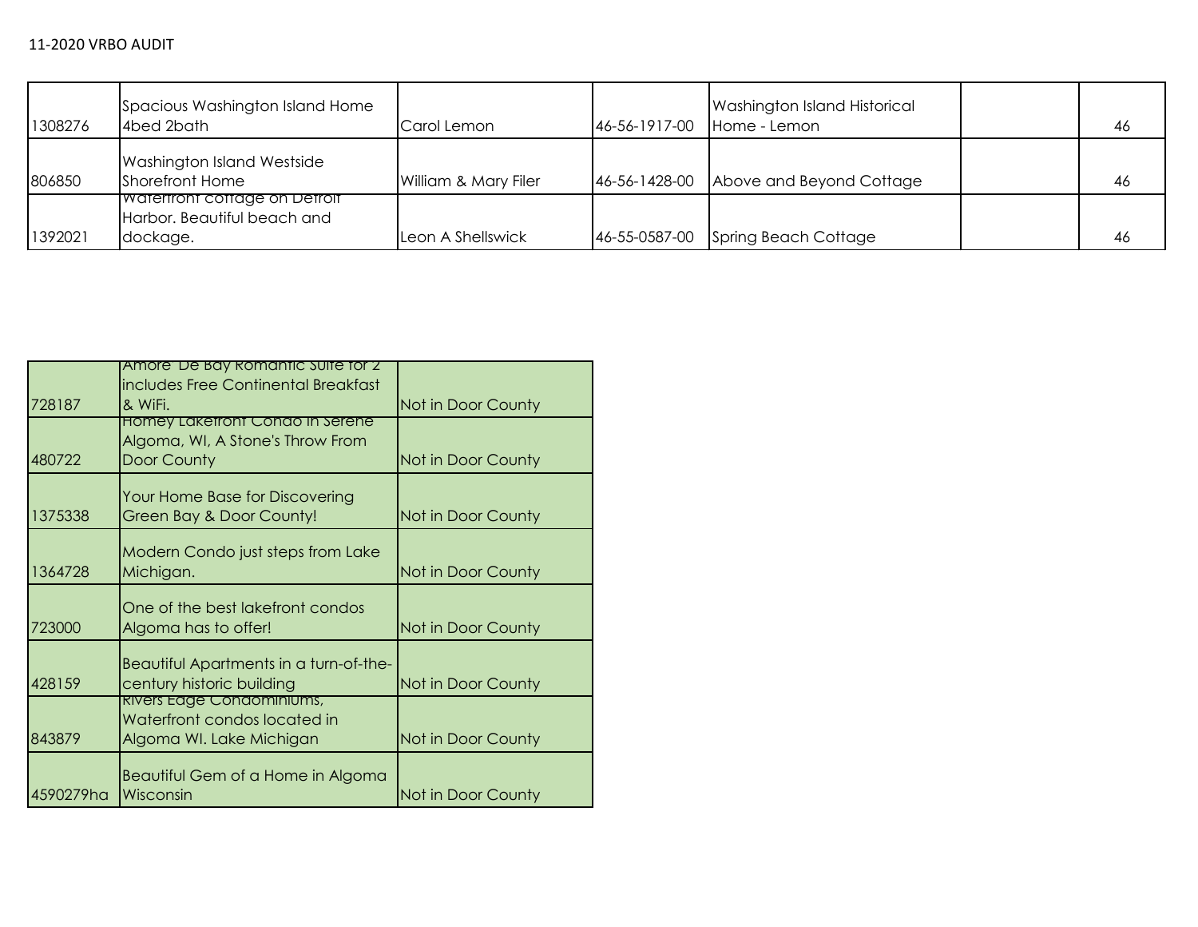11-2020 VRBO AUDIT

| | | | | | | |
|---|---|---|---|---|---|---|
| 1308276 | Spacious Washington Island Home 4bed 2bath | Carol Lemon | 46-56-1917-00 | Washington Island Historical Home - Lemon | | 46 |
| 806850 | Washington Island Westside Shorefront Home | William & Mary Filer | 46-56-1428-00 | Above and Beyond Cottage | | 46 |
| 1392021 | Waterfront cottage on Detroit Harbor. Beautiful beach and dockage. | Leon A Shellswick | 46-55-0587-00 | Spring Beach Cottage | | 46 |

| | | |
|---|---|---|
| 728187 | Amore De Bay Romantic Suite for 2 includes Free Continental Breakfast & WiFi. | Not in Door County |
| 480722 | Homey Lakefront Condo in Serene Algoma, WI, A Stone's Throw From Door County | Not in Door County |
| 1375338 | Your Home Base for Discovering Green Bay & Door County! | Not in Door County |
| 1364728 | Modern Condo just steps from Lake Michigan. | Not in Door County |
| 723000 | One of the best lakefront condos Algoma has to offer! | Not in Door County |
| 428159 | Beautiful Apartments in a turn-of-the-century historic building | Not in Door County |
| 843879 | Rivers Edge Condominiums, Waterfront condos located in Algoma WI. Lake Michigan | Not in Door County |
| 4590279ha | Beautiful Gem of a Home in Algoma Wisconsin | Not in Door County |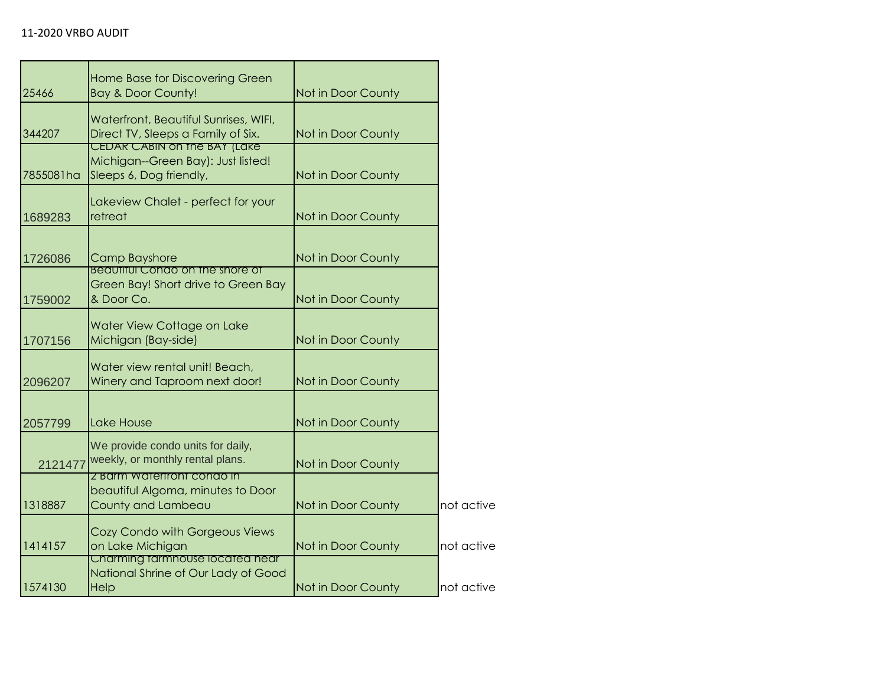11-2020 VRBO AUDIT

| | | | |
|---|---|---|---|
| 25466 | Home Base for Discovering Green Bay & Door County! | Not in Door County | |
| 344207 | Waterfront, Beautiful Sunrises, WIFI, Direct TV, Sleeps a Family of Six. | Not in Door County | |
| 7855081ha | CEDAR CABIN on the BAY (Lake Michigan--Green Bay): Just listed! Sleeps 6, Dog friendly, | Not in Door County | |
| 1689283 | Lakeview Chalet - perfect for your retreat | Not in Door County | |
| 1726086 | Camp Bayshore | Not in Door County | |
| 1759002 | Beautiful Condo on the shore of Green Bay! Short drive to Green Bay & Door Co. | Not in Door County | |
| 1707156 | Water View Cottage on Lake Michigan (Bay-side) | Not in Door County | |
| 2096207 | Water view rental unit! Beach, Winery and Taproom next door! | Not in Door County | |
| 2057799 | Lake House | Not in Door County | |
| 2121477 | We provide condo units for daily, weekly, or monthly rental plans. | Not in Door County | |
| 1318887 | 2 Barm Waterfront condo in beautiful Algoma, minutes to Door County and Lambeau | Not in Door County | not active |
| 1414157 | Cozy Condo with Gorgeous Views on Lake Michigan | Not in Door County | not active |
| 1574130 | Charming farmhouse located near National Shrine of Our Lady of Good Help | Not in Door County | not active |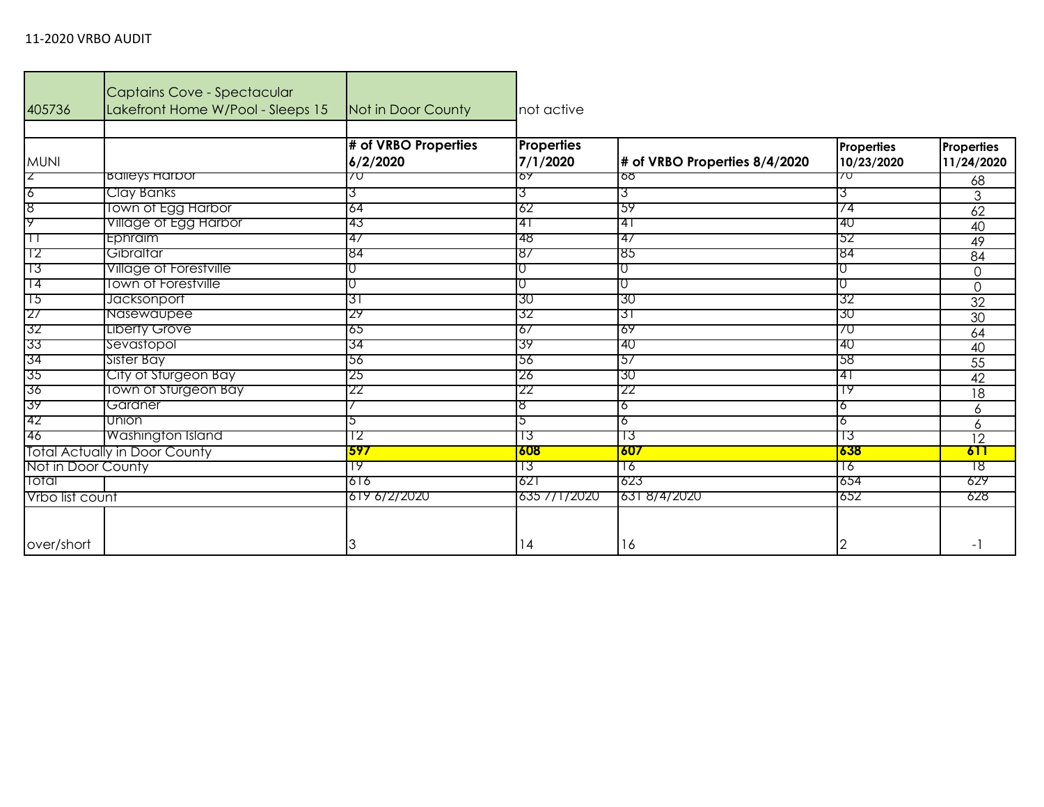11-2020 VRBO AUDIT

| | | | | | | |
|---|---|---|---|---|---|---|
| 405736 | Captains Cove - Spectacular Lakefront Home W/Pool - Sleeps 15 | Not in Door County | not active | | | |
| | | | | | | |
| MUNI | | # of VRBO Properties 6/2/2020 | Properties 7/1/2020 | # of VRBO Properties 8/4/2020 | Properties 10/23/2020 | Properties 11/24/2020 |
| 2 | Baileys Harbor | 70 | 69 | 68 | 70 | 68 |
| 6 | Clay Banks | 3 | 3 | 3 | 3 | 3 |
| 8 | Town of Egg Harbor | 64 | 62 | 59 | 74 | 62 |
| 9 | Village of Egg Harbor | 43 | 41 | 41 | 40 | 40 |
| 11 | Ephraim | 47 | 48 | 47 | 52 | 49 |
| 12 | Gibraltar | 84 | 87 | 85 | 84 | 84 |
| 13 | Village of Forestville | 0 | 0 | 0 | 0 | 0 |
| 14 | Town of Forestville | 0 | 0 | 0 | 0 | 0 |
| 15 | Jacksonport | 31 | 30 | 30 | 32 | 32 |
| 27 | Nasewaupee | 29 | 32 | 31 | 30 | 30 |
| 32 | Liberty Grove | 65 | 67 | 69 | 70 | 64 |
| 33 | Sevastopol | 34 | 39 | 40 | 40 | 40 |
| 34 | Sister Bay | 56 | 56 | 57 | 58 | 55 |
| 35 | City of Sturgeon Bay | 25 | 26 | 30 | 41 | 42 |
| 36 | Town of Sturgeon Bay | 22 | 22 | 22 | 19 | 18 |
| 39 | Gardner | 7 | 8 | 6 | 6 | 6 |
| 42 | Union | 5 | 5 | 6 | 6 | 6 |
| 46 | Washington Island | 12 | 13 | 13 | 13 | 12 |
| Total Actually in Door County | | **597** | **608** | **607** | **638** | **611** |
| Not in Door County | | 19 | 13 | 16 | 16 | 18 |
| Total | | 616 | 621 | 623 | 654 | 629 |
| Vrbo list count | | 619 6/2/2020 | 635 7/1/2020 | 631 8/4/2020 | 652 | 628 |
| over/short | | 3 | 14 | 16 | 2 | -1 |